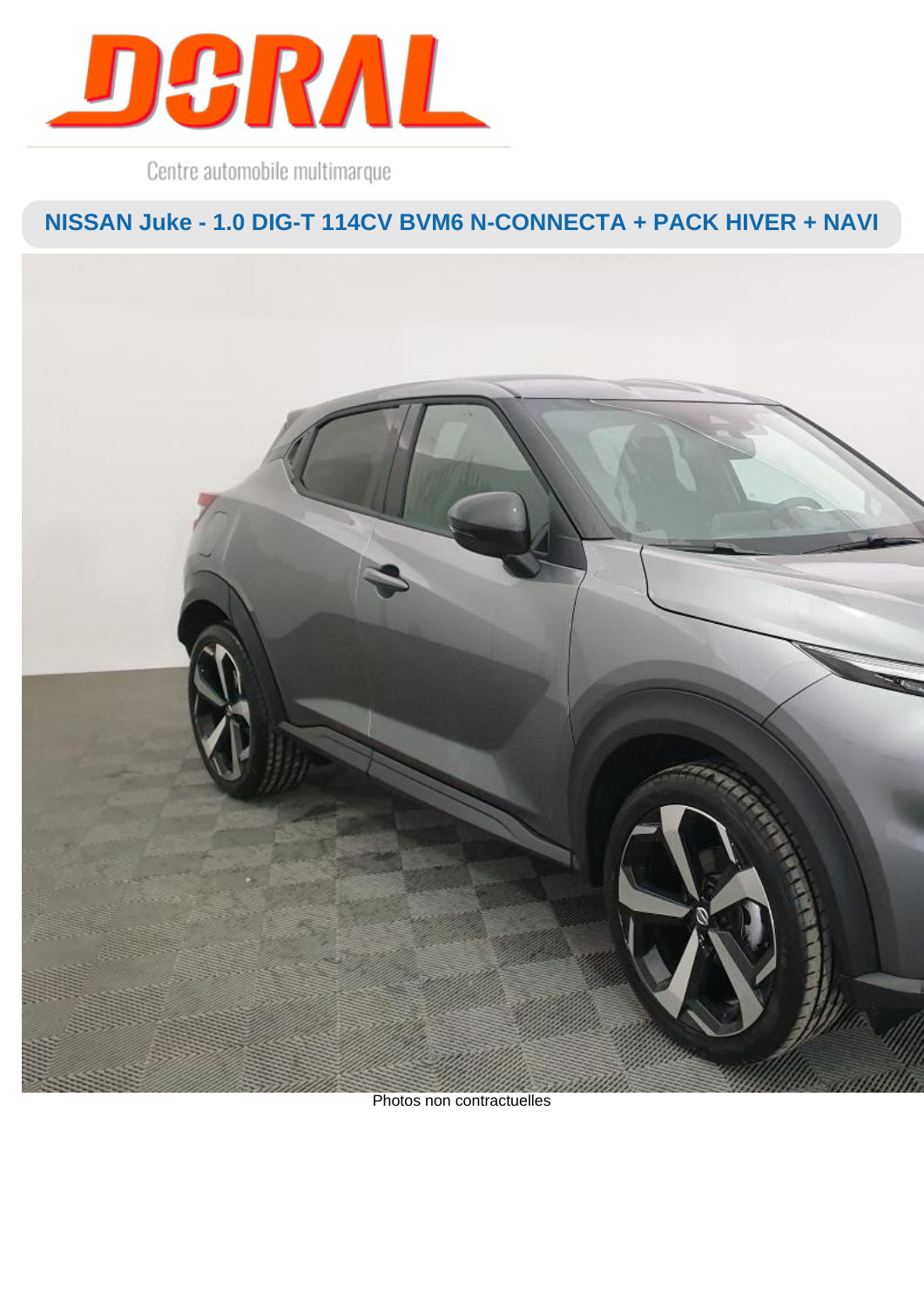DORAL

Centre automobile multimarque

## NISSAN Juke - 1.0 DIG-T 114CV BVM6 N-CONNECTA + PACK HIVER + NAVI

Photos non contractuelles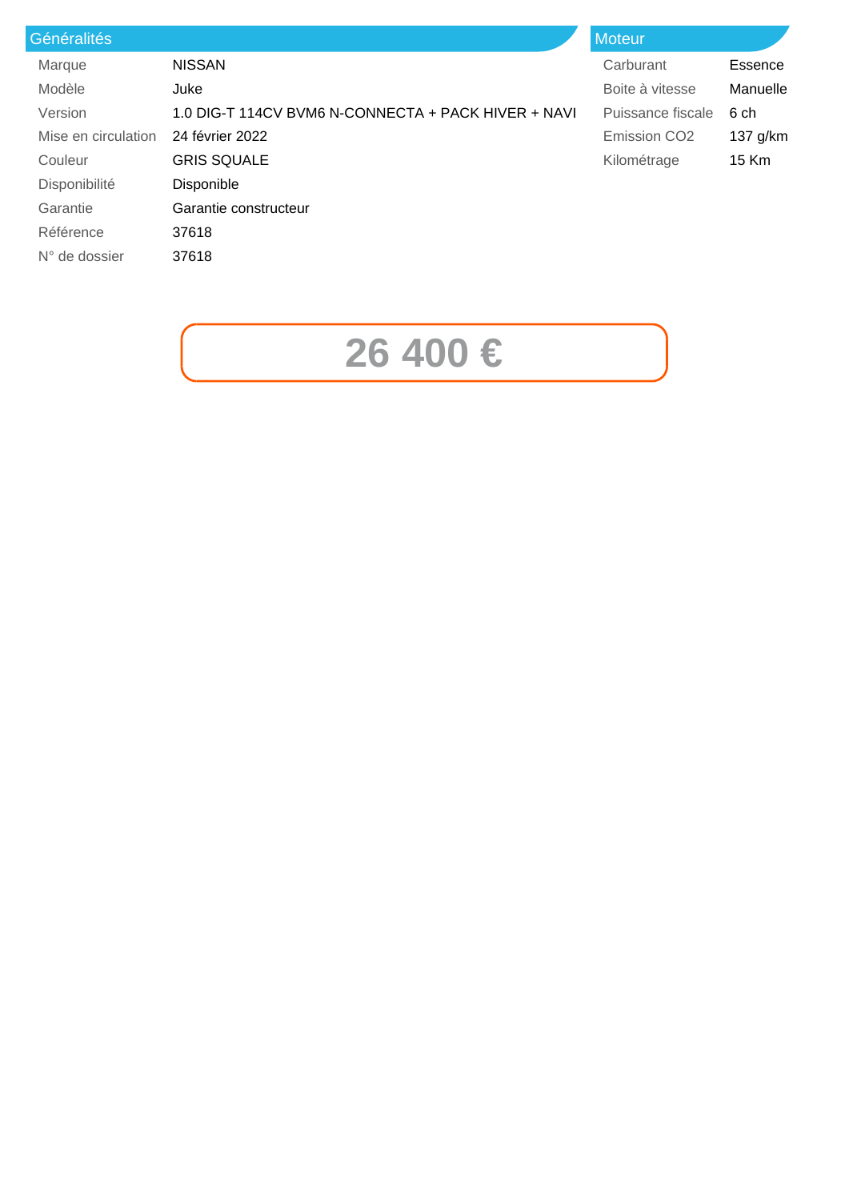## Généralités

| | |
|---|---|
| Marque | NISSAN |
| Modèle | Juke |
| Version | 1.0 DIG-T 114CV BVM6 N-CONNECTA + PACK HIVER + NAVI |
| Mise en circulation | 24 février 2022 |
| Couleur | GRIS SQUALE |
| Disponibilité | Disponible |
| Garantie | Garantie constructeur |
| Référence | 37618 |
| N° de dossier | 37618 |

## Moteur

| | |
|---|---|
| Carburant | Essence |
| Boite à vitesse | Manuelle |
| Puissance fiscale | 6 ch |
| Emission CO2 | 137 g/km |
| Kilométrage | 15 Km |

**26 400 €**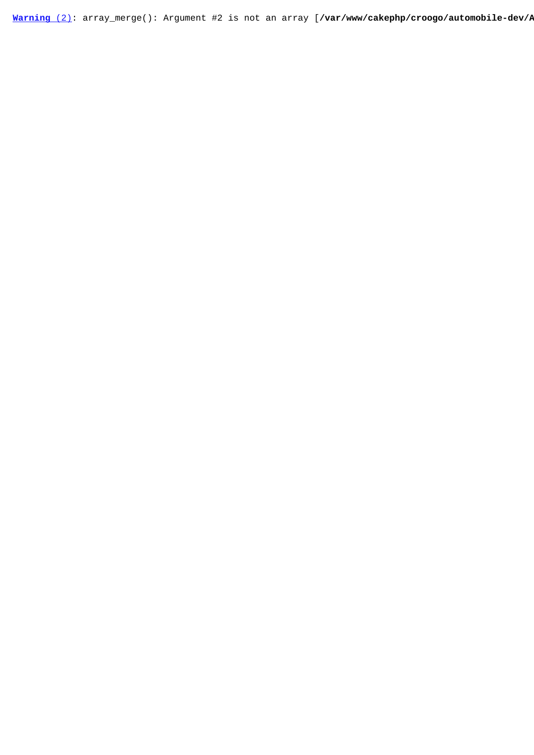**Warning (2)**: array_merge(): Argument #2 is not an array [**/var/www/cakephp/croogo/automobile-dev/A**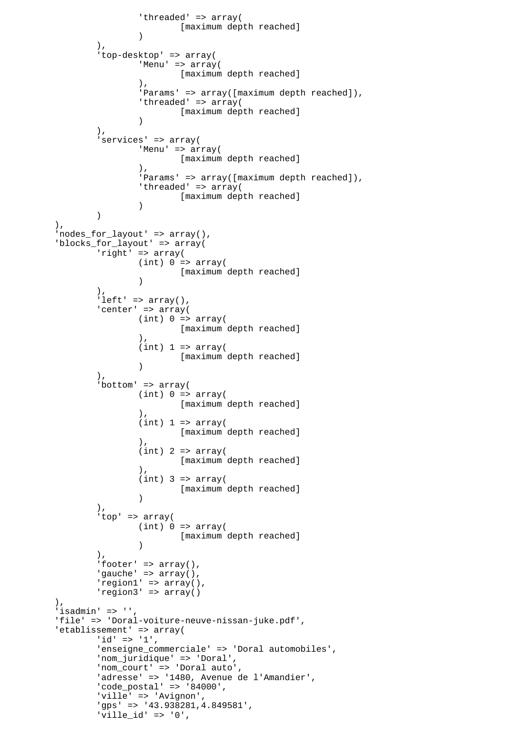```
			'threaded' => array(
				[maximum depth reached]
			)
		),
		'top-desktop' => array(
			'Menu' => array(
				[maximum depth reached]
			),
			'Params' => array([maximum depth reached]),
			'threaded' => array(
				[maximum depth reached]
			)
		),
		'services' => array(
			'Menu' => array(
				[maximum depth reached]
			),
			'Params' => array([maximum depth reached]),
			'threaded' => array(
				[maximum depth reached]
			)
		)
	),
	'nodes_for_layout' => array(),
	'blocks_for_layout' => array(
		'right' => array(
			(int) 0 => array(
				[maximum depth reached]
			)
		),
		'left' => array(),
		'center' => array(
			(int) 0 => array(
				[maximum depth reached]
			),
			(int) 1 => array(
				[maximum depth reached]
			)
		),
		'bottom' => array(
			(int) 0 => array(
				[maximum depth reached]
			),
			(int) 1 => array(
				[maximum depth reached]
			),
			(int) 2 => array(
				[maximum depth reached]
			),
			(int) 3 => array(
				[maximum depth reached]
			)
		),
		'top' => array(
			(int) 0 => array(
				[maximum depth reached]
			)
		),
		'footer' => array(),
		'gauche' => array(),
		'region1' => array(),
		'region3' => array()
	),
	'isadmin' => '',
	'file' => 'Doral-voiture-neuve-nissan-juke.pdf',
	'etablissement' => array(
		'id' => '1',
		'enseigne_commerciale' => 'Doral automobiles',
		'nom_juridique' => 'Doral',
		'nom_court' => 'Doral auto',
		'adresse' => '1480, Avenue de l'Amandier',
		'code_postal' => '84000',
		'ville' => 'Avignon',
		'gps' => '43.938281,4.849581',
		'ville_id' => '0',
```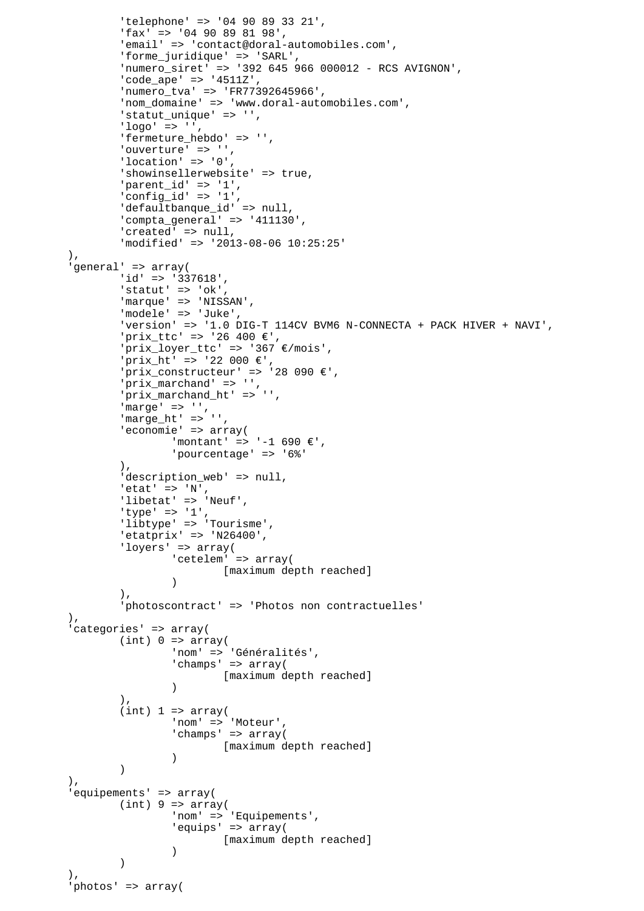```
		'telephone' => '04 90 89 33 21',
		'fax' => '04 90 89 81 98',
		'email' => 'contact@doral-automobiles.com',
		'forme_juridique' => 'SARL',
		'numero_siret' => '392 645 966 000012 - RCS AVIGNON',
		'code_ape' => '4511Z',
		'numero_tva' => 'FR77392645966',
		'nom_domaine' => 'www.doral-automobiles.com',
		'statut_unique' => '',
		'logo' => '',
		'fermeture_hebdo' => '',
		'ouverture' => '',
		'location' => '0',
		'showinsellerwebsite' => true,
		'parent_id' => '1',
		'config_id' => '1',
		'defaultbanque_id' => null,
		'compta_general' => '411130',
		'created' => null,
		'modified' => '2013-08-06 10:25:25'
	),
	'general' => array(
		'id' => '337618',
		'statut' => 'ok',
		'marque' => 'NISSAN',
		'modele' => 'Juke',
		'version' => '1.0 DIG-T 114CV BVM6 N-CONNECTA + PACK HIVER + NAVI',
		'prix_ttc' => '26 400 €',
		'prix_loyer_ttc' => '367 €/mois',
		'prix_ht' => '22 000 €',
		'prix_constructeur' => '28 090 €',
		'prix_marchand' => '',
		'prix_marchand_ht' => '',
		'marge' => '',
		'marge_ht' => '',
		'economie' => array(
			'montant' => '-1 690 €',
			'pourcentage' => '6%'
		),
		'description_web' => null,
		'etat' => 'N',
		'libetat' => 'Neuf',
		'type' => '1',
		'libtype' => 'Tourisme',
		'etatprix' => 'N26400',
		'loyers' => array(
			'cetelem' => array(
				[maximum depth reached]
			)
		),
		'photoscontract' => 'Photos non contractuelles'
	),
	'categories' => array(
		(int) 0 => array(
			'nom' => 'Généralités',
			'champs' => array(
				[maximum depth reached]
			)
		),
		(int) 1 => array(
			'nom' => 'Moteur',
			'champs' => array(
				[maximum depth reached]
			)
		)
	),
	'equipements' => array(
		(int) 9 => array(
			'nom' => 'Equipements',
			'equips' => array(
				[maximum depth reached]
			)
		)
	),
	'photos' => array(
```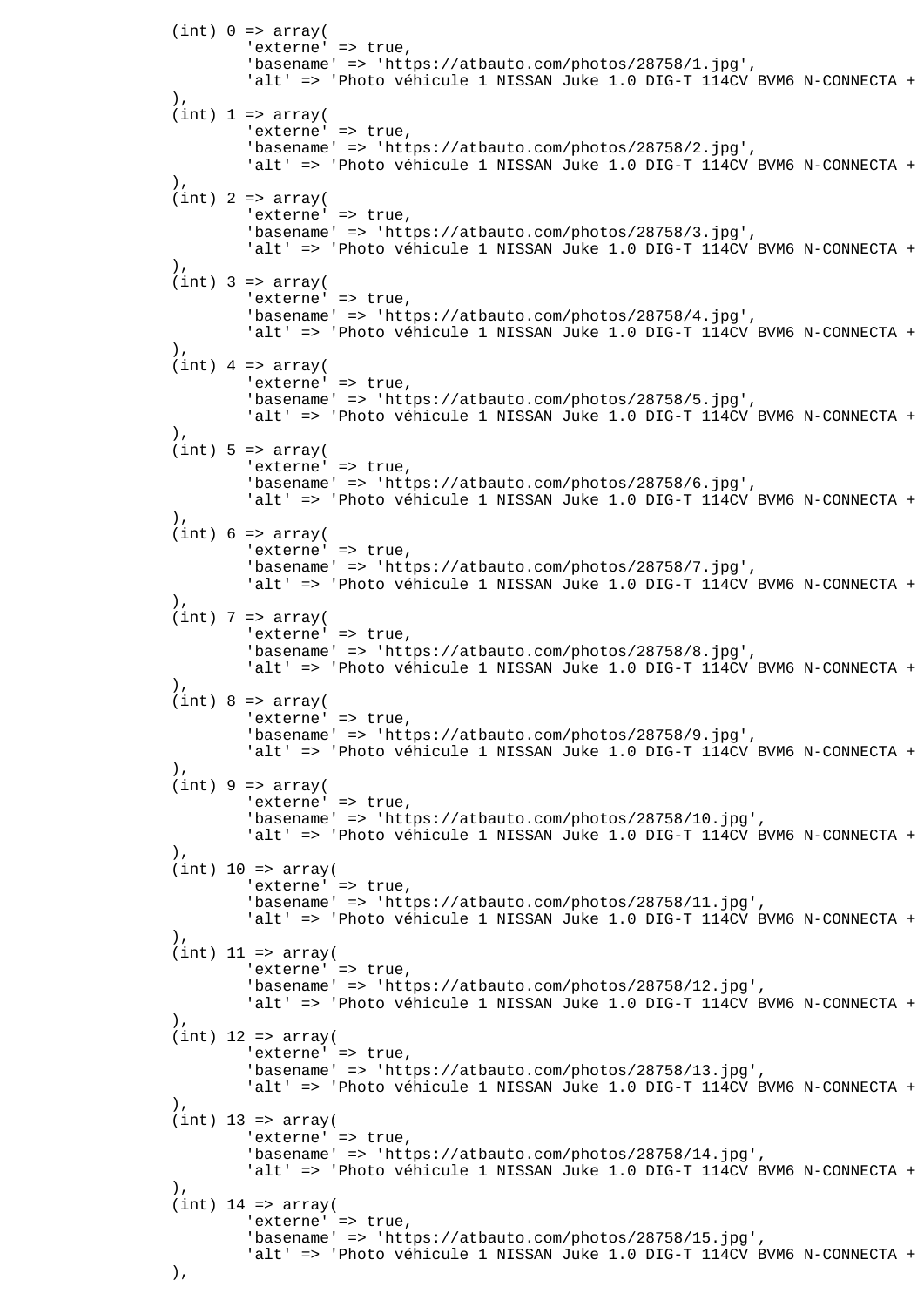```
		(int) 0 => array(
			'externe' => true,
			'basename' => 'https://atbauto.com/photos/28758/1.jpg',
			'alt' => 'Photo véhicule 1 NISSAN Juke 1.0 DIG-T 114CV BVM6 N-CONNECTA +
		),
		(int) 1 => array(
			'externe' => true,
			'basename' => 'https://atbauto.com/photos/28758/2.jpg',
			'alt' => 'Photo véhicule 1 NISSAN Juke 1.0 DIG-T 114CV BVM6 N-CONNECTA +
		),
		(int) 2 => array(
			'externe' => true,
			'basename' => 'https://atbauto.com/photos/28758/3.jpg',
			'alt' => 'Photo véhicule 1 NISSAN Juke 1.0 DIG-T 114CV BVM6 N-CONNECTA +
		),
		(int) 3 => array(
			'externe' => true,
			'basename' => 'https://atbauto.com/photos/28758/4.jpg',
			'alt' => 'Photo véhicule 1 NISSAN Juke 1.0 DIG-T 114CV BVM6 N-CONNECTA +
		),
		(int) 4 => array(
			'externe' => true,
			'basename' => 'https://atbauto.com/photos/28758/5.jpg',
			'alt' => 'Photo véhicule 1 NISSAN Juke 1.0 DIG-T 114CV BVM6 N-CONNECTA +
		),
		(int) 5 => array(
			'externe' => true,
			'basename' => 'https://atbauto.com/photos/28758/6.jpg',
			'alt' => 'Photo véhicule 1 NISSAN Juke 1.0 DIG-T 114CV BVM6 N-CONNECTA +
		),
		(int) 6 => array(
			'externe' => true,
			'basename' => 'https://atbauto.com/photos/28758/7.jpg',
			'alt' => 'Photo véhicule 1 NISSAN Juke 1.0 DIG-T 114CV BVM6 N-CONNECTA +
		),
		(int) 7 => array(
			'externe' => true,
			'basename' => 'https://atbauto.com/photos/28758/8.jpg',
			'alt' => 'Photo véhicule 1 NISSAN Juke 1.0 DIG-T 114CV BVM6 N-CONNECTA +
		),
		(int) 8 => array(
			'externe' => true,
			'basename' => 'https://atbauto.com/photos/28758/9.jpg',
			'alt' => 'Photo véhicule 1 NISSAN Juke 1.0 DIG-T 114CV BVM6 N-CONNECTA +
		),
		(int) 9 => array(
			'externe' => true,
			'basename' => 'https://atbauto.com/photos/28758/10.jpg',
			'alt' => 'Photo véhicule 1 NISSAN Juke 1.0 DIG-T 114CV BVM6 N-CONNECTA +
		),
		(int) 10 => array(
			'externe' => true,
			'basename' => 'https://atbauto.com/photos/28758/11.jpg',
			'alt' => 'Photo véhicule 1 NISSAN Juke 1.0 DIG-T 114CV BVM6 N-CONNECTA +
		),
		(int) 11 => array(
			'externe' => true,
			'basename' => 'https://atbauto.com/photos/28758/12.jpg',
			'alt' => 'Photo véhicule 1 NISSAN Juke 1.0 DIG-T 114CV BVM6 N-CONNECTA +
		),
		(int) 12 => array(
			'externe' => true,
			'basename' => 'https://atbauto.com/photos/28758/13.jpg',
			'alt' => 'Photo véhicule 1 NISSAN Juke 1.0 DIG-T 114CV BVM6 N-CONNECTA +
		),
		(int) 13 => array(
			'externe' => true,
			'basename' => 'https://atbauto.com/photos/28758/14.jpg',
			'alt' => 'Photo véhicule 1 NISSAN Juke 1.0 DIG-T 114CV BVM6 N-CONNECTA +
		),
		(int) 14 => array(
			'externe' => true,
			'basename' => 'https://atbauto.com/photos/28758/15.jpg',
			'alt' => 'Photo véhicule 1 NISSAN Juke 1.0 DIG-T 114CV BVM6 N-CONNECTA +
		),
```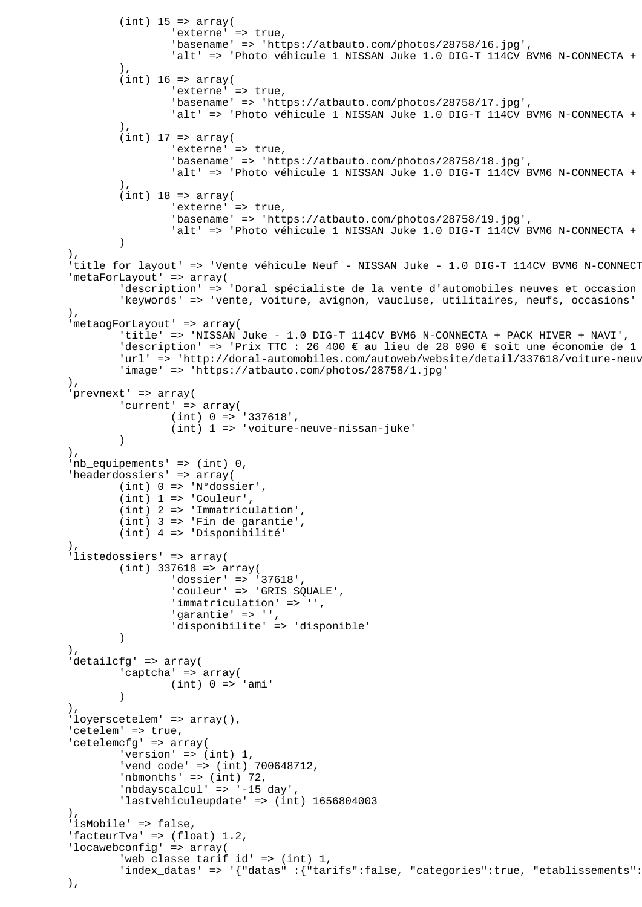```
		(int) 15 => array(
			'externe' => true,
			'basename' => 'https://atbauto.com/photos/28758/16.jpg',
			'alt' => 'Photo véhicule 1 NISSAN Juke 1.0 DIG-T 114CV BVM6 N-CONNECTA +
		),
		(int) 16 => array(
			'externe' => true,
			'basename' => 'https://atbauto.com/photos/28758/17.jpg',
			'alt' => 'Photo véhicule 1 NISSAN Juke 1.0 DIG-T 114CV BVM6 N-CONNECTA +
		),
		(int) 17 => array(
			'externe' => true,
			'basename' => 'https://atbauto.com/photos/28758/18.jpg',
			'alt' => 'Photo véhicule 1 NISSAN Juke 1.0 DIG-T 114CV BVM6 N-CONNECTA +
		),
		(int) 18 => array(
			'externe' => true,
			'basename' => 'https://atbauto.com/photos/28758/19.jpg',
			'alt' => 'Photo véhicule 1 NISSAN Juke 1.0 DIG-T 114CV BVM6 N-CONNECTA +
		)
	),
	'title_for_layout' => 'Vente véhicule Neuf - NISSAN Juke - 1.0 DIG-T 114CV BVM6 N-CONNECT
	'metaForLayout' => array(
		'description' => 'Doral spécialiste de la vente d'automobiles neuves et occasion
		'keywords' => 'vente, voiture, avignon, vaucluse, utilitaires, neufs, occasions'
	),
	'metaogForLayout' => array(
		'title' => 'NISSAN Juke - 1.0 DIG-T 114CV BVM6 N-CONNECTA + PACK HIVER + NAVI',
		'description' => 'Prix TTC : 26 400 € au lieu de 28 090 € soit une économie de 1
		'url' => 'http://doral-automobiles.com/autoweb/website/detail/337618/voiture-neuv
		'image' => 'https://atbauto.com/photos/28758/1.jpg'
	),
	'prevnext' => array(
		'current' => array(
			(int) 0 => '337618',
			(int) 1 => 'voiture-neuve-nissan-juke'
		)
	),
	'nb_equipements' => (int) 0,
	'headerdossiers' => array(
		(int) 0 => 'N°dossier',
		(int) 1 => 'Couleur',
		(int) 2 => 'Immatriculation',
		(int) 3 => 'Fin de garantie',
		(int) 4 => 'Disponibilité'
	),
	'listedossiers' => array(
		(int) 337618 => array(
			'dossier' => '37618',
			'couleur' => 'GRIS SQUALE',
			'immatriculation' => '',
			'garantie' => '',
			'disponibilite' => 'disponible'
		)
	),
	'detailcfg' => array(
		'captcha' => array(
			(int) 0 => 'ami'
		)
	),
	'loyerscetelem' => array(),
	'cetelem' => true,
	'cetelemcfg' => array(
		'version' => (int) 1,
		'vend_code' => (int) 700648712,
		'nbmonths' => (int) 72,
		'nbdayscalcul' => '-15 day',
		'lastvehiculeupdate' => (int) 1656804003
	),
	'isMobile' => false,
	'facteurTva' => (float) 1.2,
	'locawebconfig' => array(
		'web_classe_tarif_id' => (int) 1,
		'index_datas' => '{"datas" :{"tarifs":false, "categories":true, "etablissements":
	),
```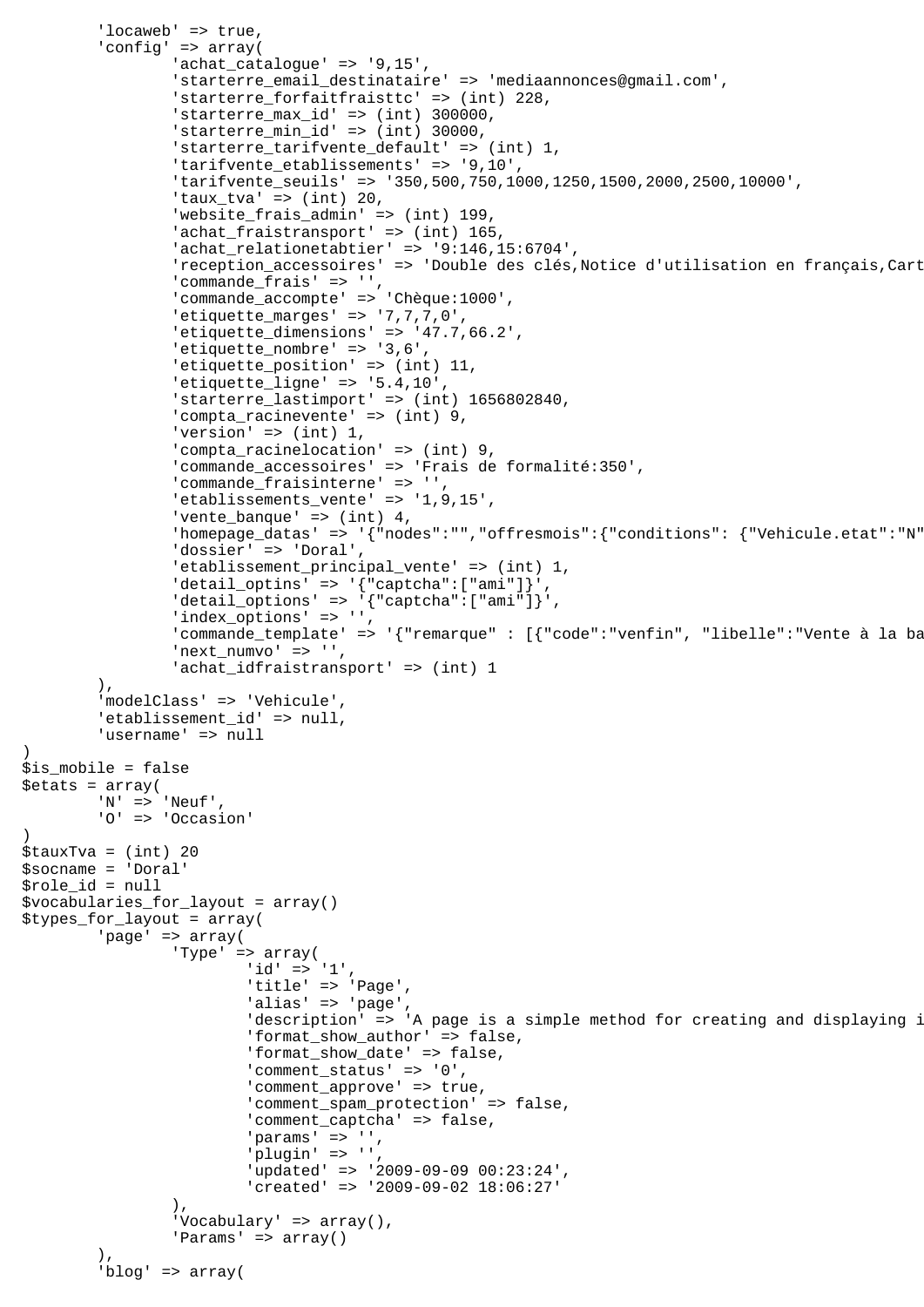```
		'locaweb' => true,
		'config' => array(
			'achat_catalogue' => '9,15',
			'starterre_email_destinataire' => 'mediaannonces@gmail.com',
			'starterre_forfaitfraisttc' => (int) 228,
			'starterre_max_id' => (int) 300000,
			'starterre_min_id' => (int) 30000,
			'starterre_tarifvente_default' => (int) 1,
			'tarifvente_etablissements' => '9,10',
			'tarifvente_seuils' => '350,500,750,1000,1250,1500,2000,2500,10000',
			'taux_tva' => (int) 20,
			'website_frais_admin' => (int) 199,
			'achat_fraistransport' => (int) 165,
			'achat_relationetabtier' => '9:146,15:6704',
			'reception_accessoires' => 'Double des clés,Notice d'utilisation en français,Cart
			'commande_frais' => '',
			'commande_accompte' => 'Chèque:1000',
			'etiquette_marges' => '7,7,7,0',
			'etiquette_dimensions' => '47.7,66.2',
			'etiquette_nombre' => '3,6',
			'etiquette_position' => (int) 11,
			'etiquette_ligne' => '5.4,10',
			'starterre_lastimport' => (int) 1656802840,
			'compta_racinevente' => (int) 9,
			'version' => (int) 1,
			'compta_racinelocation' => (int) 9,
			'commande_accessoires' => 'Frais de formalité:350',
			'commande_fraisinterne' => '',
			'etablissements_vente' => '1,9,15',
			'vente_banque' => (int) 4,
			'homepage_datas' => '{"nodes":"","offresmois":{"conditions": {"Vehicule.etat":"N"
			'dossier' => 'Doral',
			'etablissement_principal_vente' => (int) 1,
			'detail_optins' => '{"captcha":["ami"]}',
			'detail_options' => '{"captcha":["ami"]}',
			'index_options' => '',
			'commande_template' => '{"remarque" : [{"code":"venfin", "libelle":"Vente à la ba
			'next_numvo' => '',
			'achat_idfraistransport' => (int) 1
		),
		'modelClass' => 'Vehicule',
		'etablissement_id' => null,
		'username' => null
)
$is_mobile = false
$etats = array(
		'N' => 'Neuf',
		'O' => 'Occasion'
)
$tauxTva = (int) 20
$socname = 'Doral'
$role_id = null
$vocabularies_for_layout = array()
$types_for_layout = array(
		'page' => array(
			'Type' => array(
				'id' => '1',
				'title' => 'Page',
				'alias' => 'page',
				'description' => 'A page is a simple method for creating and displaying i
				'format_show_author' => false,
				'format_show_date' => false,
				'comment_status' => '0',
				'comment_approve' => true,
				'comment_spam_protection' => false,
				'comment_captcha' => false,
				'params' => '',
				'plugin' => '',
				'updated' => '2009-09-09 00:23:24',
				'created' => '2009-09-02 18:06:27'
			),
			'Vocabulary' => array(),
			'Params' => array()
		),
		'blog' => array(
```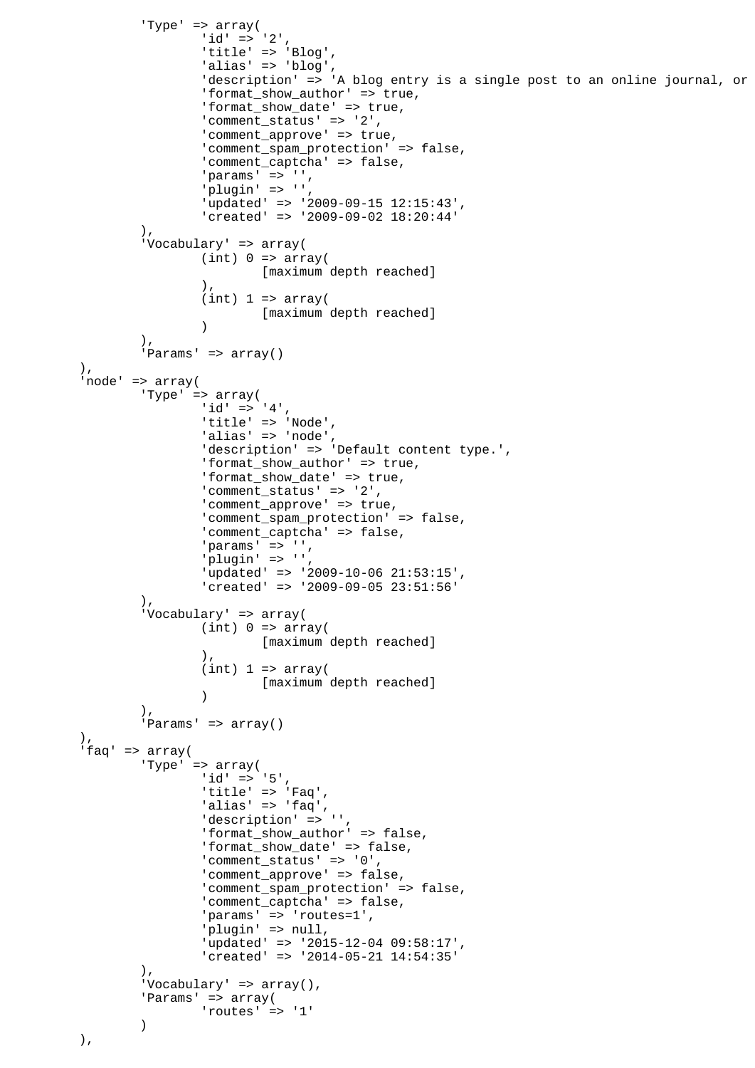```
		'Type' => array(
			'id' => '2',
			'title' => 'Blog',
			'alias' => 'blog',
			'description' => 'A blog entry is a single post to an online journal, or
			'format_show_author' => true,
			'format_show_date' => true,
			'comment_status' => '2',
			'comment_approve' => true,
			'comment_spam_protection' => false,
			'comment_captcha' => false,
			'params' => '',
			'plugin' => '',
			'updated' => '2009-09-15 12:15:43',
			'created' => '2009-09-02 18:20:44'
		),
		'Vocabulary' => array(
			(int) 0 => array(
				[maximum depth reached]
			),
			(int) 1 => array(
				[maximum depth reached]
			)
		),
		'Params' => array()
	),
	'node' => array(
		'Type' => array(
			'id' => '4',
			'title' => 'Node',
			'alias' => 'node',
			'description' => 'Default content type.',
			'format_show_author' => true,
			'format_show_date' => true,
			'comment_status' => '2',
			'comment_approve' => true,
			'comment_spam_protection' => false,
			'comment_captcha' => false,
			'params' => '',
			'plugin' => '',
			'updated' => '2009-10-06 21:53:15',
			'created' => '2009-09-05 23:51:56'
		),
		'Vocabulary' => array(
			(int) 0 => array(
				[maximum depth reached]
			),
			(int) 1 => array(
				[maximum depth reached]
			)
		),
		'Params' => array()
	),
	'faq' => array(
		'Type' => array(
			'id' => '5',
			'title' => 'Faq',
			'alias' => 'faq',
			'description' => '',
			'format_show_author' => false,
			'format_show_date' => false,
			'comment_status' => '0',
			'comment_approve' => false,
			'comment_spam_protection' => false,
			'comment_captcha' => false,
			'params' => 'routes=1',
			'plugin' => null,
			'updated' => '2015-12-04 09:58:17',
			'created' => '2014-05-21 14:54:35'
		),
		'Vocabulary' => array(),
		'Params' => array(
			'routes' => '1'
		)
	),
```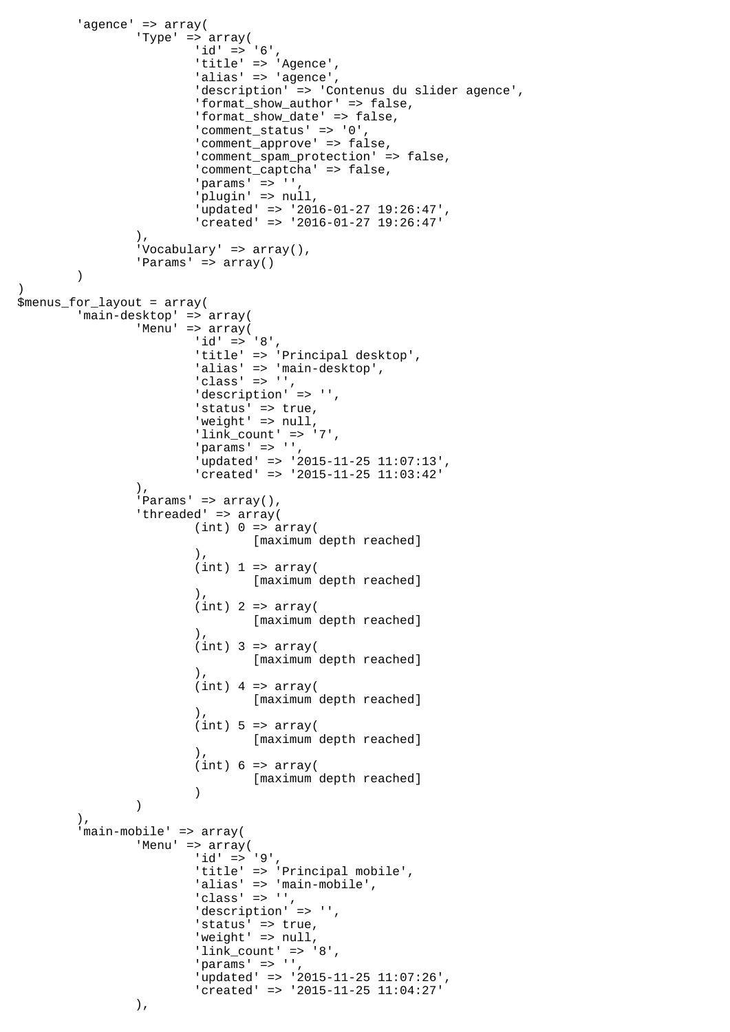```
	'agence' => array(
		'Type' => array(
			'id' => '6',
			'title' => 'Agence',
			'alias' => 'agence',
			'description' => 'Contenus du slider agence',
			'format_show_author' => false,
			'format_show_date' => false,
			'comment_status' => '0',
			'comment_approve' => false,
			'comment_spam_protection' => false,
			'comment_captcha' => false,
			'params' => '',
			'plugin' => null,
			'updated' => '2016-01-27 19:26:47',
			'created' => '2016-01-27 19:26:47'
		),
		'Vocabulary' => array(),
		'Params' => array()
	)
)
$menus_for_layout = array(
	'main-desktop' => array(
		'Menu' => array(
			'id' => '8',
			'title' => 'Principal desktop',
			'alias' => 'main-desktop',
			'class' => '',
			'description' => '',
			'status' => true,
			'weight' => null,
			'link_count' => '7',
			'params' => '',
			'updated' => '2015-11-25 11:07:13',
			'created' => '2015-11-25 11:03:42'
		),
		'Params' => array(),
		'threaded' => array(
			(int) 0 => array(
				[maximum depth reached]
			),
			(int) 1 => array(
				[maximum depth reached]
			),
			(int) 2 => array(
				[maximum depth reached]
			),
			(int) 3 => array(
				[maximum depth reached]
			),
			(int) 4 => array(
				[maximum depth reached]
			),
			(int) 5 => array(
				[maximum depth reached]
			),
			(int) 6 => array(
				[maximum depth reached]
			)
		)
	),
	'main-mobile' => array(
		'Menu' => array(
			'id' => '9',
			'title' => 'Principal mobile',
			'alias' => 'main-mobile',
			'class' => '',
			'description' => '',
			'status' => true,
			'weight' => null,
			'link_count' => '8',
			'params' => '',
			'updated' => '2015-11-25 11:07:26',
			'created' => '2015-11-25 11:04:27'
		),
```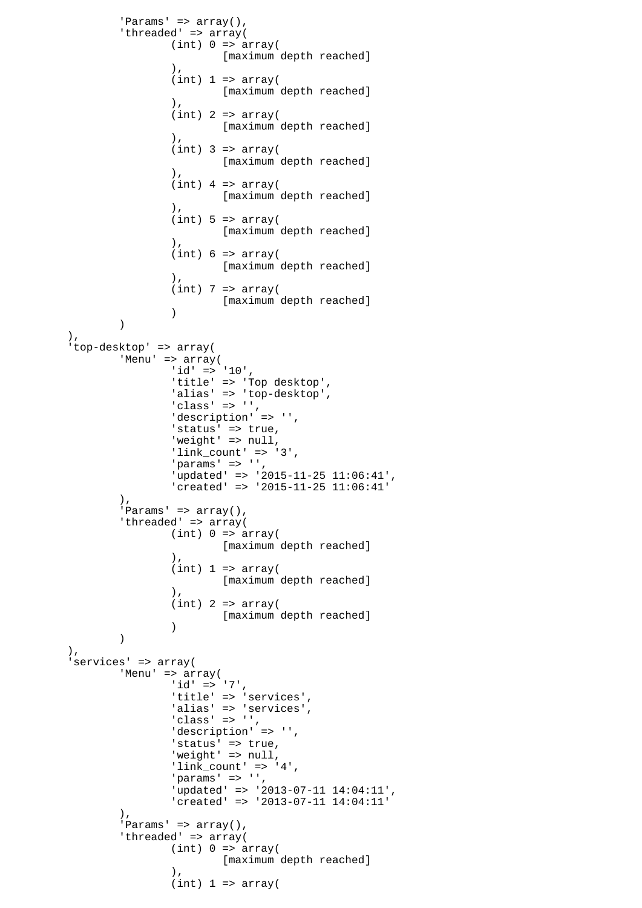```
		'Params' => array(),
		'threaded' => array(
			(int) 0 => array(
				[maximum depth reached]
			),
			(int) 1 => array(
				[maximum depth reached]
			),
			(int) 2 => array(
				[maximum depth reached]
			),
			(int) 3 => array(
				[maximum depth reached]
			),
			(int) 4 => array(
				[maximum depth reached]
			),
			(int) 5 => array(
				[maximum depth reached]
			),
			(int) 6 => array(
				[maximum depth reached]
			),
			(int) 7 => array(
				[maximum depth reached]
			)
		)
	),
	'top-desktop' => array(
		'Menu' => array(
			'id' => '10',
			'title' => 'Top desktop',
			'alias' => 'top-desktop',
			'class' => '',
			'description' => '',
			'status' => true,
			'weight' => null,
			'link_count' => '3',
			'params' => '',
			'updated' => '2015-11-25 11:06:41',
			'created' => '2015-11-25 11:06:41'
		),
		'Params' => array(),
		'threaded' => array(
			(int) 0 => array(
				[maximum depth reached]
			),
			(int) 1 => array(
				[maximum depth reached]
			),
			(int) 2 => array(
				[maximum depth reached]
			)
		)
	),
	'services' => array(
		'Menu' => array(
			'id' => '7',
			'title' => 'services',
			'alias' => 'services',
			'class' => '',
			'description' => '',
			'status' => true,
			'weight' => null,
			'link_count' => '4',
			'params' => '',
			'updated' => '2013-07-11 14:04:11',
			'created' => '2013-07-11 14:04:11'
		),
		'Params' => array(),
		'threaded' => array(
			(int) 0 => array(
				[maximum depth reached]
			),
			(int) 1 => array(
```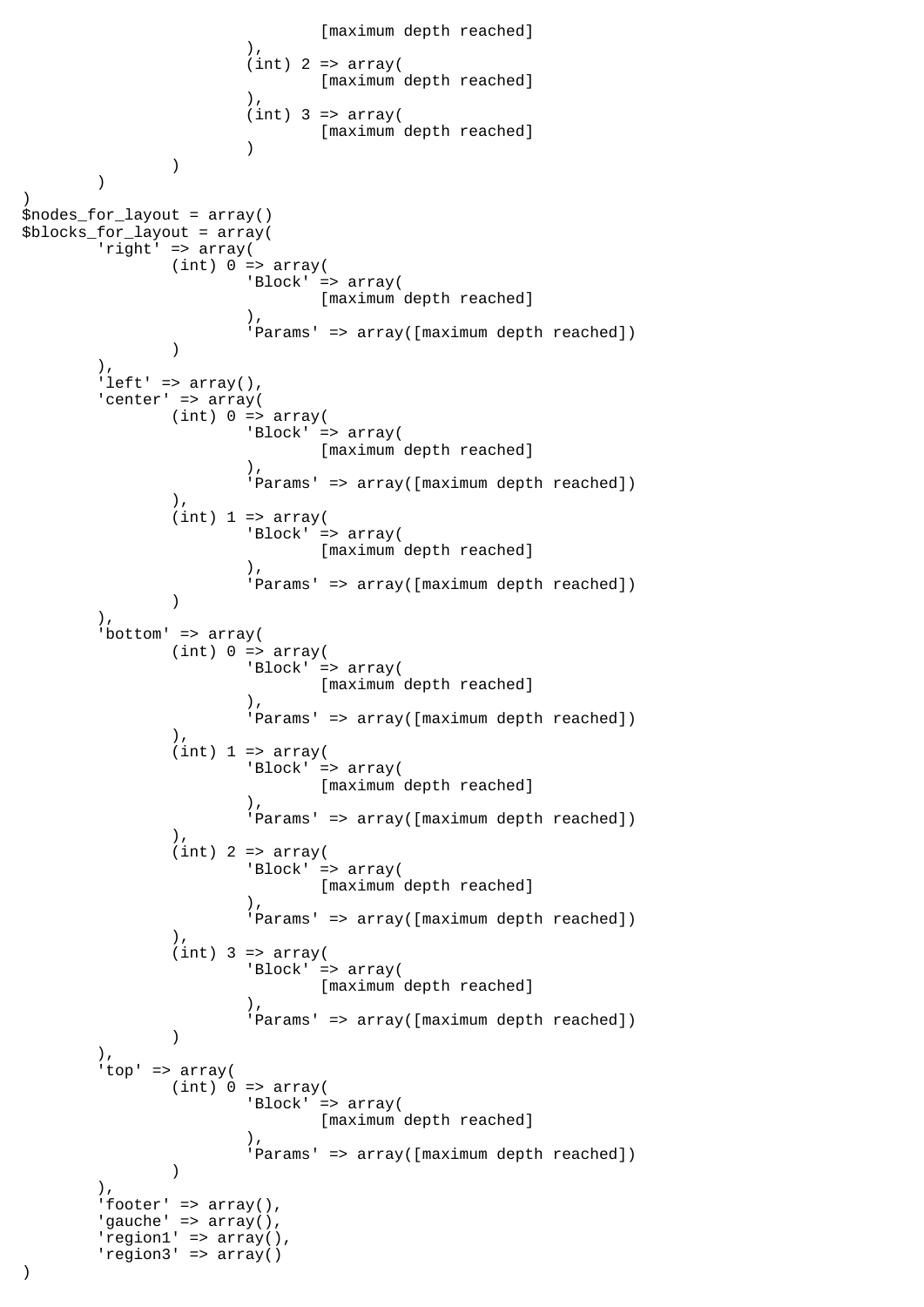```
                                [maximum depth reached]
                        ),
                        (int) 2 => array(
                                [maximum depth reached]
                        ),
                        (int) 3 => array(
                                [maximum depth reached]
                        )
                )
        )
)
$nodes_for_layout = array()
$blocks_for_layout = array(
        'right' => array(
                (int) 0 => array(
                        'Block' => array(
                                [maximum depth reached]
                        ),
                        'Params' => array([maximum depth reached])
                )
        ),
        'left' => array(),
        'center' => array(
                (int) 0 => array(
                        'Block' => array(
                                [maximum depth reached]
                        ),
                        'Params' => array([maximum depth reached])
                ),
                (int) 1 => array(
                        'Block' => array(
                                [maximum depth reached]
                        ),
                        'Params' => array([maximum depth reached])
                )
        ),
        'bottom' => array(
                (int) 0 => array(
                        'Block' => array(
                                [maximum depth reached]
                        ),
                        'Params' => array([maximum depth reached])
                ),
                (int) 1 => array(
                        'Block' => array(
                                [maximum depth reached]
                        ),
                        'Params' => array([maximum depth reached])
                ),
                (int) 2 => array(
                        'Block' => array(
                                [maximum depth reached]
                        ),
                        'Params' => array([maximum depth reached])
                ),
                (int) 3 => array(
                        'Block' => array(
                                [maximum depth reached]
                        ),
                        'Params' => array([maximum depth reached])
                )
        ),
        'top' => array(
                (int) 0 => array(
                        'Block' => array(
                                [maximum depth reached]
                        ),
                        'Params' => array([maximum depth reached])
                )
        ),
        'footer' => array(),
        'gauche' => array(),
        'region1' => array(),
        'region3' => array()
)
```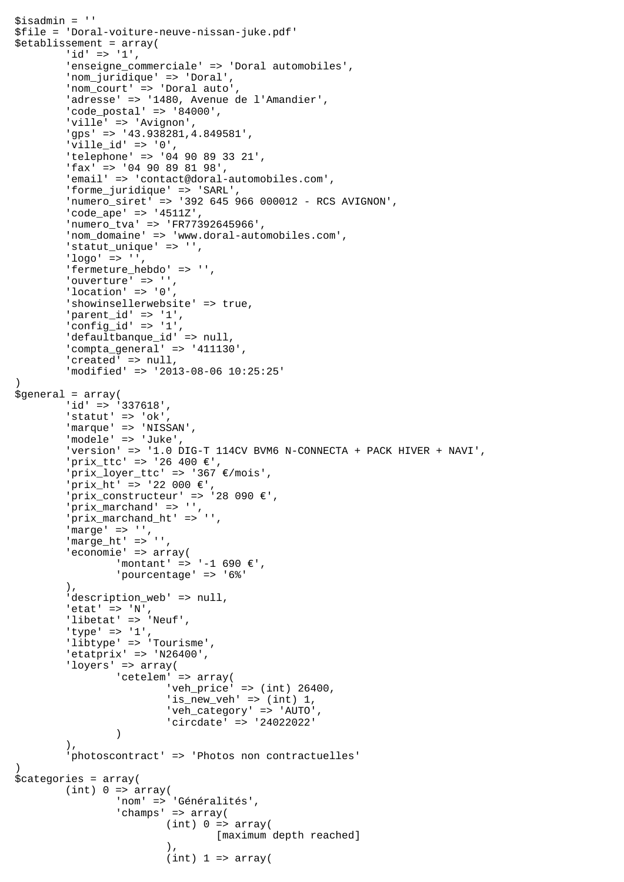```
$isadmin = ''
$file = 'Doral-voiture-neuve-nissan-juke.pdf'
$etablissement = array(
	'id' => '1',
	'enseigne_commerciale' => 'Doral automobiles',
	'nom_juridique' => 'Doral',
	'nom_court' => 'Doral auto',
	'adresse' => '1480, Avenue de l'Amandier',
	'code_postal' => '84000',
	'ville' => 'Avignon',
	'gps' => '43.938281,4.849581',
	'ville_id' => '0',
	'telephone' => '04 90 89 33 21',
	'fax' => '04 90 89 81 98',
	'email' => 'contact@doral-automobiles.com',
	'forme_juridique' => 'SARL',
	'numero_siret' => '392 645 966 000012 - RCS AVIGNON',
	'code_ape' => '4511Z',
	'numero_tva' => 'FR77392645966',
	'nom_domaine' => 'www.doral-automobiles.com',
	'statut_unique' => '',
	'logo' => '',
	'fermeture_hebdo' => '',
	'ouverture' => '',
	'location' => '0',
	'showinsellerwebsite' => true,
	'parent_id' => '1',
	'config_id' => '1',
	'defaultbanque_id' => null,
	'compta_general' => '411130',
	'created' => null,
	'modified' => '2013-08-06 10:25:25'
)
$general = array(
	'id' => '337618',
	'statut' => 'ok',
	'marque' => 'NISSAN',
	'modele' => 'Juke',
	'version' => '1.0 DIG-T 114CV BVM6 N-CONNECTA + PACK HIVER + NAVI',
	'prix_ttc' => '26 400 €',
	'prix_loyer_ttc' => '367 €/mois',
	'prix_ht' => '22 000 €',
	'prix_constructeur' => '28 090 €',
	'prix_marchand' => '',
	'prix_marchand_ht' => '',
	'marge' => '',
	'marge_ht' => '',
	'economie' => array(
		'montant' => '-1 690 €',
		'pourcentage' => '6%'
	),
	'description_web' => null,
	'etat' => 'N',
	'libetat' => 'Neuf',
	'type' => '1',
	'libtype' => 'Tourisme',
	'etatprix' => 'N26400',
	'loyers' => array(
		'cetelem' => array(
			'veh_price' => (int) 26400,
			'is_new_veh' => (int) 1,
			'veh_category' => 'AUTO',
			'circdate' => '24022022'
		)
	),
	'photoscontract' => 'Photos non contractuelles'
)
$categories = array(
	(int) 0 => array(
		'nom' => 'Généralités',
		'champs' => array(
			(int) 0 => array(
				[maximum depth reached]
			),
			(int) 1 => array(
```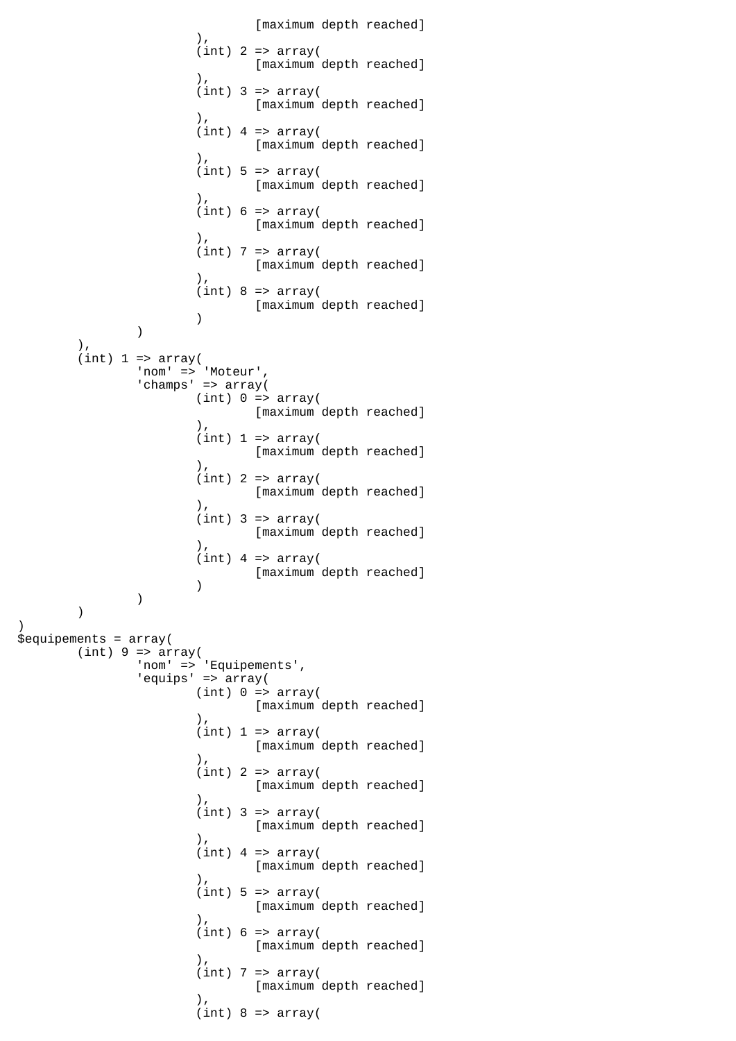```
                                [maximum depth reached]
                        ),
                        (int) 2 => array(
                                [maximum depth reached]
                        ),
                        (int) 3 => array(
                                [maximum depth reached]
                        ),
                        (int) 4 => array(
                                [maximum depth reached]
                        ),
                        (int) 5 => array(
                                [maximum depth reached]
                        ),
                        (int) 6 => array(
                                [maximum depth reached]
                        ),
                        (int) 7 => array(
                                [maximum depth reached]
                        ),
                        (int) 8 => array(
                                [maximum depth reached]
                        )
                )
        ),
        (int) 1 => array(
                'nom' => 'Moteur',
                'champs' => array(
                        (int) 0 => array(
                                [maximum depth reached]
                        ),
                        (int) 1 => array(
                                [maximum depth reached]
                        ),
                        (int) 2 => array(
                                [maximum depth reached]
                        ),
                        (int) 3 => array(
                                [maximum depth reached]
                        ),
                        (int) 4 => array(
                                [maximum depth reached]
                        )
                )
        )
)
$equipements = array(
        (int) 9 => array(
                'nom' => 'Equipements',
                'equips' => array(
                        (int) 0 => array(
                                [maximum depth reached]
                        ),
                        (int) 1 => array(
                                [maximum depth reached]
                        ),
                        (int) 2 => array(
                                [maximum depth reached]
                        ),
                        (int) 3 => array(
                                [maximum depth reached]
                        ),
                        (int) 4 => array(
                                [maximum depth reached]
                        ),
                        (int) 5 => array(
                                [maximum depth reached]
                        ),
                        (int) 6 => array(
                                [maximum depth reached]
                        ),
                        (int) 7 => array(
                                [maximum depth reached]
                        ),
                        (int) 8 => array(
```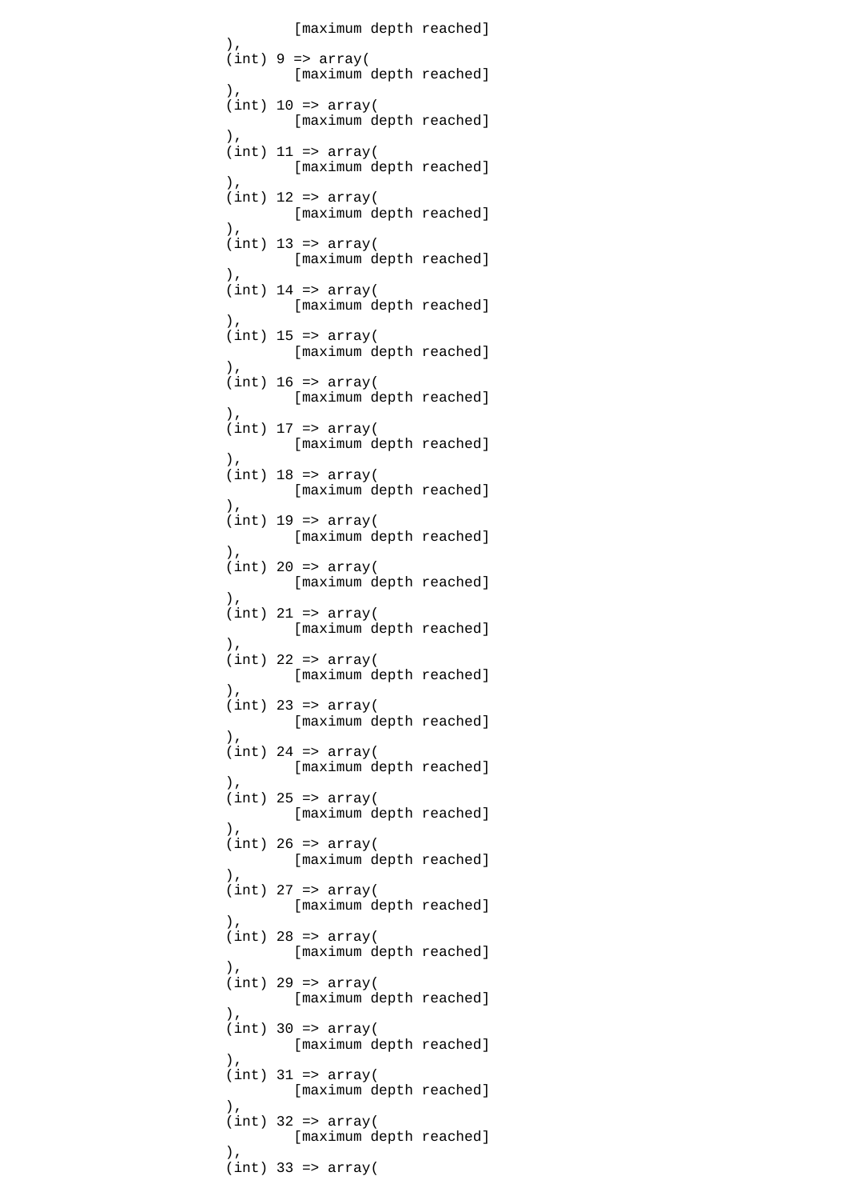```
                [maximum depth reached]
        ),
        (int) 9 => array(
                [maximum depth reached]
        ),
        (int) 10 => array(
                [maximum depth reached]
        ),
        (int) 11 => array(
                [maximum depth reached]
        ),
        (int) 12 => array(
                [maximum depth reached]
        ),
        (int) 13 => array(
                [maximum depth reached]
        ),
        (int) 14 => array(
                [maximum depth reached]
        ),
        (int) 15 => array(
                [maximum depth reached]
        ),
        (int) 16 => array(
                [maximum depth reached]
        ),
        (int) 17 => array(
                [maximum depth reached]
        ),
        (int) 18 => array(
                [maximum depth reached]
        ),
        (int) 19 => array(
                [maximum depth reached]
        ),
        (int) 20 => array(
                [maximum depth reached]
        ),
        (int) 21 => array(
                [maximum depth reached]
        ),
        (int) 22 => array(
                [maximum depth reached]
        ),
        (int) 23 => array(
                [maximum depth reached]
        ),
        (int) 24 => array(
                [maximum depth reached]
        ),
        (int) 25 => array(
                [maximum depth reached]
        ),
        (int) 26 => array(
                [maximum depth reached]
        ),
        (int) 27 => array(
                [maximum depth reached]
        ),
        (int) 28 => array(
                [maximum depth reached]
        ),
        (int) 29 => array(
                [maximum depth reached]
        ),
        (int) 30 => array(
                [maximum depth reached]
        ),
        (int) 31 => array(
                [maximum depth reached]
        ),
        (int) 32 => array(
                [maximum depth reached]
        ),
        (int) 33 => array(
```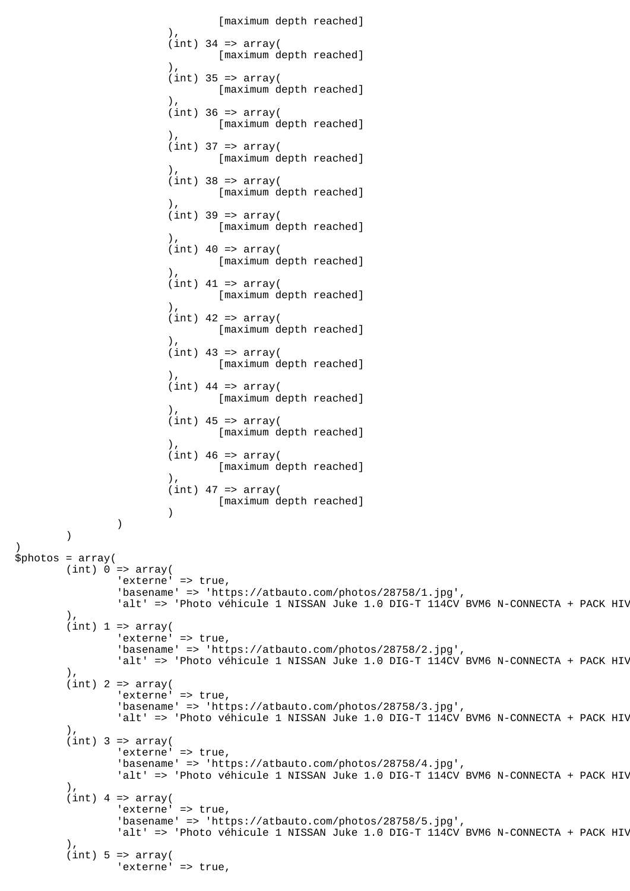```
							[maximum depth reached]
						),
						(int) 34 => array(
							[maximum depth reached]
						),
						(int) 35 => array(
							[maximum depth reached]
						),
						(int) 36 => array(
							[maximum depth reached]
						),
						(int) 37 => array(
							[maximum depth reached]
						),
						(int) 38 => array(
							[maximum depth reached]
						),
						(int) 39 => array(
							[maximum depth reached]
						),
						(int) 40 => array(
							[maximum depth reached]
						),
						(int) 41 => array(
							[maximum depth reached]
						),
						(int) 42 => array(
							[maximum depth reached]
						),
						(int) 43 => array(
							[maximum depth reached]
						),
						(int) 44 => array(
							[maximum depth reached]
						),
						(int) 45 => array(
							[maximum depth reached]
						),
						(int) 46 => array(
							[maximum depth reached]
						),
						(int) 47 => array(
							[maximum depth reached]
						)
				)
		)
)
$photos = array(
		(int) 0 => array(
				'externe' => true,
				'basename' => 'https://atbauto.com/photos/28758/1.jpg',
				'alt' => 'Photo véhicule 1 NISSAN Juke 1.0 DIG-T 114CV BVM6 N-CONNECTA + PACK HIV
		),
		(int) 1 => array(
				'externe' => true,
				'basename' => 'https://atbauto.com/photos/28758/2.jpg',
				'alt' => 'Photo véhicule 1 NISSAN Juke 1.0 DIG-T 114CV BVM6 N-CONNECTA + PACK HIV
		),
		(int) 2 => array(
				'externe' => true,
				'basename' => 'https://atbauto.com/photos/28758/3.jpg',
				'alt' => 'Photo véhicule 1 NISSAN Juke 1.0 DIG-T 114CV BVM6 N-CONNECTA + PACK HIV
		),
		(int) 3 => array(
				'externe' => true,
				'basename' => 'https://atbauto.com/photos/28758/4.jpg',
				'alt' => 'Photo véhicule 1 NISSAN Juke 1.0 DIG-T 114CV BVM6 N-CONNECTA + PACK HIV
		),
		(int) 4 => array(
				'externe' => true,
				'basename' => 'https://atbauto.com/photos/28758/5.jpg',
				'alt' => 'Photo véhicule 1 NISSAN Juke 1.0 DIG-T 114CV BVM6 N-CONNECTA + PACK HIV
		),
		(int) 5 => array(
				'externe' => true,
```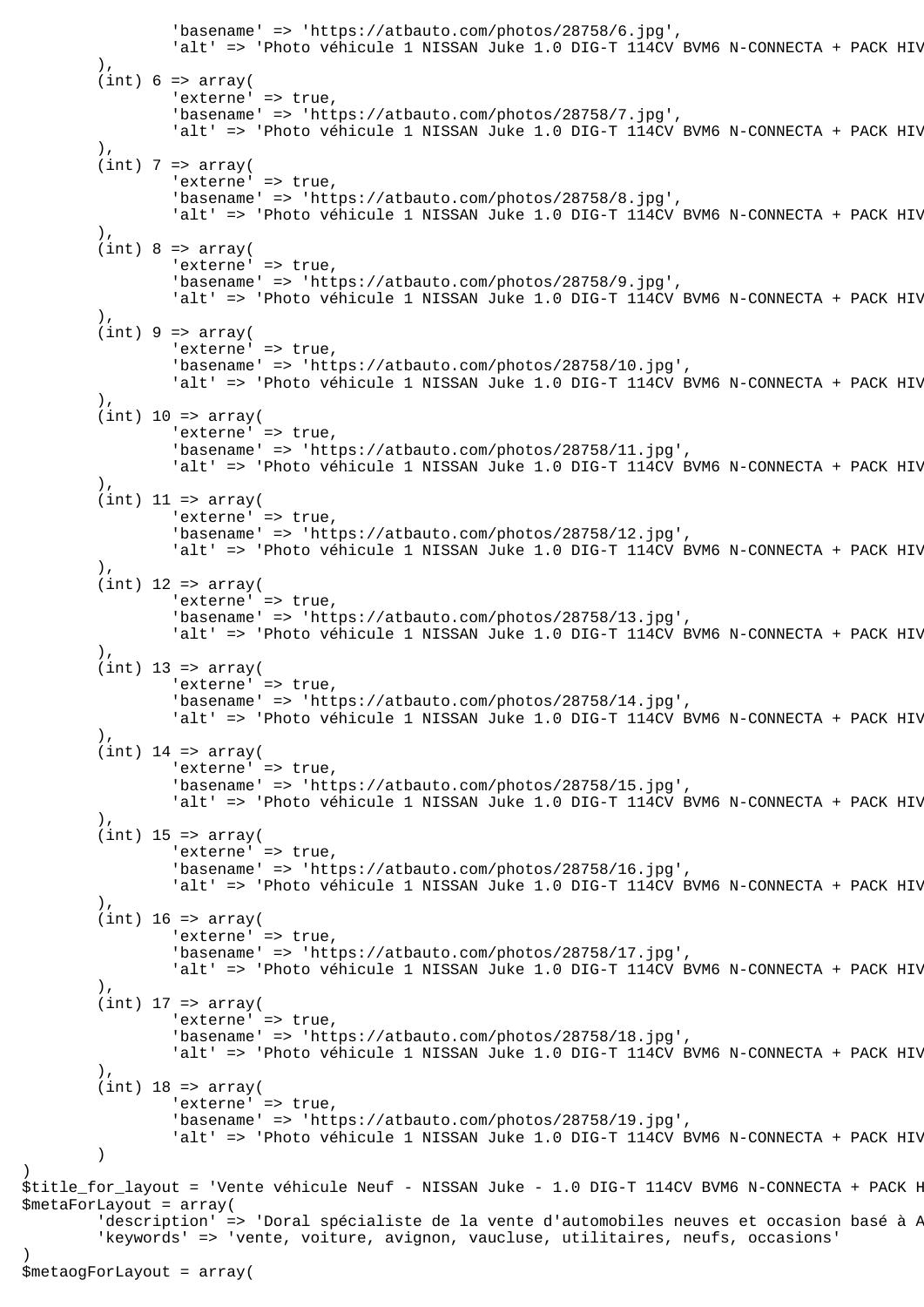```
				'basename' => 'https://atbauto.com/photos/28758/6.jpg',
				'alt' => 'Photo véhicule 1 NISSAN Juke 1.0 DIG-T 114CV BVM6 N-CONNECTA + PACK HIV
			),
			(int) 6 => array(
				'externe' => true,
				'basename' => 'https://atbauto.com/photos/28758/7.jpg',
				'alt' => 'Photo véhicule 1 NISSAN Juke 1.0 DIG-T 114CV BVM6 N-CONNECTA + PACK HIV
			),
			(int) 7 => array(
				'externe' => true,
				'basename' => 'https://atbauto.com/photos/28758/8.jpg',
				'alt' => 'Photo véhicule 1 NISSAN Juke 1.0 DIG-T 114CV BVM6 N-CONNECTA + PACK HIV
			),
			(int) 8 => array(
				'externe' => true,
				'basename' => 'https://atbauto.com/photos/28758/9.jpg',
				'alt' => 'Photo véhicule 1 NISSAN Juke 1.0 DIG-T 114CV BVM6 N-CONNECTA + PACK HIV
			),
			(int) 9 => array(
				'externe' => true,
				'basename' => 'https://atbauto.com/photos/28758/10.jpg',
				'alt' => 'Photo véhicule 1 NISSAN Juke 1.0 DIG-T 114CV BVM6 N-CONNECTA + PACK HIV
			),
			(int) 10 => array(
				'externe' => true,
				'basename' => 'https://atbauto.com/photos/28758/11.jpg',
				'alt' => 'Photo véhicule 1 NISSAN Juke 1.0 DIG-T 114CV BVM6 N-CONNECTA + PACK HIV
			),
			(int) 11 => array(
				'externe' => true,
				'basename' => 'https://atbauto.com/photos/28758/12.jpg',
				'alt' => 'Photo véhicule 1 NISSAN Juke 1.0 DIG-T 114CV BVM6 N-CONNECTA + PACK HIV
			),
			(int) 12 => array(
				'externe' => true,
				'basename' => 'https://atbauto.com/photos/28758/13.jpg',
				'alt' => 'Photo véhicule 1 NISSAN Juke 1.0 DIG-T 114CV BVM6 N-CONNECTA + PACK HIV
			),
			(int) 13 => array(
				'externe' => true,
				'basename' => 'https://atbauto.com/photos/28758/14.jpg',
				'alt' => 'Photo véhicule 1 NISSAN Juke 1.0 DIG-T 114CV BVM6 N-CONNECTA + PACK HIV
			),
			(int) 14 => array(
				'externe' => true,
				'basename' => 'https://atbauto.com/photos/28758/15.jpg',
				'alt' => 'Photo véhicule 1 NISSAN Juke 1.0 DIG-T 114CV BVM6 N-CONNECTA + PACK HIV
			),
			(int) 15 => array(
				'externe' => true,
				'basename' => 'https://atbauto.com/photos/28758/16.jpg',
				'alt' => 'Photo véhicule 1 NISSAN Juke 1.0 DIG-T 114CV BVM6 N-CONNECTA + PACK HIV
			),
			(int) 16 => array(
				'externe' => true,
				'basename' => 'https://atbauto.com/photos/28758/17.jpg',
				'alt' => 'Photo véhicule 1 NISSAN Juke 1.0 DIG-T 114CV BVM6 N-CONNECTA + PACK HIV
			),
			(int) 17 => array(
				'externe' => true,
				'basename' => 'https://atbauto.com/photos/28758/18.jpg',
				'alt' => 'Photo véhicule 1 NISSAN Juke 1.0 DIG-T 114CV BVM6 N-CONNECTA + PACK HIV
			),
			(int) 18 => array(
				'externe' => true,
				'basename' => 'https://atbauto.com/photos/28758/19.jpg',
				'alt' => 'Photo véhicule 1 NISSAN Juke 1.0 DIG-T 114CV BVM6 N-CONNECTA + PACK HIV
			)
)
$title_for_layout = 'Vente véhicule Neuf - NISSAN Juke - 1.0 DIG-T 114CV BVM6 N-CONNECTA + PACK H
$metaForLayout = array(
	'description' => 'Doral spécialiste de la vente d'automobiles neuves et occasion basé à A
	'keywords' => 'vente, voiture, avignon, vaucluse, utilitaires, neufs, occasions'
)
$metaogForLayout = array(
```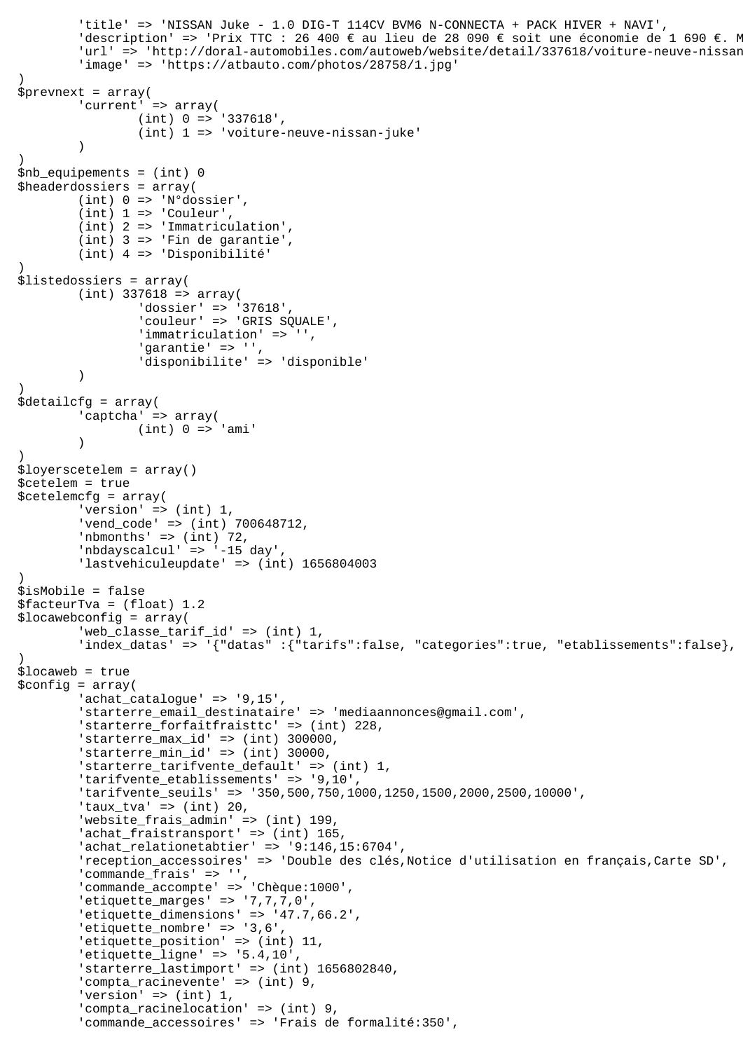```
        'title' => 'NISSAN Juke - 1.0 DIG-T 114CV BVM6 N-CONNECTA + PACK HIVER + NAVI',
        'description' => 'Prix TTC : 26 400 € au lieu de 28 090 € soit une économie de 1 690 €. M
        'url' => 'http://doral-automobiles.com/autoweb/website/detail/337618/voiture-neuve-nissan
        'image' => 'https://atbauto.com/photos/28758/1.jpg'
)
$prevnext = array(
        'current' => array(
                (int) 0 => '337618',
                (int) 1 => 'voiture-neuve-nissan-juke'
        )
)
$nb_equipements = (int) 0
$headerdossiers = array(
        (int) 0 => 'N°dossier',
        (int) 1 => 'Couleur',
        (int) 2 => 'Immatriculation',
        (int) 3 => 'Fin de garantie',
        (int) 4 => 'Disponibilité'
)
$listedossiers = array(
        (int) 337618 => array(
                'dossier' => '37618',
                'couleur' => 'GRIS SQUALE',
                'immatriculation' => '',
                'garantie' => '',
                'disponibilite' => 'disponible'
        )
)
$detailcfg = array(
        'captcha' => array(
                (int) 0 => 'ami'
        )
)
$loyerscetelem = array()
$cetelem = true
$cetelemcfg = array(
        'version' => (int) 1,
        'vend_code' => (int) 700648712,
        'nbmonths' => (int) 72,
        'nbdayscalcul' => '-15 day',
        'lastvehiculeupdate' => (int) 1656804003
)
$isMobile = false
$facteurTva = (float) 1.2
$locawebconfig = array(
        'web_classe_tarif_id' => (int) 1,
        'index_datas' => '{"datas" :{"tarifs":false, "categories":true, "etablissements":false},
)
$locaweb = true
$config = array(
        'achat_catalogue' => '9,15',
        'starterre_email_destinataire' => 'mediaannonces@gmail.com',
        'starterre_forfaitfraisttc' => (int) 228,
        'starterre_max_id' => (int) 300000,
        'starterre_min_id' => (int) 30000,
        'starterre_tarifvente_default' => (int) 1,
        'tarifvente_etablissements' => '9,10',
        'tarifvente_seuils' => '350,500,750,1000,1250,1500,2000,2500,10000',
        'taux_tva' => (int) 20,
        'website_frais_admin' => (int) 199,
        'achat_fraistransport' => (int) 165,
        'achat_relationetabtier' => '9:146,15:6704',
        'reception_accessoires' => 'Double des clés,Notice d'utilisation en français,Carte SD',
        'commande_frais' => '',
        'commande_accompte' => 'Chèque:1000',
        'etiquette_marges' => '7,7,7,0',
        'etiquette_dimensions' => '47.7,66.2',
        'etiquette_nombre' => '3,6',
        'etiquette_position' => (int) 11,
        'etiquette_ligne' => '5.4,10',
        'starterre_lastimport' => (int) 1656802840,
        'compta_racinevente' => (int) 9,
        'version' => (int) 1,
        'compta_racinelocation' => (int) 9,
        'commande_accessoires' => 'Frais de formalité:350',
```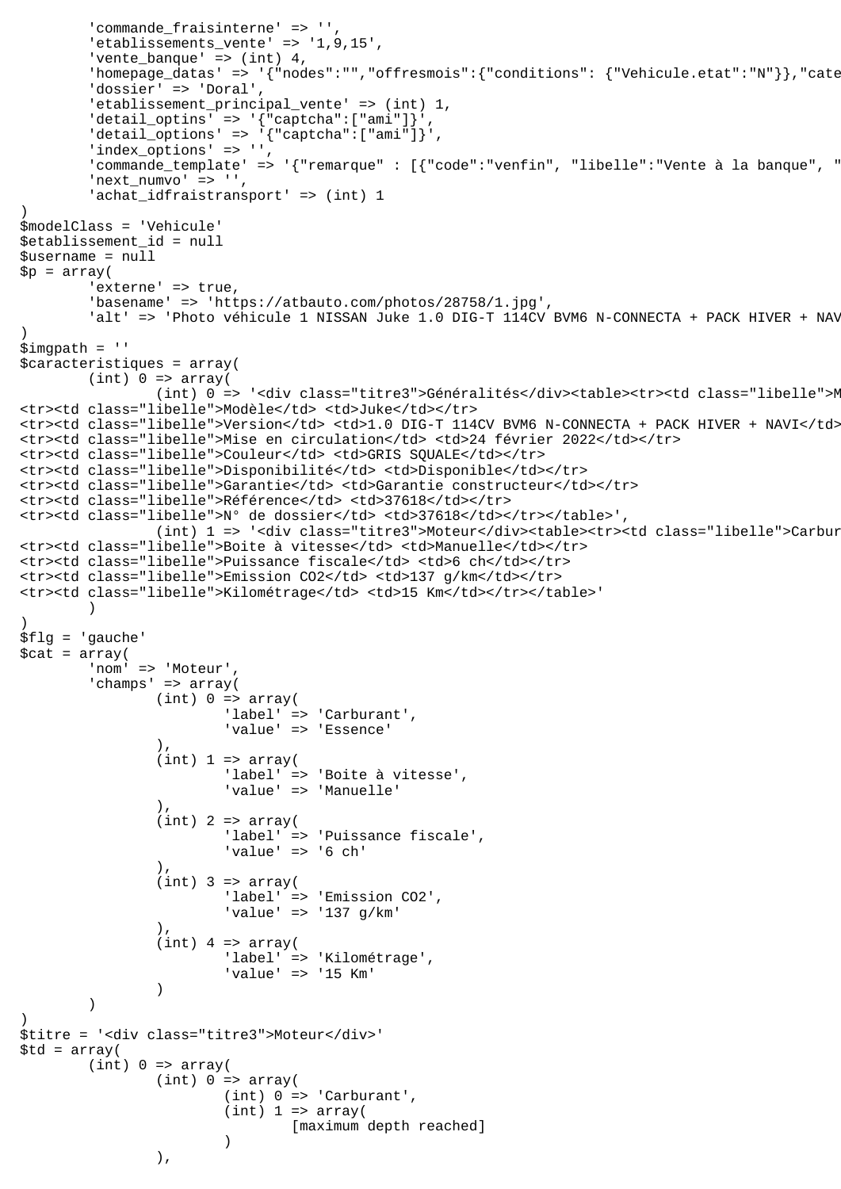```
        'commande_fraisinterne' => '',
        'etablissements_vente' => '1,9,15',
        'vente_banque' => (int) 4,
        'homepage_datas' => '{"nodes":"","offresmois":{"conditions": {"Vehicule.etat":"N"}},"cate
        'dossier' => 'Doral',
        'etablissement_principal_vente' => (int) 1,
        'detail_optins' => '{"captcha":["ami"]}',
        'detail_options' => '{"captcha":["ami"]}',
        'index_options' => '',
        'commande_template' => '{"remarque" : [{"code":"venfin", "libelle":"Vente à la banque", "
        'next_numvo' => '',
        'achat_idfraistransport' => (int) 1
)
$modelClass = 'Vehicule'
$etablissement_id = null
$username = null
$p = array(
        'externe' => true,
        'basename' => 'https://atbauto.com/photos/28758/1.jpg',
        'alt' => 'Photo véhicule 1 NISSAN Juke 1.0 DIG-T 114CV BVM6 N-CONNECTA + PACK HIVER + NAV
)
$imgpath = ''
$caracteristiques = array(
        (int) 0 => array(
                (int) 0 => '<div class="titre3">Généralités</div><table><tr><td class="libelle">M
<tr><td class="libelle">Modèle</td> <td>Juke</td></tr>
<tr><td class="libelle">Version</td> <td>1.0 DIG-T 114CV BVM6 N-CONNECTA + PACK HIVER + NAVI</td>
<tr><td class="libelle">Mise en circulation</td> <td>24 février 2022</td></tr>
<tr><td class="libelle">Couleur</td> <td>GRIS SQUALE</td></tr>
<tr><td class="libelle">Disponibilité</td> <td>Disponible</td></tr>
<tr><td class="libelle">Garantie</td> <td>Garantie constructeur</td></tr>
<tr><td class="libelle">Référence</td> <td>37618</td></tr>
<tr><td class="libelle">N° de dossier</td> <td>37618</td></tr></table>',
                (int) 1 => '<div class="titre3">Moteur</div><table><tr><td class="libelle">Carbur
<tr><td class="libelle">Boite à vitesse</td> <td>Manuelle</td></tr>
<tr><td class="libelle">Puissance fiscale</td> <td>6 ch</td></tr>
<tr><td class="libelle">Emission CO2</td> <td>137 g/km</td></tr>
<tr><td class="libelle">Kilométrage</td> <td>15 Km</td></tr></table>'
        )
)
$flg = 'gauche'
$cat = array(
        'nom' => 'Moteur',
        'champs' => array(
                (int) 0 => array(
                        'label' => 'Carburant',
                        'value' => 'Essence'
                ),
                (int) 1 => array(
                        'label' => 'Boite à vitesse',
                        'value' => 'Manuelle'
                ),
                (int) 2 => array(
                        'label' => 'Puissance fiscale',
                        'value' => '6 ch'
                ),
                (int) 3 => array(
                        'label' => 'Emission CO2',
                        'value' => '137 g/km'
                ),
                (int) 4 => array(
                        'label' => 'Kilométrage',
                        'value' => '15 Km'
                )
        )
)
$titre = '<div class="titre3">Moteur</div>'
$td = array(
        (int) 0 => array(
                (int) 0 => array(
                        (int) 0 => 'Carburant',
                        (int) 1 => array(
                                [maximum depth reached]
                        )
                ),
```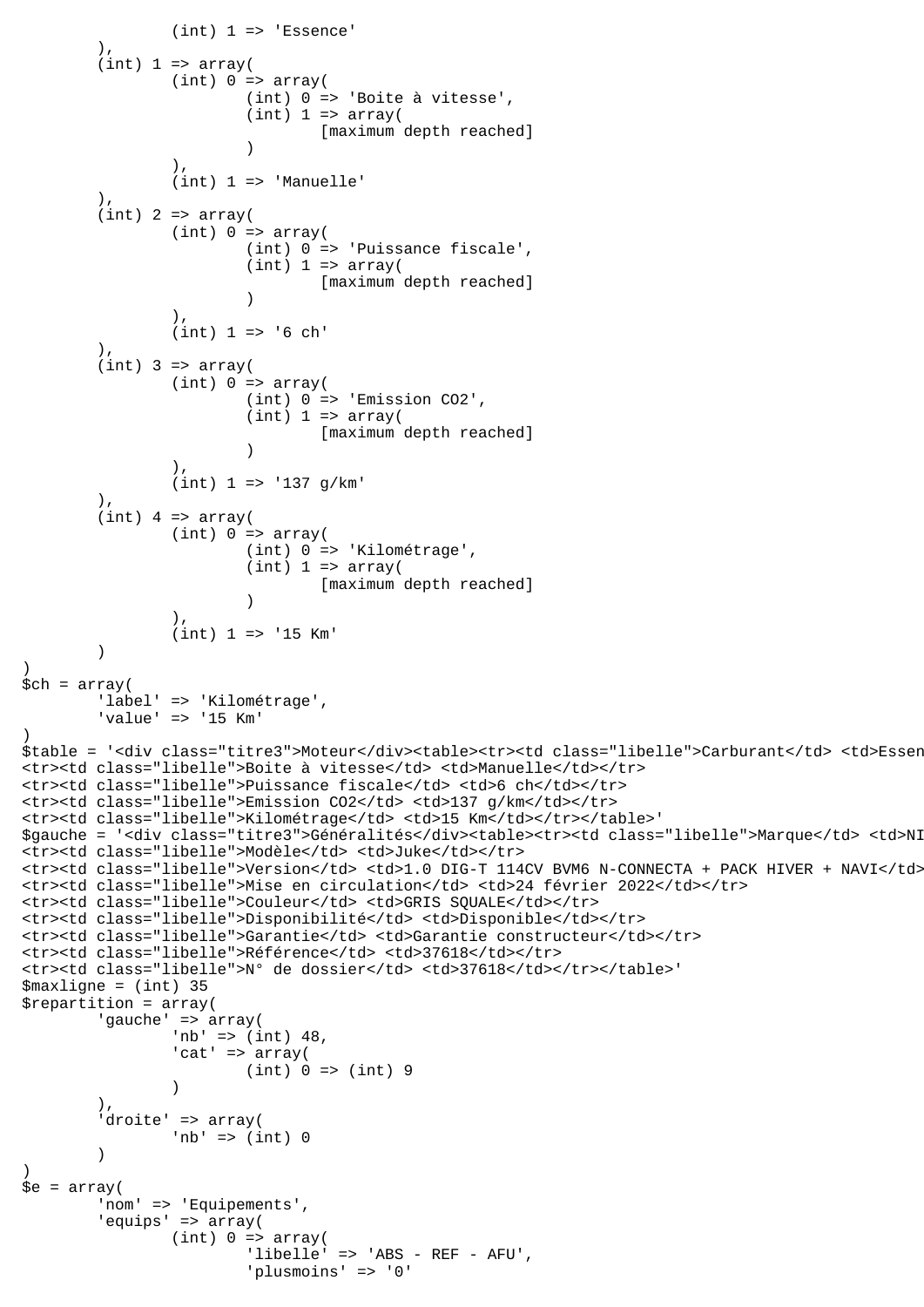```
                (int) 1 => 'Essence'
        ),
        (int) 1 => array(
                (int) 0 => array(
                        (int) 0 => 'Boite à vitesse',
                        (int) 1 => array(
                                [maximum depth reached]
                        )
                ),
                (int) 1 => 'Manuelle'
        ),
        (int) 2 => array(
                (int) 0 => array(
                        (int) 0 => 'Puissance fiscale',
                        (int) 1 => array(
                                [maximum depth reached]
                        )
                ),
                (int) 1 => '6 ch'
        ),
        (int) 3 => array(
                (int) 0 => array(
                        (int) 0 => 'Emission CO2',
                        (int) 1 => array(
                                [maximum depth reached]
                        )
                ),
                (int) 1 => '137 g/km'
        ),
        (int) 4 => array(
                (int) 0 => array(
                        (int) 0 => 'Kilométrage',
                        (int) 1 => array(
                                [maximum depth reached]
                        )
                ),
                (int) 1 => '15 Km'
        )
)
$ch = array(
        'label' => 'Kilométrage',
        'value' => '15 Km'
)
$table = '<div class="titre3">Moteur</div><table><tr><td class="libelle">Carburant</td> <td>Essen
<tr><td class="libelle">Boite à vitesse</td> <td>Manuelle</td></tr>
<tr><td class="libelle">Puissance fiscale</td> <td>6 ch</td></tr>
<tr><td class="libelle">Emission CO2</td> <td>137 g/km</td></tr>
<tr><td class="libelle">Kilométrage</td> <td>15 Km</td></tr></table>'
$gauche = '<div class="titre3">Généralités</div><table><tr><td class="libelle">Marque</td> <td>NI
<tr><td class="libelle">Modèle</td> <td>Juke</td></tr>
<tr><td class="libelle">Version</td> <td>1.0 DIG-T 114CV BVM6 N-CONNECTA + PACK HIVER + NAVI</td>
<tr><td class="libelle">Mise en circulation</td> <td>24 février 2022</td></tr>
<tr><td class="libelle">Couleur</td> <td>GRIS SQUALE</td></tr>
<tr><td class="libelle">Disponibilité</td> <td>Disponible</td></tr>
<tr><td class="libelle">Garantie</td> <td>Garantie constructeur</td></tr>
<tr><td class="libelle">Référence</td> <td>37618</td></tr>
<tr><td class="libelle">N° de dossier</td> <td>37618</td></tr></table>'
$maxligne = (int) 35
$repartition = array(
        'gauche' => array(
                'nb' => (int) 48,
                'cat' => array(
                        (int) 0 => (int) 9
                )
        ),
        'droite' => array(
                'nb' => (int) 0
        )
)
$e = array(
        'nom' => 'Equipements',
        'equips' => array(
                (int) 0 => array(
                        'libelle' => 'ABS - REF - AFU',
                        'plusmoins' => '0'
```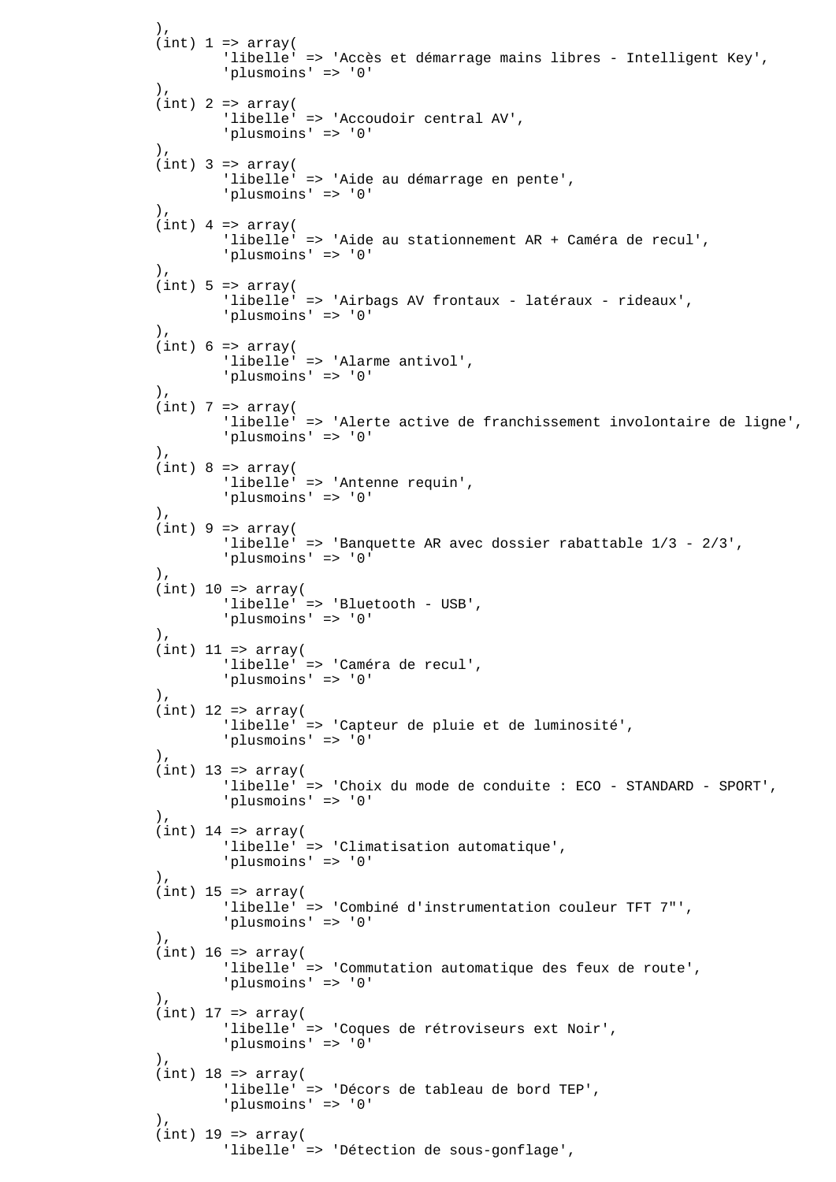```
		),
		(int) 1 => array(
			'libelle' => 'Accès et démarrage mains libres - Intelligent Key',
			'plusmoins' => '0'
		),
		(int) 2 => array(
			'libelle' => 'Accoudoir central AV',
			'plusmoins' => '0'
		),
		(int) 3 => array(
			'libelle' => 'Aide au démarrage en pente',
			'plusmoins' => '0'
		),
		(int) 4 => array(
			'libelle' => 'Aide au stationnement AR + Caméra de recul',
			'plusmoins' => '0'
		),
		(int) 5 => array(
			'libelle' => 'Airbags AV frontaux - latéraux - rideaux',
			'plusmoins' => '0'
		),
		(int) 6 => array(
			'libelle' => 'Alarme antivol',
			'plusmoins' => '0'
		),
		(int) 7 => array(
			'libelle' => 'Alerte active de franchissement involontaire de ligne',
			'plusmoins' => '0'
		),
		(int) 8 => array(
			'libelle' => 'Antenne requin',
			'plusmoins' => '0'
		),
		(int) 9 => array(
			'libelle' => 'Banquette AR avec dossier rabattable 1/3 - 2/3',
			'plusmoins' => '0'
		),
		(int) 10 => array(
			'libelle' => 'Bluetooth - USB',
			'plusmoins' => '0'
		),
		(int) 11 => array(
			'libelle' => 'Caméra de recul',
			'plusmoins' => '0'
		),
		(int) 12 => array(
			'libelle' => 'Capteur de pluie et de luminosité',
			'plusmoins' => '0'
		),
		(int) 13 => array(
			'libelle' => 'Choix du mode de conduite : ECO - STANDARD - SPORT',
			'plusmoins' => '0'
		),
		(int) 14 => array(
			'libelle' => 'Climatisation automatique',
			'plusmoins' => '0'
		),
		(int) 15 => array(
			'libelle' => 'Combiné d'instrumentation couleur TFT 7"',
			'plusmoins' => '0'
		),
		(int) 16 => array(
			'libelle' => 'Commutation automatique des feux de route',
			'plusmoins' => '0'
		),
		(int) 17 => array(
			'libelle' => 'Coques de rétroviseurs ext Noir',
			'plusmoins' => '0'
		),
		(int) 18 => array(
			'libelle' => 'Décors de tableau de bord TEP',
			'plusmoins' => '0'
		),
		(int) 19 => array(
			'libelle' => 'Détection de sous-gonflage',
```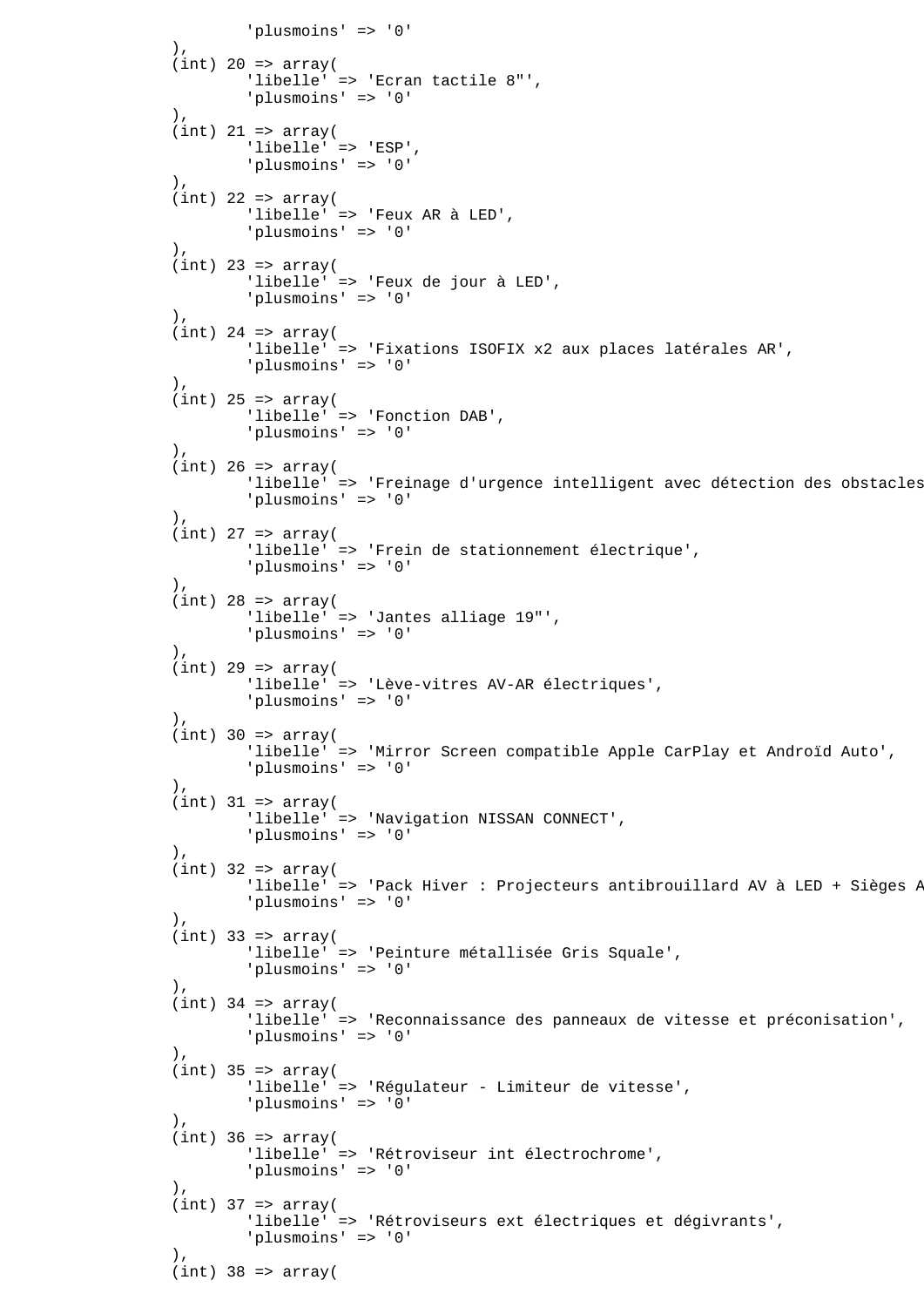```
			'plusmoins' => '0'
		),
		(int) 20 => array(
			'libelle' => 'Ecran tactile 8"',
			'plusmoins' => '0'
		),
		(int) 21 => array(
			'libelle' => 'ESP',
			'plusmoins' => '0'
		),
		(int) 22 => array(
			'libelle' => 'Feux AR à LED',
			'plusmoins' => '0'
		),
		(int) 23 => array(
			'libelle' => 'Feux de jour à LED',
			'plusmoins' => '0'
		),
		(int) 24 => array(
			'libelle' => 'Fixations ISOFIX x2 aux places latérales AR',
			'plusmoins' => '0'
		),
		(int) 25 => array(
			'libelle' => 'Fonction DAB',
			'plusmoins' => '0'
		),
		(int) 26 => array(
			'libelle' => 'Freinage d'urgence intelligent avec détection des obstacles
			'plusmoins' => '0'
		),
		(int) 27 => array(
			'libelle' => 'Frein de stationnement électrique',
			'plusmoins' => '0'
		),
		(int) 28 => array(
			'libelle' => 'Jantes alliage 19"',
			'plusmoins' => '0'
		),
		(int) 29 => array(
			'libelle' => 'Lève-vitres AV-AR électriques',
			'plusmoins' => '0'
		),
		(int) 30 => array(
			'libelle' => 'Mirror Screen compatible Apple CarPlay et Androïd Auto',
			'plusmoins' => '0'
		),
		(int) 31 => array(
			'libelle' => 'Navigation NISSAN CONNECT',
			'plusmoins' => '0'
		),
		(int) 32 => array(
			'libelle' => 'Pack Hiver : Projecteurs antibrouillard AV à LED + Sièges A
			'plusmoins' => '0'
		),
		(int) 33 => array(
			'libelle' => 'Peinture métallisée Gris Squale',
			'plusmoins' => '0'
		),
		(int) 34 => array(
			'libelle' => 'Reconnaissance des panneaux de vitesse et préconisation',
			'plusmoins' => '0'
		),
		(int) 35 => array(
			'libelle' => 'Régulateur - Limiteur de vitesse',
			'plusmoins' => '0'
		),
		(int) 36 => array(
			'libelle' => 'Rétroviseur int électrochrome',
			'plusmoins' => '0'
		),
		(int) 37 => array(
			'libelle' => 'Rétroviseurs ext électriques et dégivrants',
			'plusmoins' => '0'
		),
		(int) 38 => array(
```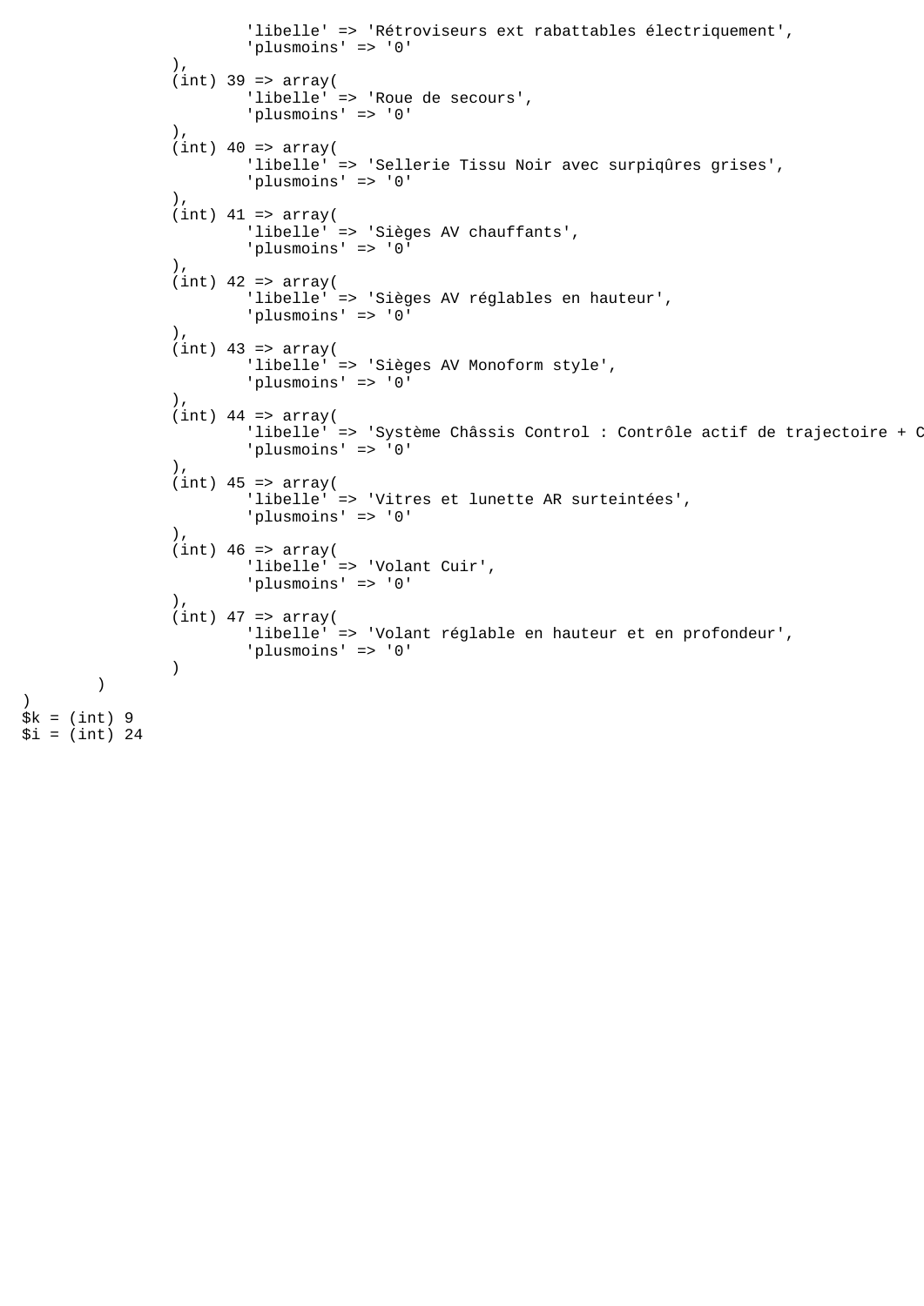```
                    'libelle' => 'Rétroviseurs ext rabattables électriquement',
                    'plusmoins' => '0'
            ),
            (int) 39 => array(
                    'libelle' => 'Roue de secours',
                    'plusmoins' => '0'
            ),
            (int) 40 => array(
                    'libelle' => 'Sellerie Tissu Noir avec surpiqûres grises',
                    'plusmoins' => '0'
            ),
            (int) 41 => array(
                    'libelle' => 'Sièges AV chauffants',
                    'plusmoins' => '0'
            ),
            (int) 42 => array(
                    'libelle' => 'Sièges AV réglables en hauteur',
                    'plusmoins' => '0'
            ),
            (int) 43 => array(
                    'libelle' => 'Sièges AV Monoform style',
                    'plusmoins' => '0'
            ),
            (int) 44 => array(
                    'libelle' => 'Système Châssis Control : Contrôle actif de trajectoire + C
                    'plusmoins' => '0'
            ),
            (int) 45 => array(
                    'libelle' => 'Vitres et lunette AR surteintées',
                    'plusmoins' => '0'
            ),
            (int) 46 => array(
                    'libelle' => 'Volant Cuir',
                    'plusmoins' => '0'
            ),
            (int) 47 => array(
                    'libelle' => 'Volant réglable en hauteur et en profondeur',
                    'plusmoins' => '0'
            )
    )
)
$k = (int) 9
$i = (int) 24
```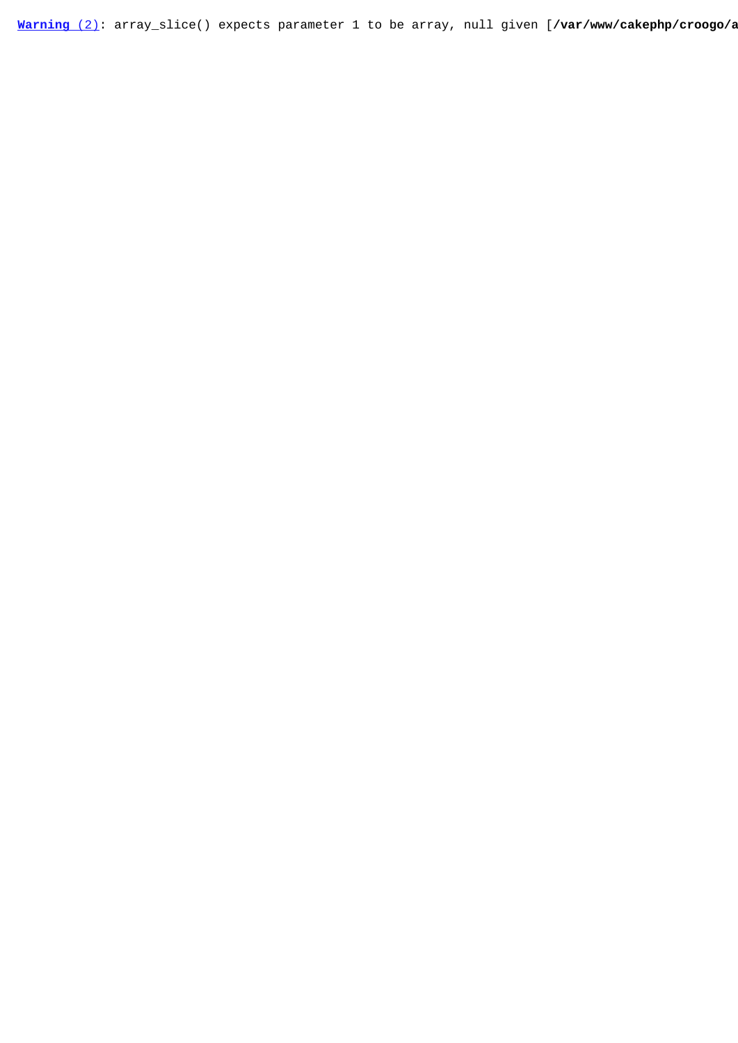**Warning (2)**: array_slice() expects parameter 1 to be array, null given [**/var/www/cakephp/croogo/a**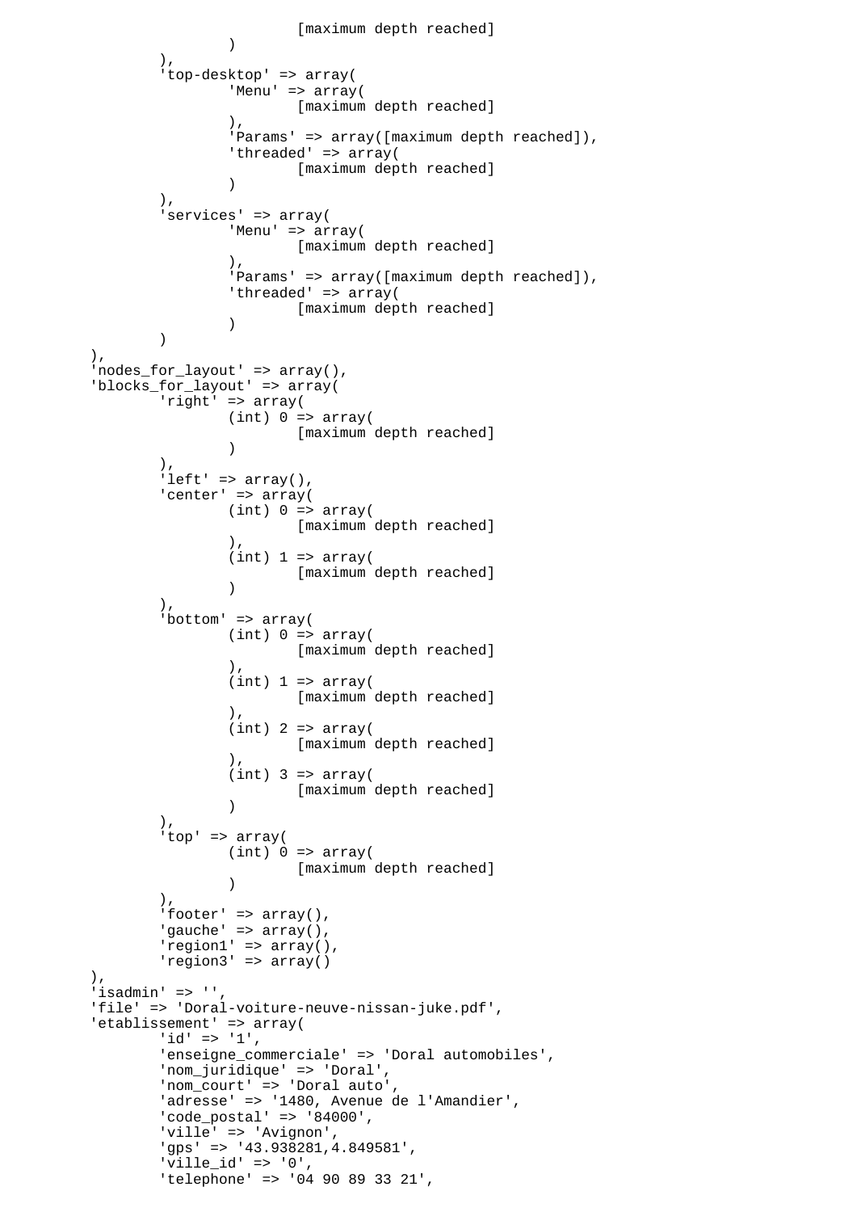```
                        [maximum depth reached]
                )
        ),
        'top-desktop' => array(
                'Menu' => array(
                        [maximum depth reached]
                ),
                'Params' => array([maximum depth reached]),
                'threaded' => array(
                        [maximum depth reached]
                )
        ),
        'services' => array(
                'Menu' => array(
                        [maximum depth reached]
                ),
                'Params' => array([maximum depth reached]),
                'threaded' => array(
                        [maximum depth reached]
                )
        )
),
'nodes_for_layout' => array(),
'blocks_for_layout' => array(
        'right' => array(
                (int) 0 => array(
                        [maximum depth reached]
                )
        ),
        'left' => array(),
        'center' => array(
                (int) 0 => array(
                        [maximum depth reached]
                ),
                (int) 1 => array(
                        [maximum depth reached]
                )
        ),
        'bottom' => array(
                (int) 0 => array(
                        [maximum depth reached]
                ),
                (int) 1 => array(
                        [maximum depth reached]
                ),
                (int) 2 => array(
                        [maximum depth reached]
                ),
                (int) 3 => array(
                        [maximum depth reached]
                )
        ),
        'top' => array(
                (int) 0 => array(
                        [maximum depth reached]
                )
        ),
        'footer' => array(),
        'gauche' => array(),
        'region1' => array(),
        'region3' => array()
),
'isadmin' => '',
'file' => 'Doral-voiture-neuve-nissan-juke.pdf',
'etablissement' => array(
        'id' => '1',
        'enseigne_commerciale' => 'Doral automobiles',
        'nom_juridique' => 'Doral',
        'nom_court' => 'Doral auto',
        'adresse' => '1480, Avenue de l'Amandier',
        'code_postal' => '84000',
        'ville' => 'Avignon',
        'gps' => '43.938281,4.849581',
        'ville_id' => '0',
        'telephone' => '04 90 89 33 21',
```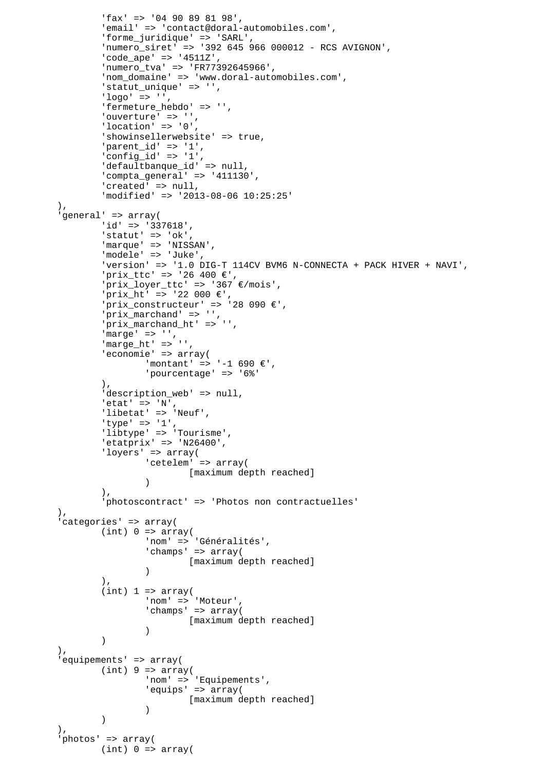```
		'fax' => '04 90 89 81 98',
		'email' => 'contact@doral-automobiles.com',
		'forme_juridique' => 'SARL',
		'numero_siret' => '392 645 966 000012 - RCS AVIGNON',
		'code_ape' => '4511Z',
		'numero_tva' => 'FR77392645966',
		'nom_domaine' => 'www.doral-automobiles.com',
		'statut_unique' => '',
		'logo' => '',
		'fermeture_hebdo' => '',
		'ouverture' => '',
		'location' => '0',
		'showinsellerwebsite' => true,
		'parent_id' => '1',
		'config_id' => '1',
		'defaultbanque_id' => null,
		'compta_general' => '411130',
		'created' => null,
		'modified' => '2013-08-06 10:25:25'
	),
	'general' => array(
		'id' => '337618',
		'statut' => 'ok',
		'marque' => 'NISSAN',
		'modele' => 'Juke',
		'version' => '1.0 DIG-T 114CV BVM6 N-CONNECTA + PACK HIVER + NAVI',
		'prix_ttc' => '26 400 €',
		'prix_loyer_ttc' => '367 €/mois',
		'prix_ht' => '22 000 €',
		'prix_constructeur' => '28 090 €',
		'prix_marchand' => '',
		'prix_marchand_ht' => '',
		'marge' => '',
		'marge_ht' => '',
		'economie' => array(
			'montant' => '-1 690 €',
			'pourcentage' => '6%'
		),
		'description_web' => null,
		'etat' => 'N',
		'libetat' => 'Neuf',
		'type' => '1',
		'libtype' => 'Tourisme',
		'etatprix' => 'N26400',
		'loyers' => array(
			'cetelem' => array(
				[maximum depth reached]
			)
		),
		'photoscontract' => 'Photos non contractuelles'
	),
	'categories' => array(
		(int) 0 => array(
			'nom' => 'Généralités',
			'champs' => array(
				[maximum depth reached]
			)
		),
		(int) 1 => array(
			'nom' => 'Moteur',
			'champs' => array(
				[maximum depth reached]
			)
		)
	),
	'equipements' => array(
		(int) 9 => array(
			'nom' => 'Equipements',
			'equips' => array(
				[maximum depth reached]
			)
		)
	),
	'photos' => array(
		(int) 0 => array(
```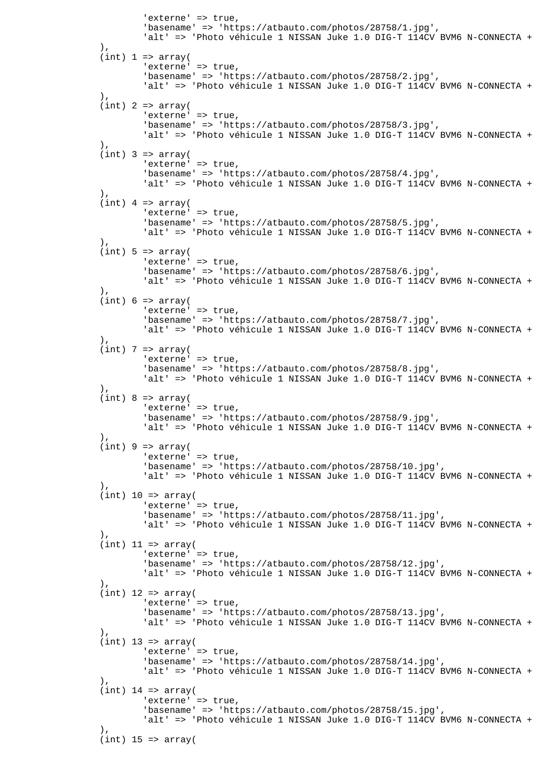```
			'externe' => true,
			'basename' => 'https://atbauto.com/photos/28758/1.jpg',
			'alt' => 'Photo véhicule 1 NISSAN Juke 1.0 DIG-T 114CV BVM6 N-CONNECTA +
		),
		(int) 1 => array(
			'externe' => true,
			'basename' => 'https://atbauto.com/photos/28758/2.jpg',
			'alt' => 'Photo véhicule 1 NISSAN Juke 1.0 DIG-T 114CV BVM6 N-CONNECTA +
		),
		(int) 2 => array(
			'externe' => true,
			'basename' => 'https://atbauto.com/photos/28758/3.jpg',
			'alt' => 'Photo véhicule 1 NISSAN Juke 1.0 DIG-T 114CV BVM6 N-CONNECTA +
		),
		(int) 3 => array(
			'externe' => true,
			'basename' => 'https://atbauto.com/photos/28758/4.jpg',
			'alt' => 'Photo véhicule 1 NISSAN Juke 1.0 DIG-T 114CV BVM6 N-CONNECTA +
		),
		(int) 4 => array(
			'externe' => true,
			'basename' => 'https://atbauto.com/photos/28758/5.jpg',
			'alt' => 'Photo véhicule 1 NISSAN Juke 1.0 DIG-T 114CV BVM6 N-CONNECTA +
		),
		(int) 5 => array(
			'externe' => true,
			'basename' => 'https://atbauto.com/photos/28758/6.jpg',
			'alt' => 'Photo véhicule 1 NISSAN Juke 1.0 DIG-T 114CV BVM6 N-CONNECTA +
		),
		(int) 6 => array(
			'externe' => true,
			'basename' => 'https://atbauto.com/photos/28758/7.jpg',
			'alt' => 'Photo véhicule 1 NISSAN Juke 1.0 DIG-T 114CV BVM6 N-CONNECTA +
		),
		(int) 7 => array(
			'externe' => true,
			'basename' => 'https://atbauto.com/photos/28758/8.jpg',
			'alt' => 'Photo véhicule 1 NISSAN Juke 1.0 DIG-T 114CV BVM6 N-CONNECTA +
		),
		(int) 8 => array(
			'externe' => true,
			'basename' => 'https://atbauto.com/photos/28758/9.jpg',
			'alt' => 'Photo véhicule 1 NISSAN Juke 1.0 DIG-T 114CV BVM6 N-CONNECTA +
		),
		(int) 9 => array(
			'externe' => true,
			'basename' => 'https://atbauto.com/photos/28758/10.jpg',
			'alt' => 'Photo véhicule 1 NISSAN Juke 1.0 DIG-T 114CV BVM6 N-CONNECTA +
		),
		(int) 10 => array(
			'externe' => true,
			'basename' => 'https://atbauto.com/photos/28758/11.jpg',
			'alt' => 'Photo véhicule 1 NISSAN Juke 1.0 DIG-T 114CV BVM6 N-CONNECTA +
		),
		(int) 11 => array(
			'externe' => true,
			'basename' => 'https://atbauto.com/photos/28758/12.jpg',
			'alt' => 'Photo véhicule 1 NISSAN Juke 1.0 DIG-T 114CV BVM6 N-CONNECTA +
		),
		(int) 12 => array(
			'externe' => true,
			'basename' => 'https://atbauto.com/photos/28758/13.jpg',
			'alt' => 'Photo véhicule 1 NISSAN Juke 1.0 DIG-T 114CV BVM6 N-CONNECTA +
		),
		(int) 13 => array(
			'externe' => true,
			'basename' => 'https://atbauto.com/photos/28758/14.jpg',
			'alt' => 'Photo véhicule 1 NISSAN Juke 1.0 DIG-T 114CV BVM6 N-CONNECTA +
		),
		(int) 14 => array(
			'externe' => true,
			'basename' => 'https://atbauto.com/photos/28758/15.jpg',
			'alt' => 'Photo véhicule 1 NISSAN Juke 1.0 DIG-T 114CV BVM6 N-CONNECTA +
		),
		(int) 15 => array(
```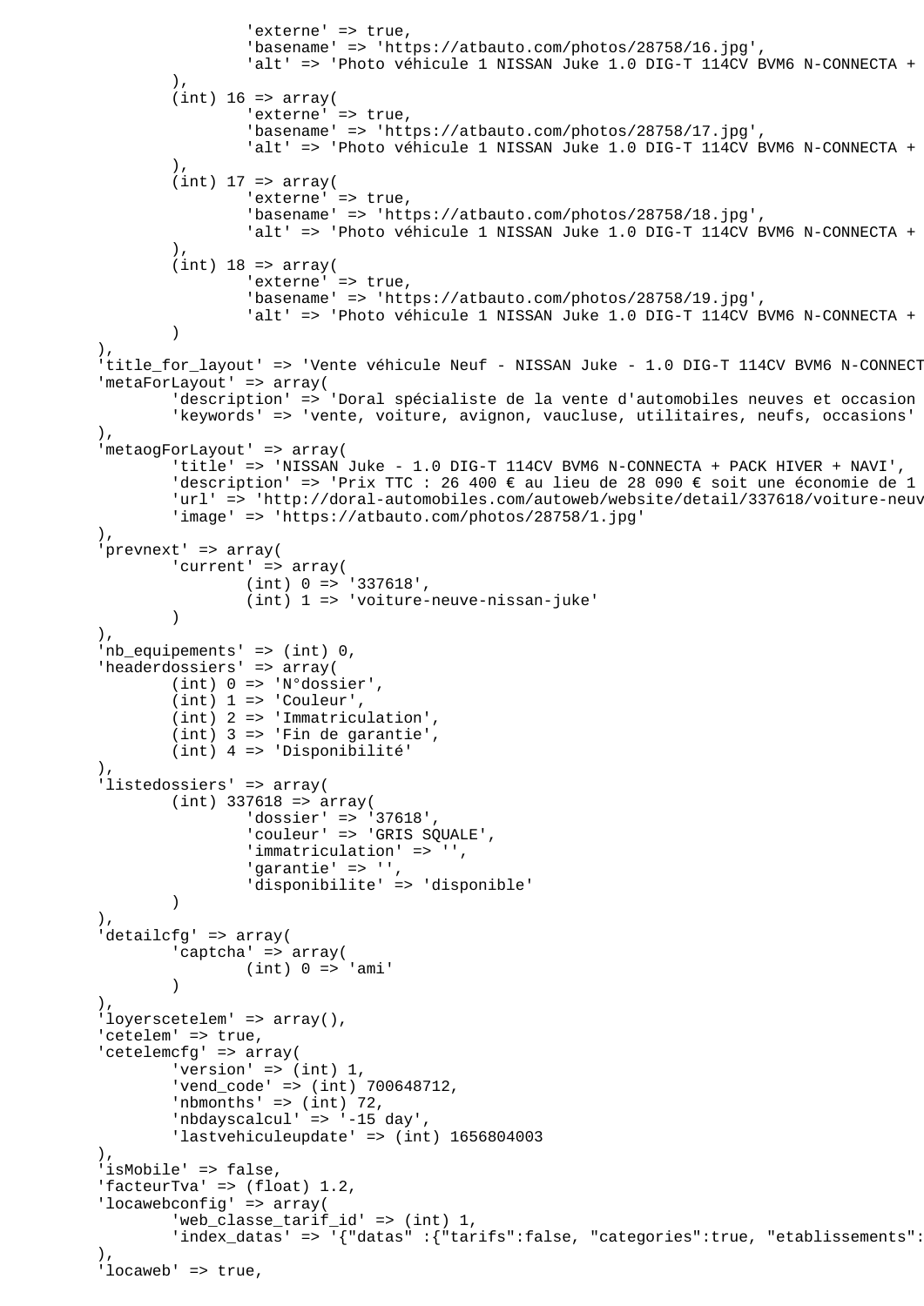```
                    'externe' => true,
                    'basename' => 'https://atbauto.com/photos/28758/16.jpg',
                    'alt' => 'Photo véhicule 1 NISSAN Juke 1.0 DIG-T 114CV BVM6 N-CONNECTA +
            ),
            (int) 16 => array(
                    'externe' => true,
                    'basename' => 'https://atbauto.com/photos/28758/17.jpg',
                    'alt' => 'Photo véhicule 1 NISSAN Juke 1.0 DIG-T 114CV BVM6 N-CONNECTA +
            ),
            (int) 17 => array(
                    'externe' => true,
                    'basename' => 'https://atbauto.com/photos/28758/18.jpg',
                    'alt' => 'Photo véhicule 1 NISSAN Juke 1.0 DIG-T 114CV BVM6 N-CONNECTA +
            ),
            (int) 18 => array(
                    'externe' => true,
                    'basename' => 'https://atbauto.com/photos/28758/19.jpg',
                    'alt' => 'Photo véhicule 1 NISSAN Juke 1.0 DIG-T 114CV BVM6 N-CONNECTA +
            )
    ),
    'title_for_layout' => 'Vente véhicule Neuf - NISSAN Juke - 1.0 DIG-T 114CV BVM6 N-CONNECT
    'metaForLayout' => array(
            'description' => 'Doral spécialiste de la vente d'automobiles neuves et occasion
            'keywords' => 'vente, voiture, avignon, vaucluse, utilitaires, neufs, occasions'
    ),
    'metaogForLayout' => array(
            'title' => 'NISSAN Juke - 1.0 DIG-T 114CV BVM6 N-CONNECTA + PACK HIVER + NAVI',
            'description' => 'Prix TTC : 26 400 € au lieu de 28 090 € soit une économie de 1
            'url' => 'http://doral-automobiles.com/autoweb/website/detail/337618/voiture-neuv
            'image' => 'https://atbauto.com/photos/28758/1.jpg'
    ),
    'prevnext' => array(
            'current' => array(
                    (int) 0 => '337618',
                    (int) 1 => 'voiture-neuve-nissan-juke'
            )
    ),
    'nb_equipements' => (int) 0,
    'headerdossiers' => array(
            (int) 0 => 'N°dossier',
            (int) 1 => 'Couleur',
            (int) 2 => 'Immatriculation',
            (int) 3 => 'Fin de garantie',
            (int) 4 => 'Disponibilité'
    ),
    'listedossiers' => array(
            (int) 337618 => array(
                    'dossier' => '37618',
                    'couleur' => 'GRIS SQUALE',
                    'immatriculation' => '',
                    'garantie' => '',
                    'disponibilite' => 'disponible'
            )
    ),
    'detailcfg' => array(
            'captcha' => array(
                    (int) 0 => 'ami'
            )
    ),
    'loyerscetelem' => array(),
    'cetelem' => true,
    'cetelemcfg' => array(
            'version' => (int) 1,
            'vend_code' => (int) 700648712,
            'nbmonths' => (int) 72,
            'nbdayscalcul' => '-15 day',
            'lastvehiculeupdate' => (int) 1656804003
    ),
    'isMobile' => false,
    'facteurTva' => (float) 1.2,
    'locawebconfig' => array(
            'web_classe_tarif_id' => (int) 1,
            'index_datas' => '{"datas" :{"tarifs":false, "categories":true, "etablissements":
    ),
    'locaweb' => true,
```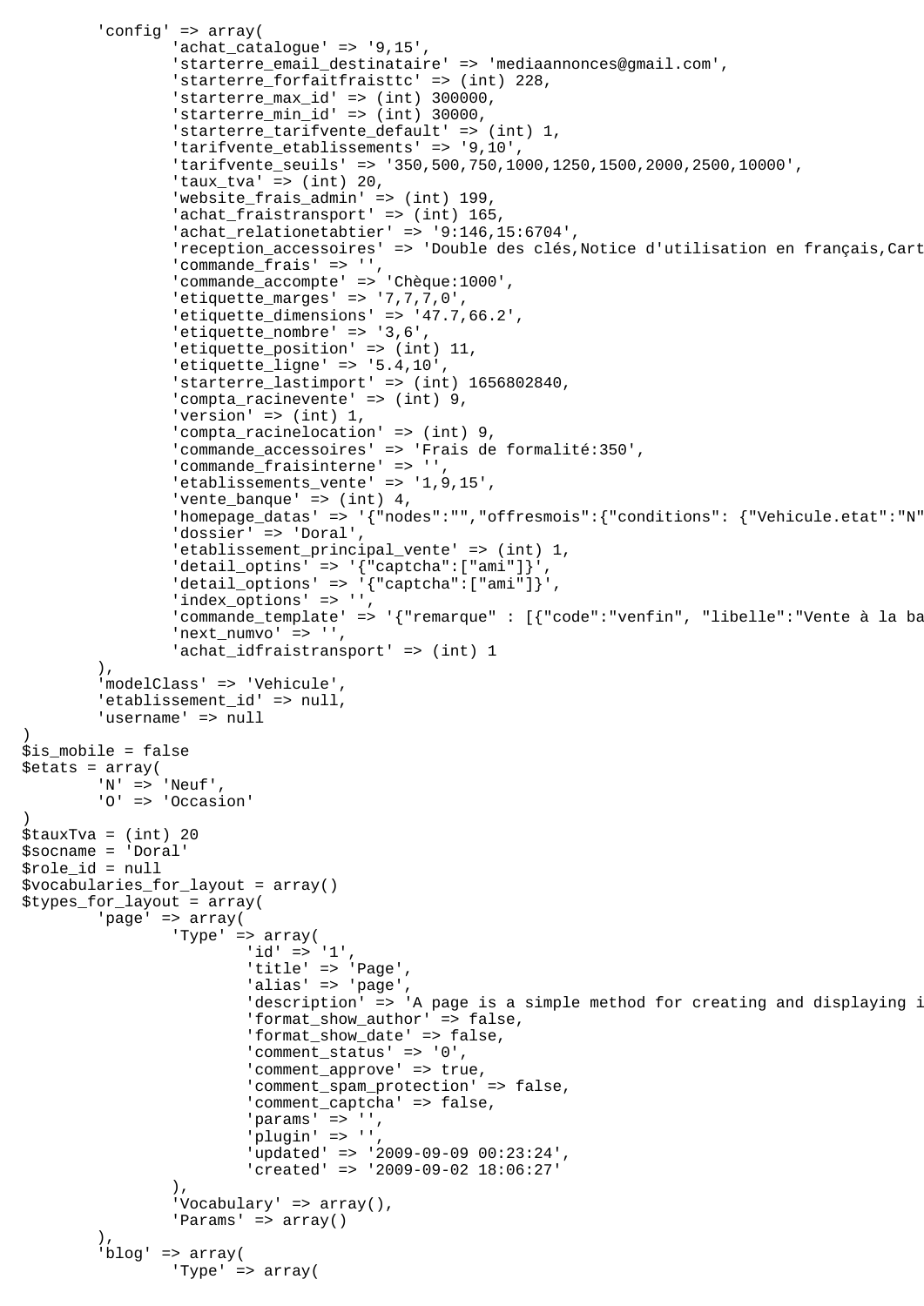```
		'config' => array(
			'achat_catalogue' => '9,15',
			'starterre_email_destinataire' => 'mediaannonces@gmail.com',
			'starterre_forfaitfraisttc' => (int) 228,
			'starterre_max_id' => (int) 300000,
			'starterre_min_id' => (int) 30000,
			'starterre_tarifvente_default' => (int) 1,
			'tarifvente_etablissements' => '9,10',
			'tarifvente_seuils' => '350,500,750,1000,1250,1500,2000,2500,10000',
			'taux_tva' => (int) 20,
			'website_frais_admin' => (int) 199,
			'achat_fraistransport' => (int) 165,
			'achat_relationetabtier' => '9:146,15:6704',
			'reception_accessoires' => 'Double des clés,Notice d'utilisation en français,Cart
			'commande_frais' => '',
			'commande_accompte' => 'Chèque:1000',
			'etiquette_marges' => '7,7,7,0',
			'etiquette_dimensions' => '47.7,66.2',
			'etiquette_nombre' => '3,6',
			'etiquette_position' => (int) 11,
			'etiquette_ligne' => '5.4,10',
			'starterre_lastimport' => (int) 1656802840,
			'compta_racinevente' => (int) 9,
			'version' => (int) 1,
			'compta_racinelocation' => (int) 9,
			'commande_accessoires' => 'Frais de formalité:350',
			'commande_fraisinterne' => '',
			'etablissements_vente' => '1,9,15',
			'vente_banque' => (int) 4,
			'homepage_datas' => '{"nodes":"","offresmois":{"conditions": {"Vehicule.etat":"N"
			'dossier' => 'Doral',
			'etablissement_principal_vente' => (int) 1,
			'detail_optins' => '{"captcha":["ami"]}',
			'detail_options' => '{"captcha":["ami"]}',
			'index_options' => '',
			'commande_template' => '{"remarque" : [{"code":"venfin", "libelle":"Vente à la ba
			'next_numvo' => '',
			'achat_idfraistransport' => (int) 1
		),
		'modelClass' => 'Vehicule',
		'etablissement_id' => null,
		'username' => null
)
$is_mobile = false
$etats = array(
		'N' => 'Neuf',
		'O' => 'Occasion'
)
$tauxTva = (int) 20
$socname = 'Doral'
$role_id = null
$vocabularies_for_layout = array()
$types_for_layout = array(
		'page' => array(
			'Type' => array(
				'id' => '1',
				'title' => 'Page',
				'alias' => 'page',
				'description' => 'A page is a simple method for creating and displaying i
				'format_show_author' => false,
				'format_show_date' => false,
				'comment_status' => '0',
				'comment_approve' => true,
				'comment_spam_protection' => false,
				'comment_captcha' => false,
				'params' => '',
				'plugin' => '',
				'updated' => '2009-09-09 00:23:24',
				'created' => '2009-09-02 18:06:27'
			),
			'Vocabulary' => array(),
			'Params' => array()
		),
		'blog' => array(
			'Type' => array(
```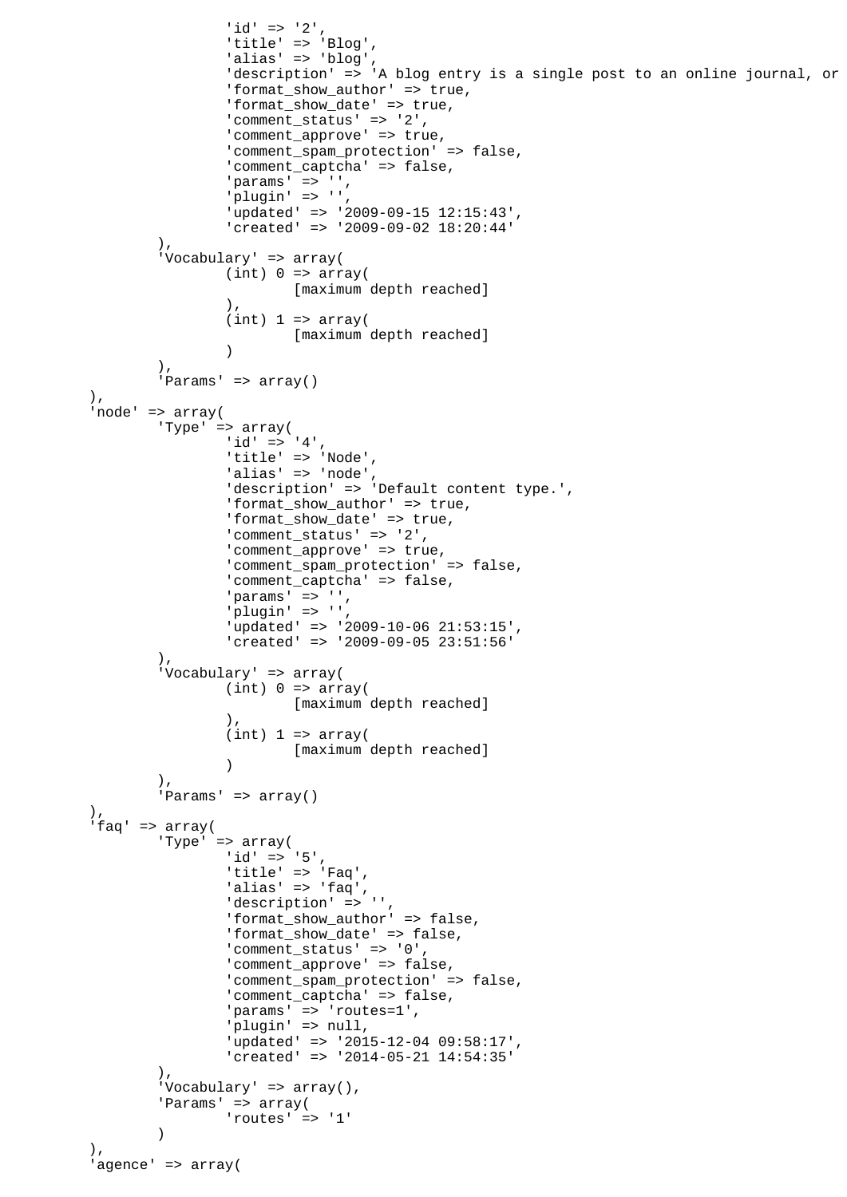```
			'id' => '2',
			'title' => 'Blog',
			'alias' => 'blog',
			'description' => 'A blog entry is a single post to an online journal, or
			'format_show_author' => true,
			'format_show_date' => true,
			'comment_status' => '2',
			'comment_approve' => true,
			'comment_spam_protection' => false,
			'comment_captcha' => false,
			'params' => '',
			'plugin' => '',
			'updated' => '2009-09-15 12:15:43',
			'created' => '2009-09-02 18:20:44'
		),
		'Vocabulary' => array(
			(int) 0 => array(
				[maximum depth reached]
			),
			(int) 1 => array(
				[maximum depth reached]
			)
		),
		'Params' => array()
	),
	'node' => array(
		'Type' => array(
			'id' => '4',
			'title' => 'Node',
			'alias' => 'node',
			'description' => 'Default content type.',
			'format_show_author' => true,
			'format_show_date' => true,
			'comment_status' => '2',
			'comment_approve' => true,
			'comment_spam_protection' => false,
			'comment_captcha' => false,
			'params' => '',
			'plugin' => '',
			'updated' => '2009-10-06 21:53:15',
			'created' => '2009-09-05 23:51:56'
		),
		'Vocabulary' => array(
			(int) 0 => array(
				[maximum depth reached]
			),
			(int) 1 => array(
				[maximum depth reached]
			)
		),
		'Params' => array()
	),
	'faq' => array(
		'Type' => array(
			'id' => '5',
			'title' => 'Faq',
			'alias' => 'faq',
			'description' => '',
			'format_show_author' => false,
			'format_show_date' => false,
			'comment_status' => '0',
			'comment_approve' => false,
			'comment_spam_protection' => false,
			'comment_captcha' => false,
			'params' => 'routes=1',
			'plugin' => null,
			'updated' => '2015-12-04 09:58:17',
			'created' => '2014-05-21 14:54:35'
		),
		'Vocabulary' => array(),
		'Params' => array(
			'routes' => '1'
		)
	),
	'agence' => array(
```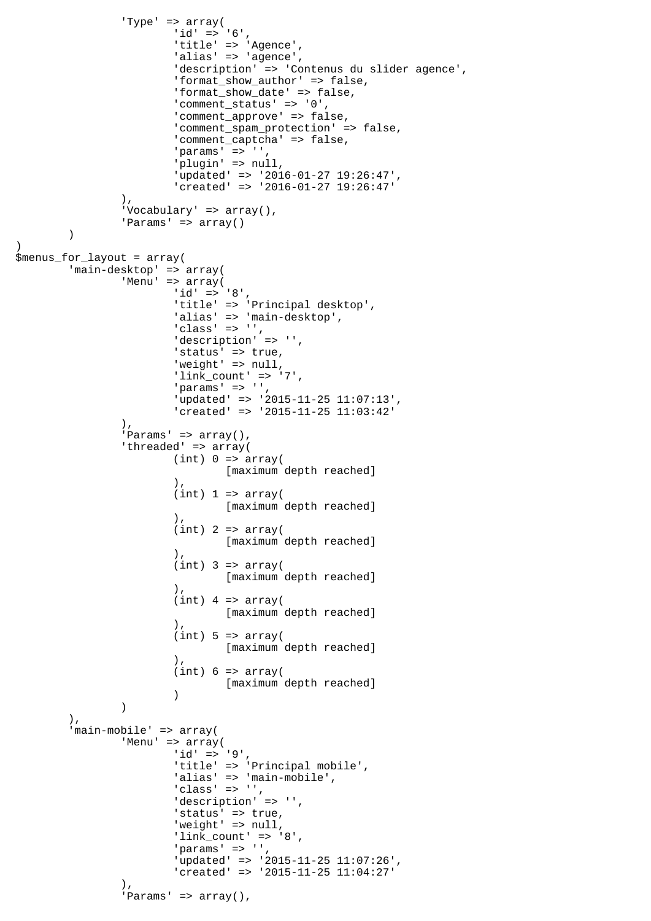```
			'Type' => array(
				'id' => '6',
				'title' => 'Agence',
				'alias' => 'agence',
				'description' => 'Contenus du slider agence',
				'format_show_author' => false,
				'format_show_date' => false,
				'comment_status' => '0',
				'comment_approve' => false,
				'comment_spam_protection' => false,
				'comment_captcha' => false,
				'params' => '',
				'plugin' => null,
				'updated' => '2016-01-27 19:26:47',
				'created' => '2016-01-27 19:26:47'
			),
			'Vocabulary' => array(),
			'Params' => array()
		)
)
$menus_for_layout = array(
		'main-desktop' => array(
			'Menu' => array(
				'id' => '8',
				'title' => 'Principal desktop',
				'alias' => 'main-desktop',
				'class' => '',
				'description' => '',
				'status' => true,
				'weight' => null,
				'link_count' => '7',
				'params' => '',
				'updated' => '2015-11-25 11:07:13',
				'created' => '2015-11-25 11:03:42'
			),
			'Params' => array(),
			'threaded' => array(
				(int) 0 => array(
					[maximum depth reached]
				),
				(int) 1 => array(
					[maximum depth reached]
				),
				(int) 2 => array(
					[maximum depth reached]
				),
				(int) 3 => array(
					[maximum depth reached]
				),
				(int) 4 => array(
					[maximum depth reached]
				),
				(int) 5 => array(
					[maximum depth reached]
				),
				(int) 6 => array(
					[maximum depth reached]
				)
			)
		),
		'main-mobile' => array(
			'Menu' => array(
				'id' => '9',
				'title' => 'Principal mobile',
				'alias' => 'main-mobile',
				'class' => '',
				'description' => '',
				'status' => true,
				'weight' => null,
				'link_count' => '8',
				'params' => '',
				'updated' => '2015-11-25 11:07:26',
				'created' => '2015-11-25 11:04:27'
			),
			'Params' => array(),
```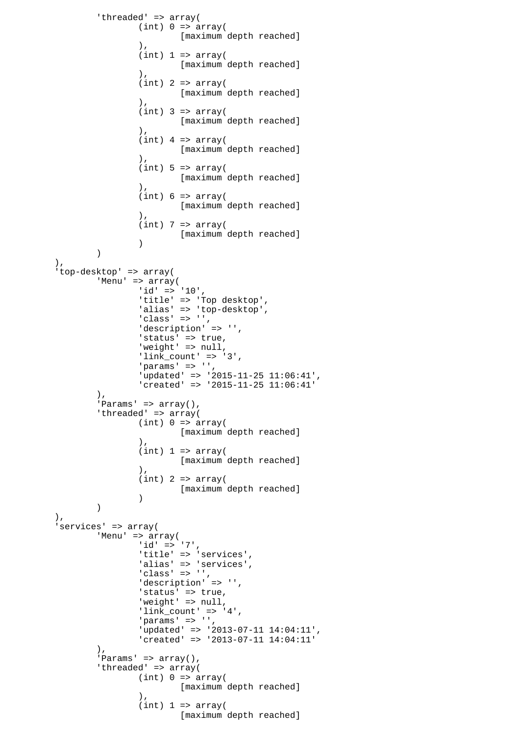```
		'threaded' => array(
			(int) 0 => array(
				[maximum depth reached]
			),
			(int) 1 => array(
				[maximum depth reached]
			),
			(int) 2 => array(
				[maximum depth reached]
			),
			(int) 3 => array(
				[maximum depth reached]
			),
			(int) 4 => array(
				[maximum depth reached]
			),
			(int) 5 => array(
				[maximum depth reached]
			),
			(int) 6 => array(
				[maximum depth reached]
			),
			(int) 7 => array(
				[maximum depth reached]
			)
		)
	),
	'top-desktop' => array(
		'Menu' => array(
			'id' => '10',
			'title' => 'Top desktop',
			'alias' => 'top-desktop',
			'class' => '',
			'description' => '',
			'status' => true,
			'weight' => null,
			'link_count' => '3',
			'params' => '',
			'updated' => '2015-11-25 11:06:41',
			'created' => '2015-11-25 11:06:41'
		),
		'Params' => array(),
		'threaded' => array(
			(int) 0 => array(
				[maximum depth reached]
			),
			(int) 1 => array(
				[maximum depth reached]
			),
			(int) 2 => array(
				[maximum depth reached]
			)
		)
	),
	'services' => array(
		'Menu' => array(
			'id' => '7',
			'title' => 'services',
			'alias' => 'services',
			'class' => '',
			'description' => '',
			'status' => true,
			'weight' => null,
			'link_count' => '4',
			'params' => '',
			'updated' => '2013-07-11 14:04:11',
			'created' => '2013-07-11 14:04:11'
		),
		'Params' => array(),
		'threaded' => array(
			(int) 0 => array(
				[maximum depth reached]
			),
			(int) 1 => array(
				[maximum depth reached]
```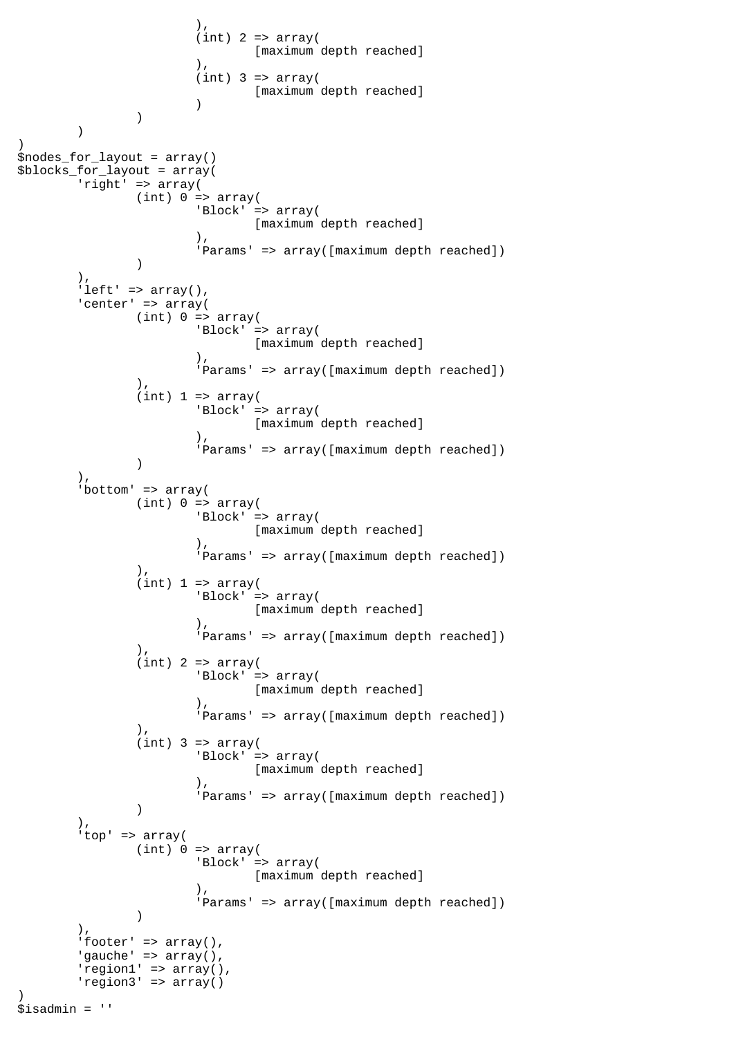```
                        ),
                        (int) 2 => array(
                                [maximum depth reached]
                        ),
                        (int) 3 => array(
                                [maximum depth reached]
                        )
                )
        )
)
$nodes_for_layout = array()
$blocks_for_layout = array(
        'right' => array(
                (int) 0 => array(
                        'Block' => array(
                                [maximum depth reached]
                        ),
                        'Params' => array([maximum depth reached])
                )
        ),
        'left' => array(),
        'center' => array(
                (int) 0 => array(
                        'Block' => array(
                                [maximum depth reached]
                        ),
                        'Params' => array([maximum depth reached])
                ),
                (int) 1 => array(
                        'Block' => array(
                                [maximum depth reached]
                        ),
                        'Params' => array([maximum depth reached])
                )
        ),
        'bottom' => array(
                (int) 0 => array(
                        'Block' => array(
                                [maximum depth reached]
                        ),
                        'Params' => array([maximum depth reached])
                ),
                (int) 1 => array(
                        'Block' => array(
                                [maximum depth reached]
                        ),
                        'Params' => array([maximum depth reached])
                ),
                (int) 2 => array(
                        'Block' => array(
                                [maximum depth reached]
                        ),
                        'Params' => array([maximum depth reached])
                ),
                (int) 3 => array(
                        'Block' => array(
                                [maximum depth reached]
                        ),
                        'Params' => array([maximum depth reached])
                )
        ),
        'top' => array(
                (int) 0 => array(
                        'Block' => array(
                                [maximum depth reached]
                        ),
                        'Params' => array([maximum depth reached])
                )
        ),
        'footer' => array(),
        'gauche' => array(),
        'region1' => array(),
        'region3' => array()
)
$isadmin = ''
```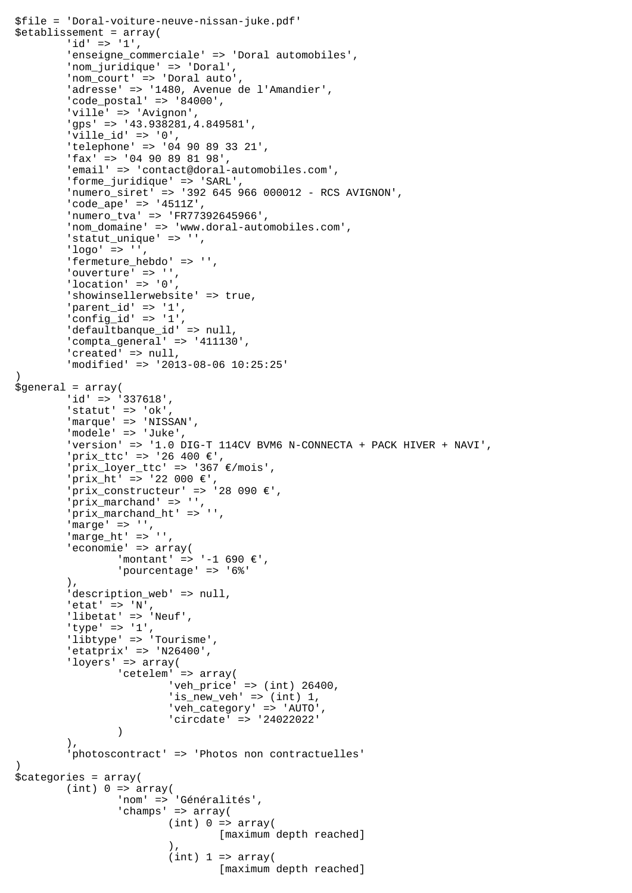```
$file = 'Doral-voiture-neuve-nissan-juke.pdf'
$etablissement = array(
	'id' => '1',
	'enseigne_commerciale' => 'Doral automobiles',
	'nom_juridique' => 'Doral',
	'nom_court' => 'Doral auto',
	'adresse' => '1480, Avenue de l'Amandier',
	'code_postal' => '84000',
	'ville' => 'Avignon',
	'gps' => '43.938281,4.849581',
	'ville_id' => '0',
	'telephone' => '04 90 89 33 21',
	'fax' => '04 90 89 81 98',
	'email' => 'contact@doral-automobiles.com',
	'forme_juridique' => 'SARL',
	'numero_siret' => '392 645 966 000012 - RCS AVIGNON',
	'code_ape' => '4511Z',
	'numero_tva' => 'FR77392645966',
	'nom_domaine' => 'www.doral-automobiles.com',
	'statut_unique' => '',
	'logo' => '',
	'fermeture_hebdo' => '',
	'ouverture' => '',
	'location' => '0',
	'showinsellerwebsite' => true,
	'parent_id' => '1',
	'config_id' => '1',
	'defaultbanque_id' => null,
	'compta_general' => '411130',
	'created' => null,
	'modified' => '2013-08-06 10:25:25'
)
$general = array(
	'id' => '337618',
	'statut' => 'ok',
	'marque' => 'NISSAN',
	'modele' => 'Juke',
	'version' => '1.0 DIG-T 114CV BVM6 N-CONNECTA + PACK HIVER + NAVI',
	'prix_ttc' => '26 400 €',
	'prix_loyer_ttc' => '367 €/mois',
	'prix_ht' => '22 000 €',
	'prix_constructeur' => '28 090 €',
	'prix_marchand' => '',
	'prix_marchand_ht' => '',
	'marge' => '',
	'marge_ht' => '',
	'economie' => array(
		'montant' => '-1 690 €',
		'pourcentage' => '6%'
	),
	'description_web' => null,
	'etat' => 'N',
	'libetat' => 'Neuf',
	'type' => '1',
	'libtype' => 'Tourisme',
	'etatprix' => 'N26400',
	'loyers' => array(
		'cetelem' => array(
			'veh_price' => (int) 26400,
			'is_new_veh' => (int) 1,
			'veh_category' => 'AUTO',
			'circdate' => '24022022'
		)
	),
	'photoscontract' => 'Photos non contractuelles'
)
$categories = array(
	(int) 0 => array(
		'nom' => 'Généralités',
		'champs' => array(
			(int) 0 => array(
				[maximum depth reached]
			),
			(int) 1 => array(
				[maximum depth reached]
```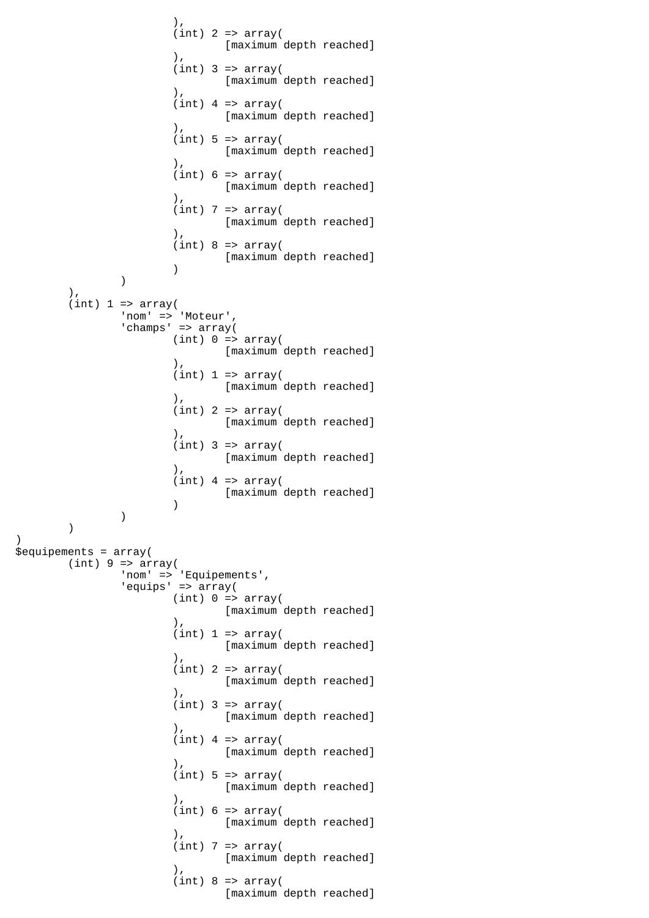```
			),
			(int) 2 => array(
				[maximum depth reached]
			),
			(int) 3 => array(
				[maximum depth reached]
			),
			(int) 4 => array(
				[maximum depth reached]
			),
			(int) 5 => array(
				[maximum depth reached]
			),
			(int) 6 => array(
				[maximum depth reached]
			),
			(int) 7 => array(
				[maximum depth reached]
			),
			(int) 8 => array(
				[maximum depth reached]
			)
		)
	),
	(int) 1 => array(
		'nom' => 'Moteur',
		'champs' => array(
			(int) 0 => array(
				[maximum depth reached]
			),
			(int) 1 => array(
				[maximum depth reached]
			),
			(int) 2 => array(
				[maximum depth reached]
			),
			(int) 3 => array(
				[maximum depth reached]
			),
			(int) 4 => array(
				[maximum depth reached]
			)
		)
	)
)
$equipements = array(
	(int) 9 => array(
		'nom' => 'Equipements',
		'equips' => array(
			(int) 0 => array(
				[maximum depth reached]
			),
			(int) 1 => array(
				[maximum depth reached]
			),
			(int) 2 => array(
				[maximum depth reached]
			),
			(int) 3 => array(
				[maximum depth reached]
			),
			(int) 4 => array(
				[maximum depth reached]
			),
			(int) 5 => array(
				[maximum depth reached]
			),
			(int) 6 => array(
				[maximum depth reached]
			),
			(int) 7 => array(
				[maximum depth reached]
			),
			(int) 8 => array(
				[maximum depth reached]
```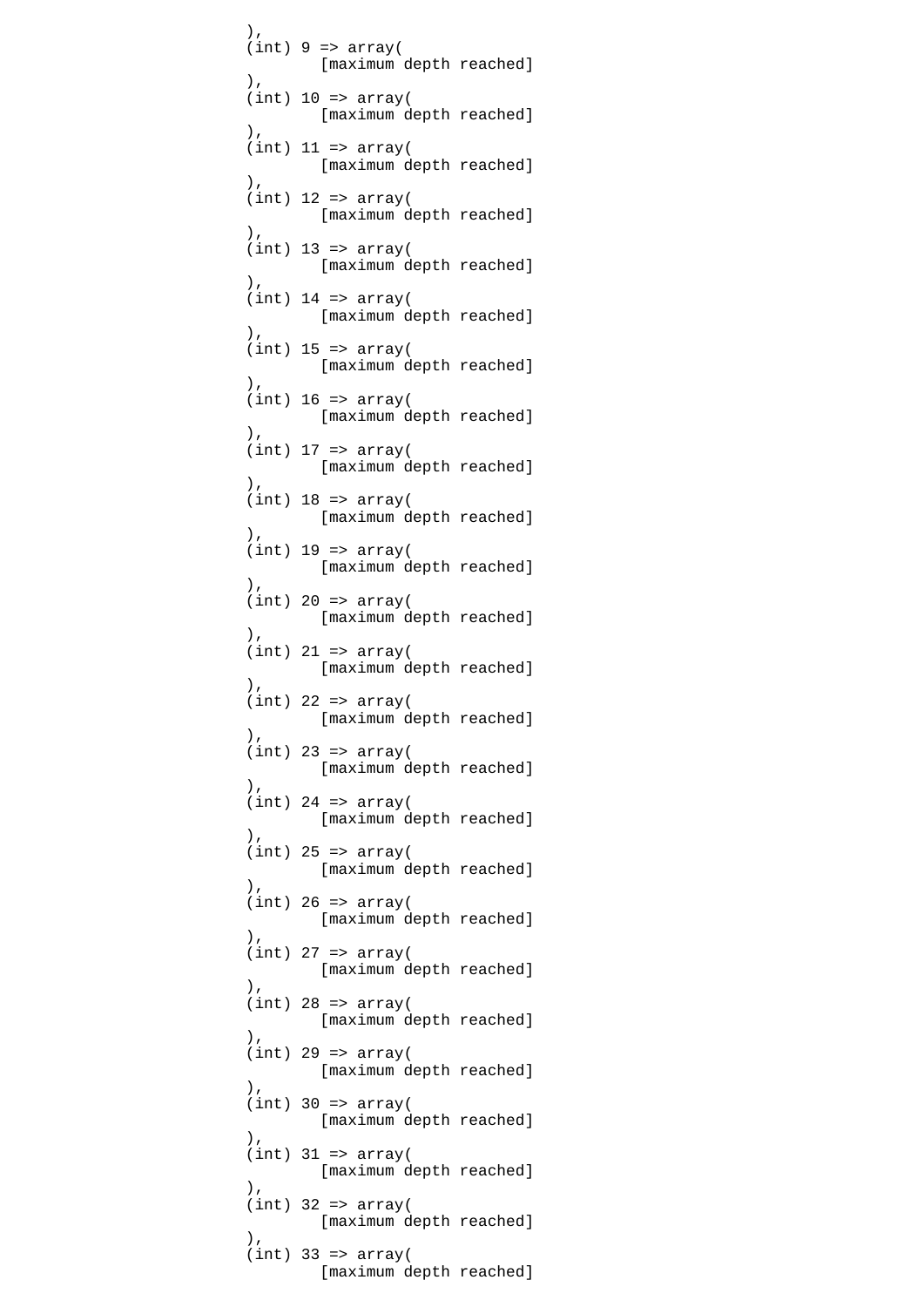```
),
(int) 9 => array(
        [maximum depth reached]
),
(int) 10 => array(
        [maximum depth reached]
),
(int) 11 => array(
        [maximum depth reached]
),
(int) 12 => array(
        [maximum depth reached]
),
(int) 13 => array(
        [maximum depth reached]
),
(int) 14 => array(
        [maximum depth reached]
),
(int) 15 => array(
        [maximum depth reached]
),
(int) 16 => array(
        [maximum depth reached]
),
(int) 17 => array(
        [maximum depth reached]
),
(int) 18 => array(
        [maximum depth reached]
),
(int) 19 => array(
        [maximum depth reached]
),
(int) 20 => array(
        [maximum depth reached]
),
(int) 21 => array(
        [maximum depth reached]
),
(int) 22 => array(
        [maximum depth reached]
),
(int) 23 => array(
        [maximum depth reached]
),
(int) 24 => array(
        [maximum depth reached]
),
(int) 25 => array(
        [maximum depth reached]
),
(int) 26 => array(
        [maximum depth reached]
),
(int) 27 => array(
        [maximum depth reached]
),
(int) 28 => array(
        [maximum depth reached]
),
(int) 29 => array(
        [maximum depth reached]
),
(int) 30 => array(
        [maximum depth reached]
),
(int) 31 => array(
        [maximum depth reached]
),
(int) 32 => array(
        [maximum depth reached]
),
(int) 33 => array(
        [maximum depth reached]
```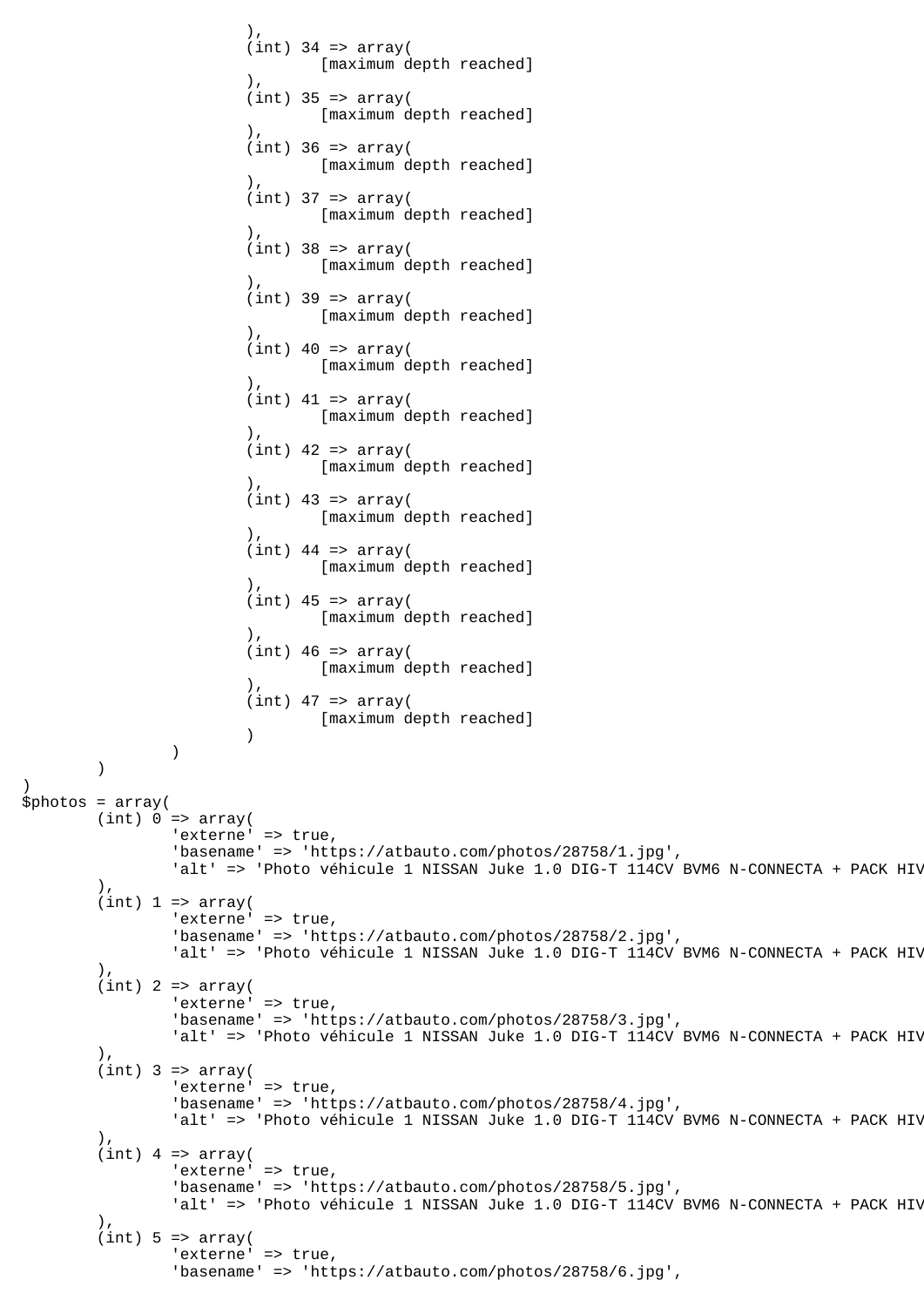```
				),
				(int) 34 => array(
					[maximum depth reached]
				),
				(int) 35 => array(
					[maximum depth reached]
				),
				(int) 36 => array(
					[maximum depth reached]
				),
				(int) 37 => array(
					[maximum depth reached]
				),
				(int) 38 => array(
					[maximum depth reached]
				),
				(int) 39 => array(
					[maximum depth reached]
				),
				(int) 40 => array(
					[maximum depth reached]
				),
				(int) 41 => array(
					[maximum depth reached]
				),
				(int) 42 => array(
					[maximum depth reached]
				),
				(int) 43 => array(
					[maximum depth reached]
				),
				(int) 44 => array(
					[maximum depth reached]
				),
				(int) 45 => array(
					[maximum depth reached]
				),
				(int) 46 => array(
					[maximum depth reached]
				),
				(int) 47 => array(
					[maximum depth reached]
				)
			)
		)
)
$photos = array(
	(int) 0 => array(
		'externe' => true,
		'basename' => 'https://atbauto.com/photos/28758/1.jpg',
		'alt' => 'Photo véhicule 1 NISSAN Juke 1.0 DIG-T 114CV BVM6 N-CONNECTA + PACK HIV
	),
	(int) 1 => array(
		'externe' => true,
		'basename' => 'https://atbauto.com/photos/28758/2.jpg',
		'alt' => 'Photo véhicule 1 NISSAN Juke 1.0 DIG-T 114CV BVM6 N-CONNECTA + PACK HIV
	),
	(int) 2 => array(
		'externe' => true,
		'basename' => 'https://atbauto.com/photos/28758/3.jpg',
		'alt' => 'Photo véhicule 1 NISSAN Juke 1.0 DIG-T 114CV BVM6 N-CONNECTA + PACK HIV
	),
	(int) 3 => array(
		'externe' => true,
		'basename' => 'https://atbauto.com/photos/28758/4.jpg',
		'alt' => 'Photo véhicule 1 NISSAN Juke 1.0 DIG-T 114CV BVM6 N-CONNECTA + PACK HIV
	),
	(int) 4 => array(
		'externe' => true,
		'basename' => 'https://atbauto.com/photos/28758/5.jpg',
		'alt' => 'Photo véhicule 1 NISSAN Juke 1.0 DIG-T 114CV BVM6 N-CONNECTA + PACK HIV
	),
	(int) 5 => array(
		'externe' => true,
		'basename' => 'https://atbauto.com/photos/28758/6.jpg',
```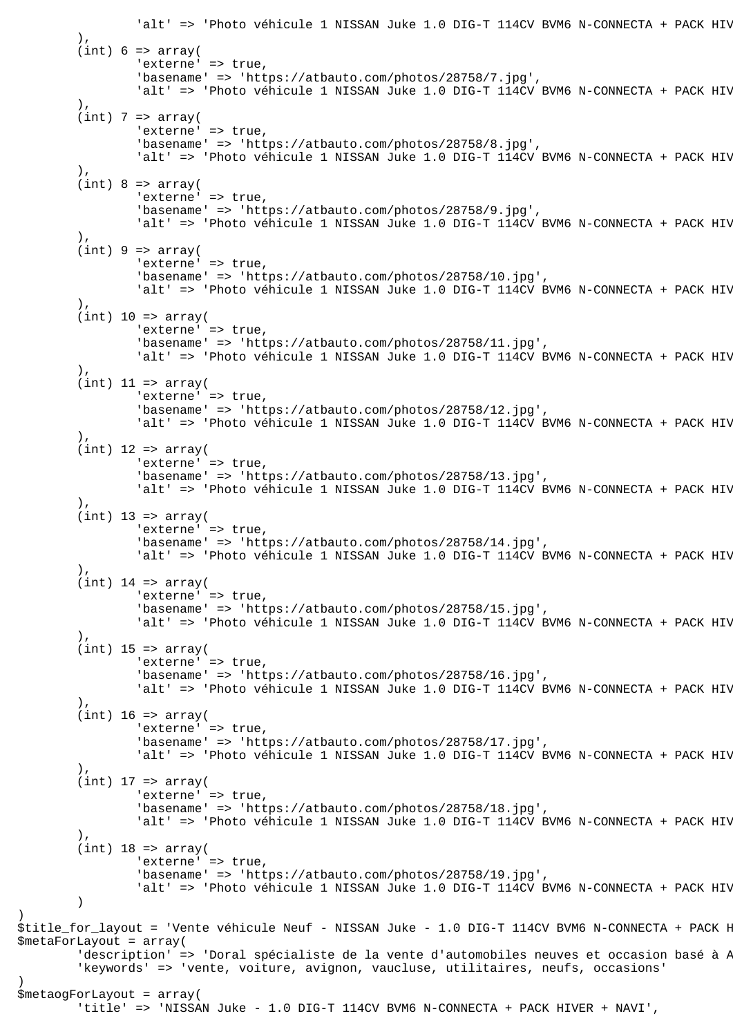```
			'alt' => 'Photo véhicule 1 NISSAN Juke 1.0 DIG-T 114CV BVM6 N-CONNECTA + PACK HIV
		),
		(int) 6 => array(
			'externe' => true,
			'basename' => 'https://atbauto.com/photos/28758/7.jpg',
			'alt' => 'Photo véhicule 1 NISSAN Juke 1.0 DIG-T 114CV BVM6 N-CONNECTA + PACK HIV
		),
		(int) 7 => array(
			'externe' => true,
			'basename' => 'https://atbauto.com/photos/28758/8.jpg',
			'alt' => 'Photo véhicule 1 NISSAN Juke 1.0 DIG-T 114CV BVM6 N-CONNECTA + PACK HIV
		),
		(int) 8 => array(
			'externe' => true,
			'basename' => 'https://atbauto.com/photos/28758/9.jpg',
			'alt' => 'Photo véhicule 1 NISSAN Juke 1.0 DIG-T 114CV BVM6 N-CONNECTA + PACK HIV
		),
		(int) 9 => array(
			'externe' => true,
			'basename' => 'https://atbauto.com/photos/28758/10.jpg',
			'alt' => 'Photo véhicule 1 NISSAN Juke 1.0 DIG-T 114CV BVM6 N-CONNECTA + PACK HIV
		),
		(int) 10 => array(
			'externe' => true,
			'basename' => 'https://atbauto.com/photos/28758/11.jpg',
			'alt' => 'Photo véhicule 1 NISSAN Juke 1.0 DIG-T 114CV BVM6 N-CONNECTA + PACK HIV
		),
		(int) 11 => array(
			'externe' => true,
			'basename' => 'https://atbauto.com/photos/28758/12.jpg',
			'alt' => 'Photo véhicule 1 NISSAN Juke 1.0 DIG-T 114CV BVM6 N-CONNECTA + PACK HIV
		),
		(int) 12 => array(
			'externe' => true,
			'basename' => 'https://atbauto.com/photos/28758/13.jpg',
			'alt' => 'Photo véhicule 1 NISSAN Juke 1.0 DIG-T 114CV BVM6 N-CONNECTA + PACK HIV
		),
		(int) 13 => array(
			'externe' => true,
			'basename' => 'https://atbauto.com/photos/28758/14.jpg',
			'alt' => 'Photo véhicule 1 NISSAN Juke 1.0 DIG-T 114CV BVM6 N-CONNECTA + PACK HIV
		),
		(int) 14 => array(
			'externe' => true,
			'basename' => 'https://atbauto.com/photos/28758/15.jpg',
			'alt' => 'Photo véhicule 1 NISSAN Juke 1.0 DIG-T 114CV BVM6 N-CONNECTA + PACK HIV
		),
		(int) 15 => array(
			'externe' => true,
			'basename' => 'https://atbauto.com/photos/28758/16.jpg',
			'alt' => 'Photo véhicule 1 NISSAN Juke 1.0 DIG-T 114CV BVM6 N-CONNECTA + PACK HIV
		),
		(int) 16 => array(
			'externe' => true,
			'basename' => 'https://atbauto.com/photos/28758/17.jpg',
			'alt' => 'Photo véhicule 1 NISSAN Juke 1.0 DIG-T 114CV BVM6 N-CONNECTA + PACK HIV
		),
		(int) 17 => array(
			'externe' => true,
			'basename' => 'https://atbauto.com/photos/28758/18.jpg',
			'alt' => 'Photo véhicule 1 NISSAN Juke 1.0 DIG-T 114CV BVM6 N-CONNECTA + PACK HIV
		),
		(int) 18 => array(
			'externe' => true,
			'basename' => 'https://atbauto.com/photos/28758/19.jpg',
			'alt' => 'Photo véhicule 1 NISSAN Juke 1.0 DIG-T 114CV BVM6 N-CONNECTA + PACK HIV
		)
)
$title_for_layout = 'Vente véhicule Neuf - NISSAN Juke - 1.0 DIG-T 114CV BVM6 N-CONNECTA + PACK H
$metaForLayout = array(
	'description' => 'Doral spécialiste de la vente d'automobiles neuves et occasion basé à A
	'keywords' => 'vente, voiture, avignon, vaucluse, utilitaires, neufs, occasions'
)
$metaogForLayout = array(
	'title' => 'NISSAN Juke - 1.0 DIG-T 114CV BVM6 N-CONNECTA + PACK HIVER + NAVI',
```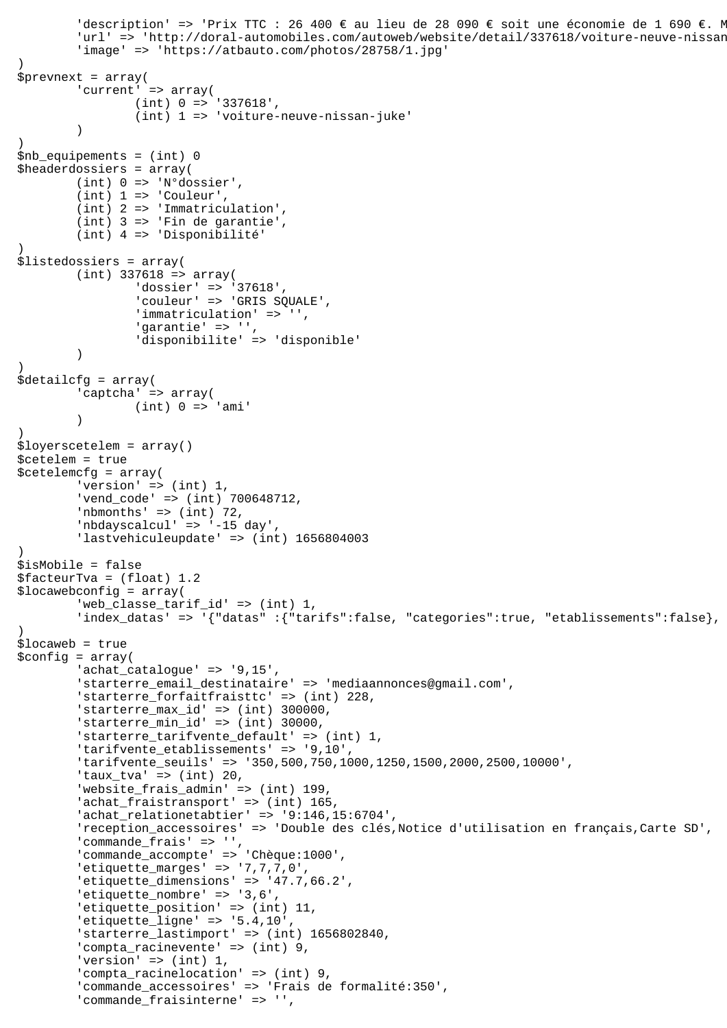```
        'description' => 'Prix TTC : 26 400 € au lieu de 28 090 € soit une économie de 1 690 €. M
        'url' => 'http://doral-automobiles.com/autoweb/website/detail/337618/voiture-neuve-nissan
        'image' => 'https://atbauto.com/photos/28758/1.jpg'
)
$prevnext = array(
        'current' => array(
                (int) 0 => '337618',
                (int) 1 => 'voiture-neuve-nissan-juke'
        )
)
$nb_equipements = (int) 0
$headerdossiers = array(
        (int) 0 => 'N°dossier',
        (int) 1 => 'Couleur',
        (int) 2 => 'Immatriculation',
        (int) 3 => 'Fin de garantie',
        (int) 4 => 'Disponibilité'
)
$listedossiers = array(
        (int) 337618 => array(
                'dossier' => '37618',
                'couleur' => 'GRIS SQUALE',
                'immatriculation' => '',
                'garantie' => '',
                'disponibilite' => 'disponible'
        )
)
$detailcfg = array(
        'captcha' => array(
                (int) 0 => 'ami'
        )
)
$loyerscetelem = array()
$cetelem = true
$cetelemcfg = array(
        'version' => (int) 1,
        'vend_code' => (int) 700648712,
        'nbmonths' => (int) 72,
        'nbdayscalcul' => '-15 day',
        'lastvehiculeupdate' => (int) 1656804003
)
$isMobile = false
$facteurTva = (float) 1.2
$locawebconfig = array(
        'web_classe_tarif_id' => (int) 1,
        'index_datas' => '{"datas" :{"tarifs":false, "categories":true, "etablissements":false},
)
$locaweb = true
$config = array(
        'achat_catalogue' => '9,15',
        'starterre_email_destinataire' => 'mediaannonces@gmail.com',
        'starterre_forfaitfraisttc' => (int) 228,
        'starterre_max_id' => (int) 300000,
        'starterre_min_id' => (int) 30000,
        'starterre_tarifvente_default' => (int) 1,
        'tarifvente_etablissements' => '9,10',
        'tarifvente_seuils' => '350,500,750,1000,1250,1500,2000,2500,10000',
        'taux_tva' => (int) 20,
        'website_frais_admin' => (int) 199,
        'achat_fraistransport' => (int) 165,
        'achat_relationetabtier' => '9:146,15:6704',
        'reception_accessoires' => 'Double des clés,Notice d'utilisation en français,Carte SD',
        'commande_frais' => '',
        'commande_accompte' => 'Chèque:1000',
        'etiquette_marges' => '7,7,7,0',
        'etiquette_dimensions' => '47.7,66.2',
        'etiquette_nombre' => '3,6',
        'etiquette_position' => (int) 11,
        'etiquette_ligne' => '5.4,10',
        'starterre_lastimport' => (int) 1656802840,
        'compta_racinevente' => (int) 9,
        'version' => (int) 1,
        'compta_racinelocation' => (int) 9,
        'commande_accessoires' => 'Frais de formalité:350',
        'commande_fraisinterne' => '',
```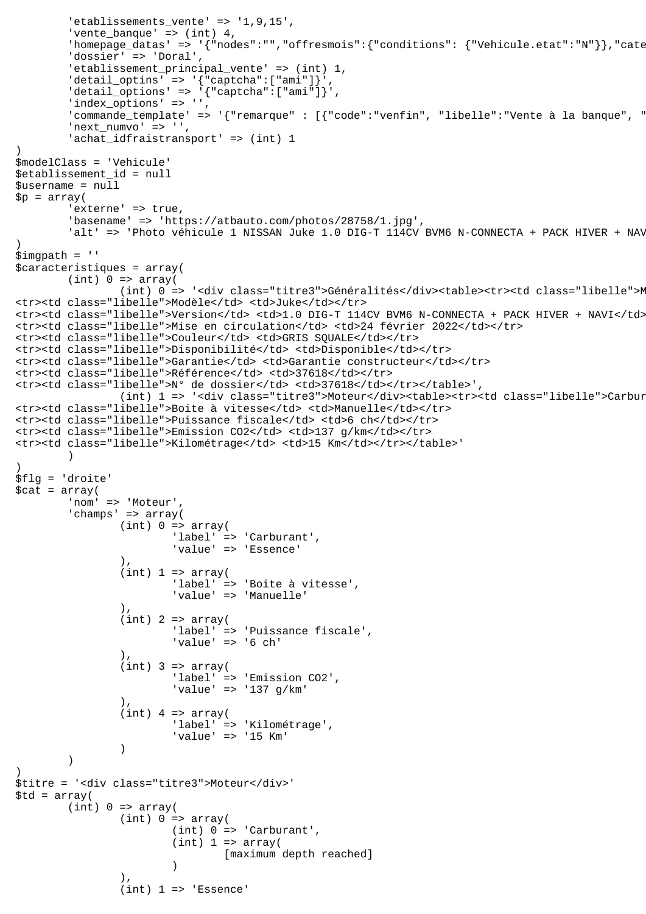```
        'etablissements_vente' => '1,9,15',
        'vente_banque' => (int) 4,
        'homepage_datas' => '{"nodes":"","offresmois":{"conditions": {"Vehicule.etat":"N"}},"cate
        'dossier' => 'Doral',
        'etablissement_principal_vente' => (int) 1,
        'detail_optins' => '{"captcha":["ami"]}',
        'detail_options' => '{"captcha":["ami"]}',
        'index_options' => '',
        'commande_template' => '{"remarque" : [{"code":"venfin", "libelle":"Vente à la banque", "
        'next_numvo' => '',
        'achat_idfraistransport' => (int) 1
)
$modelClass = 'Vehicule'
$etablissement_id = null
$username = null
$p = array(
        'externe' => true,
        'basename' => 'https://atbauto.com/photos/28758/1.jpg',
        'alt' => 'Photo véhicule 1 NISSAN Juke 1.0 DIG-T 114CV BVM6 N-CONNECTA + PACK HIVER + NAV
)
$imgpath = ''
$caracteristiques = array(
        (int) 0 => array(
                (int) 0 => '<div class="titre3">Généralités</div><table><tr><td class="libelle">M
<tr><td class="libelle">Modèle</td> <td>Juke</td></tr>
<tr><td class="libelle">Version</td> <td>1.0 DIG-T 114CV BVM6 N-CONNECTA + PACK HIVER + NAVI</td>
<tr><td class="libelle">Mise en circulation</td> <td>24 février 2022</td></tr>
<tr><td class="libelle">Couleur</td> <td>GRIS SQUALE</td></tr>
<tr><td class="libelle">Disponibilité</td> <td>Disponible</td></tr>
<tr><td class="libelle">Garantie</td> <td>Garantie constructeur</td></tr>
<tr><td class="libelle">Référence</td> <td>37618</td></tr>
<tr><td class="libelle">N° de dossier</td> <td>37618</td></tr></table>',
                (int) 1 => '<div class="titre3">Moteur</div><table><tr><td class="libelle">Carbur
<tr><td class="libelle">Boite à vitesse</td> <td>Manuelle</td></tr>
<tr><td class="libelle">Puissance fiscale</td> <td>6 ch</td></tr>
<tr><td class="libelle">Emission CO2</td> <td>137 g/km</td></tr>
<tr><td class="libelle">Kilométrage</td> <td>15 Km</td></tr></table>'
        )
)
$flg = 'droite'
$cat = array(
        'nom' => 'Moteur',
        'champs' => array(
                (int) 0 => array(
                        'label' => 'Carburant',
                        'value' => 'Essence'
                ),
                (int) 1 => array(
                        'label' => 'Boite à vitesse',
                        'value' => 'Manuelle'
                ),
                (int) 2 => array(
                        'label' => 'Puissance fiscale',
                        'value' => '6 ch'
                ),
                (int) 3 => array(
                        'label' => 'Emission CO2',
                        'value' => '137 g/km'
                ),
                (int) 4 => array(
                        'label' => 'Kilométrage',
                        'value' => '15 Km'
                )
        )
)
$titre = '<div class="titre3">Moteur</div>'
$td = array(
        (int) 0 => array(
                (int) 0 => array(
                        (int) 0 => 'Carburant',
                        (int) 1 => array(
                                [maximum depth reached]
                        )
                ),
                (int) 1 => 'Essence'
```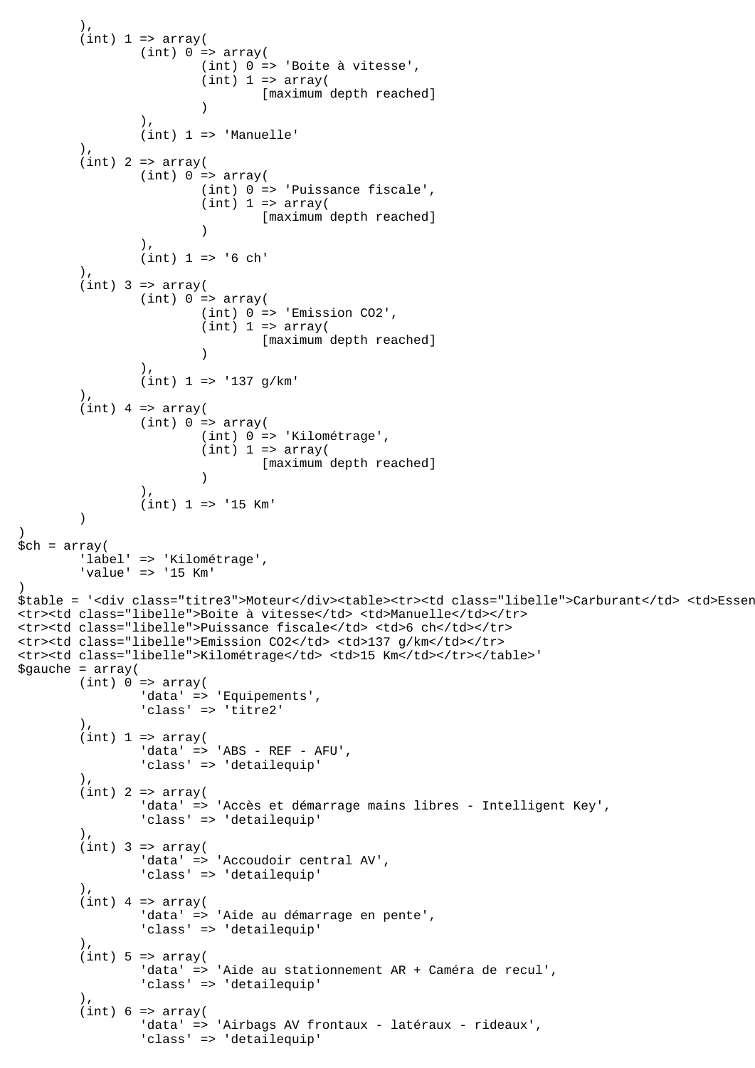```
        ),
        (int) 1 => array(
                (int) 0 => array(
                        (int) 0 => 'Boite à vitesse',
                        (int) 1 => array(
                                [maximum depth reached]
                        )
                ),
                (int) 1 => 'Manuelle'
        ),
        (int) 2 => array(
                (int) 0 => array(
                        (int) 0 => 'Puissance fiscale',
                        (int) 1 => array(
                                [maximum depth reached]
                        )
                ),
                (int) 1 => '6 ch'
        ),
        (int) 3 => array(
                (int) 0 => array(
                        (int) 0 => 'Emission CO2',
                        (int) 1 => array(
                                [maximum depth reached]
                        )
                ),
                (int) 1 => '137 g/km'
        ),
        (int) 4 => array(
                (int) 0 => array(
                        (int) 0 => 'Kilométrage',
                        (int) 1 => array(
                                [maximum depth reached]
                        )
                ),
                (int) 1 => '15 Km'
        )
)
$ch = array(
        'label' => 'Kilométrage',
        'value' => '15 Km'
)
$table = '<div class="titre3">Moteur</div><table><tr><td class="libelle">Carburant</td> <td>Essen
<tr><td class="libelle">Boite à vitesse</td> <td>Manuelle</td></tr>
<tr><td class="libelle">Puissance fiscale</td> <td>6 ch</td></tr>
<tr><td class="libelle">Emission CO2</td> <td>137 g/km</td></tr>
<tr><td class="libelle">Kilométrage</td> <td>15 Km</td></tr></table>'
$gauche = array(
        (int) 0 => array(
                'data' => 'Equipements',
                'class' => 'titre2'
        ),
        (int) 1 => array(
                'data' => 'ABS - REF - AFU',
                'class' => 'detailequip'
        ),
        (int) 2 => array(
                'data' => 'Accès et démarrage mains libres - Intelligent Key',
                'class' => 'detailequip'
        ),
        (int) 3 => array(
                'data' => 'Accoudoir central AV',
                'class' => 'detailequip'
        ),
        (int) 4 => array(
                'data' => 'Aide au démarrage en pente',
                'class' => 'detailequip'
        ),
        (int) 5 => array(
                'data' => 'Aide au stationnement AR + Caméra de recul',
                'class' => 'detailequip'
        ),
        (int) 6 => array(
                'data' => 'Airbags AV frontaux - latéraux - rideaux',
                'class' => 'detailequip'
```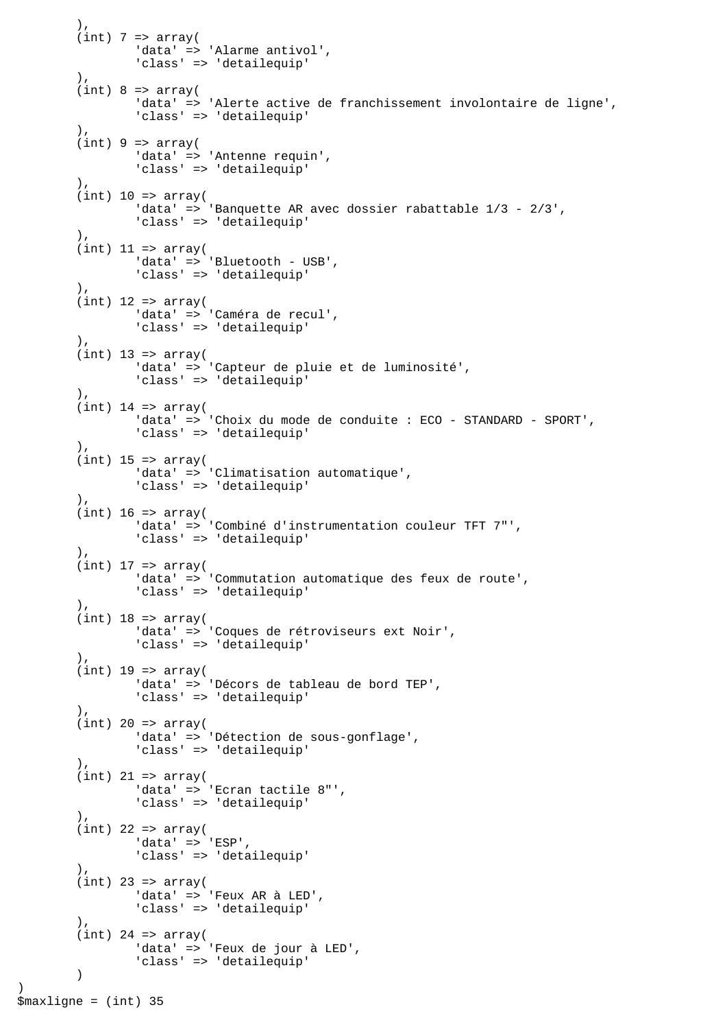```
		),
		(int) 7 => array(
			'data' => 'Alarme antivol',
			'class' => 'detailequip'
		),
		(int) 8 => array(
			'data' => 'Alerte active de franchissement involontaire de ligne',
			'class' => 'detailequip'
		),
		(int) 9 => array(
			'data' => 'Antenne requin',
			'class' => 'detailequip'
		),
		(int) 10 => array(
			'data' => 'Banquette AR avec dossier rabattable 1/3 - 2/3',
			'class' => 'detailequip'
		),
		(int) 11 => array(
			'data' => 'Bluetooth - USB',
			'class' => 'detailequip'
		),
		(int) 12 => array(
			'data' => 'Caméra de recul',
			'class' => 'detailequip'
		),
		(int) 13 => array(
			'data' => 'Capteur de pluie et de luminosité',
			'class' => 'detailequip'
		),
		(int) 14 => array(
			'data' => 'Choix du mode de conduite : ECO - STANDARD - SPORT',
			'class' => 'detailequip'
		),
		(int) 15 => array(
			'data' => 'Climatisation automatique',
			'class' => 'detailequip'
		),
		(int) 16 => array(
			'data' => 'Combiné d'instrumentation couleur TFT 7"',
			'class' => 'detailequip'
		),
		(int) 17 => array(
			'data' => 'Commutation automatique des feux de route',
			'class' => 'detailequip'
		),
		(int) 18 => array(
			'data' => 'Coques de rétroviseurs ext Noir',
			'class' => 'detailequip'
		),
		(int) 19 => array(
			'data' => 'Décors de tableau de bord TEP',
			'class' => 'detailequip'
		),
		(int) 20 => array(
			'data' => 'Détection de sous-gonflage',
			'class' => 'detailequip'
		),
		(int) 21 => array(
			'data' => 'Ecran tactile 8"',
			'class' => 'detailequip'
		),
		(int) 22 => array(
			'data' => 'ESP',
			'class' => 'detailequip'
		),
		(int) 23 => array(
			'data' => 'Feux AR à LED',
			'class' => 'detailequip'
		),
		(int) 24 => array(
			'data' => 'Feux de jour à LED',
			'class' => 'detailequip'
		)
)
$maxligne = (int) 35
```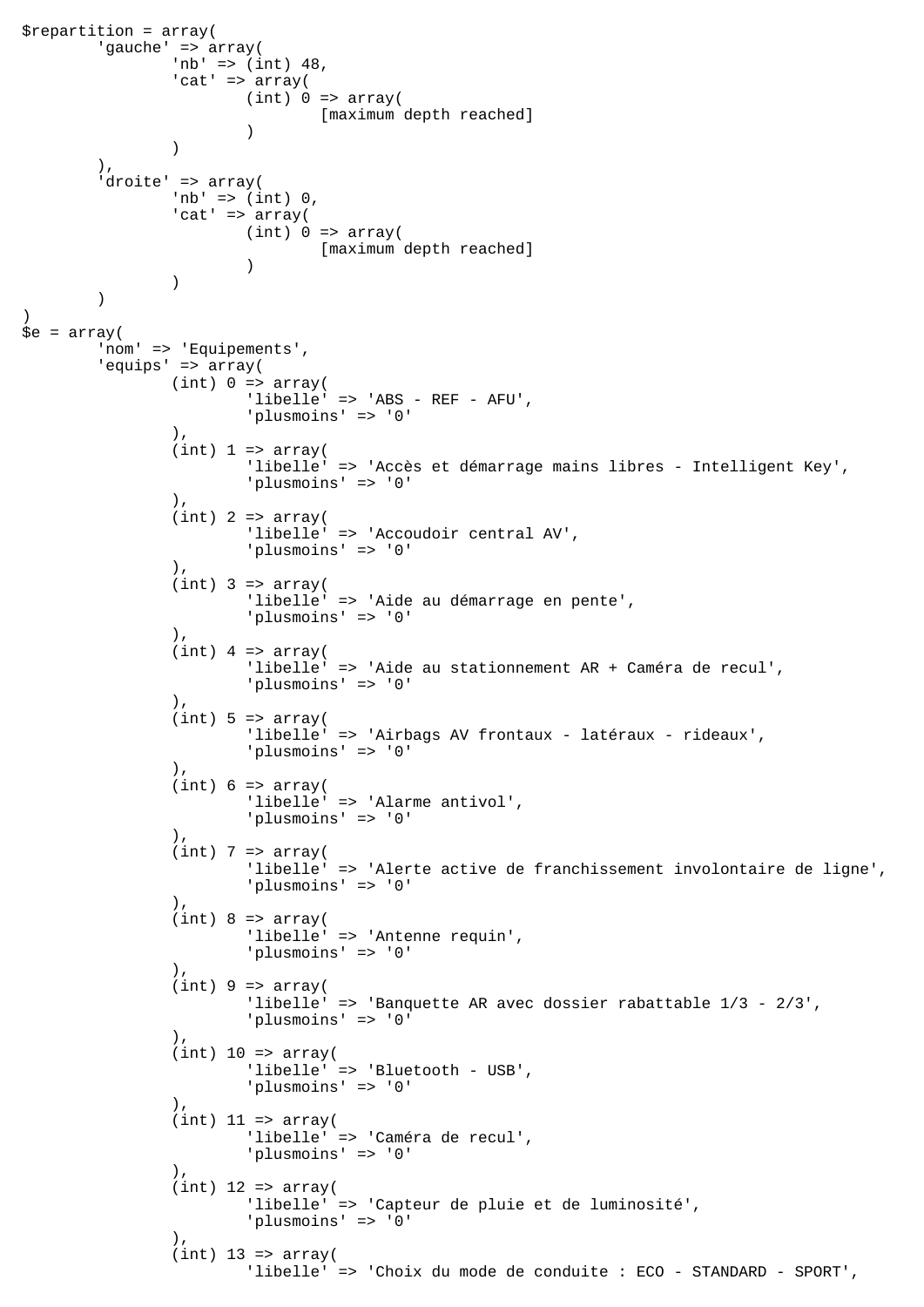```
$repartition = array(
	'gauche' => array(
		'nb' => (int) 48,
		'cat' => array(
			(int) 0 => array(
				[maximum depth reached]
			)
		)
	),
	'droite' => array(
		'nb' => (int) 0,
		'cat' => array(
			(int) 0 => array(
				[maximum depth reached]
			)
		)
	)
)
$e = array(
	'nom' => 'Equipements',
	'equips' => array(
		(int) 0 => array(
			'libelle' => 'ABS - REF - AFU',
			'plusmoins' => '0'
		),
		(int) 1 => array(
			'libelle' => 'Accès et démarrage mains libres - Intelligent Key',
			'plusmoins' => '0'
		),
		(int) 2 => array(
			'libelle' => 'Accoudoir central AV',
			'plusmoins' => '0'
		),
		(int) 3 => array(
			'libelle' => 'Aide au démarrage en pente',
			'plusmoins' => '0'
		),
		(int) 4 => array(
			'libelle' => 'Aide au stationnement AR + Caméra de recul',
			'plusmoins' => '0'
		),
		(int) 5 => array(
			'libelle' => 'Airbags AV frontaux - latéraux - rideaux',
			'plusmoins' => '0'
		),
		(int) 6 => array(
			'libelle' => 'Alarme antivol',
			'plusmoins' => '0'
		),
		(int) 7 => array(
			'libelle' => 'Alerte active de franchissement involontaire de ligne',
			'plusmoins' => '0'
		),
		(int) 8 => array(
			'libelle' => 'Antenne requin',
			'plusmoins' => '0'
		),
		(int) 9 => array(
			'libelle' => 'Banquette AR avec dossier rabattable 1/3 - 2/3',
			'plusmoins' => '0'
		),
		(int) 10 => array(
			'libelle' => 'Bluetooth - USB',
			'plusmoins' => '0'
		),
		(int) 11 => array(
			'libelle' => 'Caméra de recul',
			'plusmoins' => '0'
		),
		(int) 12 => array(
			'libelle' => 'Capteur de pluie et de luminosité',
			'plusmoins' => '0'
		),
		(int) 13 => array(
			'libelle' => 'Choix du mode de conduite : ECO - STANDARD - SPORT',
```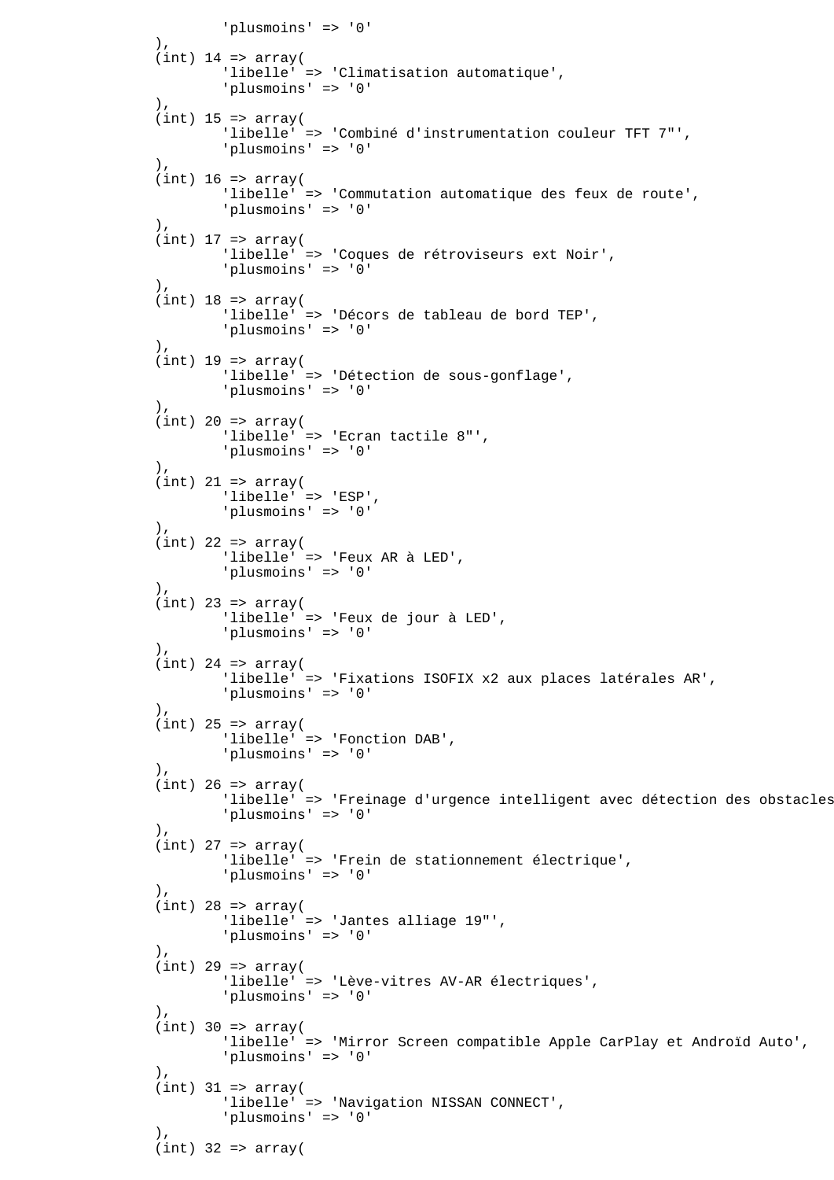```
				'plusmoins' => '0'
			),
			(int) 14 => array(
				'libelle' => 'Climatisation automatique',
				'plusmoins' => '0'
			),
			(int) 15 => array(
				'libelle' => 'Combiné d'instrumentation couleur TFT 7"',
				'plusmoins' => '0'
			),
			(int) 16 => array(
				'libelle' => 'Commutation automatique des feux de route',
				'plusmoins' => '0'
			),
			(int) 17 => array(
				'libelle' => 'Coques de rétroviseurs ext Noir',
				'plusmoins' => '0'
			),
			(int) 18 => array(
				'libelle' => 'Décors de tableau de bord TEP',
				'plusmoins' => '0'
			),
			(int) 19 => array(
				'libelle' => 'Détection de sous-gonflage',
				'plusmoins' => '0'
			),
			(int) 20 => array(
				'libelle' => 'Ecran tactile 8"',
				'plusmoins' => '0'
			),
			(int) 21 => array(
				'libelle' => 'ESP',
				'plusmoins' => '0'
			),
			(int) 22 => array(
				'libelle' => 'Feux AR à LED',
				'plusmoins' => '0'
			),
			(int) 23 => array(
				'libelle' => 'Feux de jour à LED',
				'plusmoins' => '0'
			),
			(int) 24 => array(
				'libelle' => 'Fixations ISOFIX x2 aux places latérales AR',
				'plusmoins' => '0'
			),
			(int) 25 => array(
				'libelle' => 'Fonction DAB',
				'plusmoins' => '0'
			),
			(int) 26 => array(
				'libelle' => 'Freinage d'urgence intelligent avec détection des obstacles
				'plusmoins' => '0'
			),
			(int) 27 => array(
				'libelle' => 'Frein de stationnement électrique',
				'plusmoins' => '0'
			),
			(int) 28 => array(
				'libelle' => 'Jantes alliage 19"',
				'plusmoins' => '0'
			),
			(int) 29 => array(
				'libelle' => 'Lève-vitres AV-AR électriques',
				'plusmoins' => '0'
			),
			(int) 30 => array(
				'libelle' => 'Mirror Screen compatible Apple CarPlay et Androïd Auto',
				'plusmoins' => '0'
			),
			(int) 31 => array(
				'libelle' => 'Navigation NISSAN CONNECT',
				'plusmoins' => '0'
			),
			(int) 32 => array(
```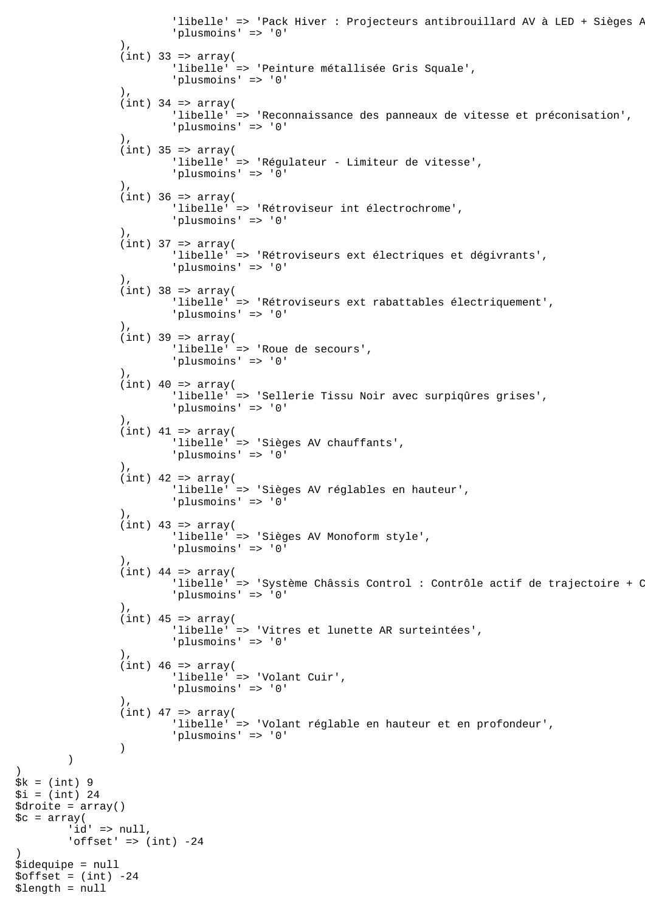```
                            'libelle' => 'Pack Hiver : Projecteurs antibrouillard AV à LED + Sièges A
                            'plusmoins' => '0'
                    ),
                    (int) 33 => array(
                            'libelle' => 'Peinture métallisée Gris Squale',
                            'plusmoins' => '0'
                    ),
                    (int) 34 => array(
                            'libelle' => 'Reconnaissance des panneaux de vitesse et préconisation',
                            'plusmoins' => '0'
                    ),
                    (int) 35 => array(
                            'libelle' => 'Régulateur - Limiteur de vitesse',
                            'plusmoins' => '0'
                    ),
                    (int) 36 => array(
                            'libelle' => 'Rétroviseur int électrochrome',
                            'plusmoins' => '0'
                    ),
                    (int) 37 => array(
                            'libelle' => 'Rétroviseurs ext électriques et dégivrants',
                            'plusmoins' => '0'
                    ),
                    (int) 38 => array(
                            'libelle' => 'Rétroviseurs ext rabattables électriquement',
                            'plusmoins' => '0'
                    ),
                    (int) 39 => array(
                            'libelle' => 'Roue de secours',
                            'plusmoins' => '0'
                    ),
                    (int) 40 => array(
                            'libelle' => 'Sellerie Tissu Noir avec surpiqûres grises',
                            'plusmoins' => '0'
                    ),
                    (int) 41 => array(
                            'libelle' => 'Sièges AV chauffants',
                            'plusmoins' => '0'
                    ),
                    (int) 42 => array(
                            'libelle' => 'Sièges AV réglables en hauteur',
                            'plusmoins' => '0'
                    ),
                    (int) 43 => array(
                            'libelle' => 'Sièges AV Monoform style',
                            'plusmoins' => '0'
                    ),
                    (int) 44 => array(
                            'libelle' => 'Système Châssis Control : Contrôle actif de trajectoire + C
                            'plusmoins' => '0'
                    ),
                    (int) 45 => array(
                            'libelle' => 'Vitres et lunette AR surteintées',
                            'plusmoins' => '0'
                    ),
                    (int) 46 => array(
                            'libelle' => 'Volant Cuir',
                            'plusmoins' => '0'
                    ),
                    (int) 47 => array(
                            'libelle' => 'Volant réglable en hauteur et en profondeur',
                            'plusmoins' => '0'
                    )
            )
)
$k = (int) 9
$i = (int) 24
$droite = array()
$c = array(
        'id' => null,
        'offset' => (int) -24
)
$idequipe = null
$offset = (int) -24
$length = null
```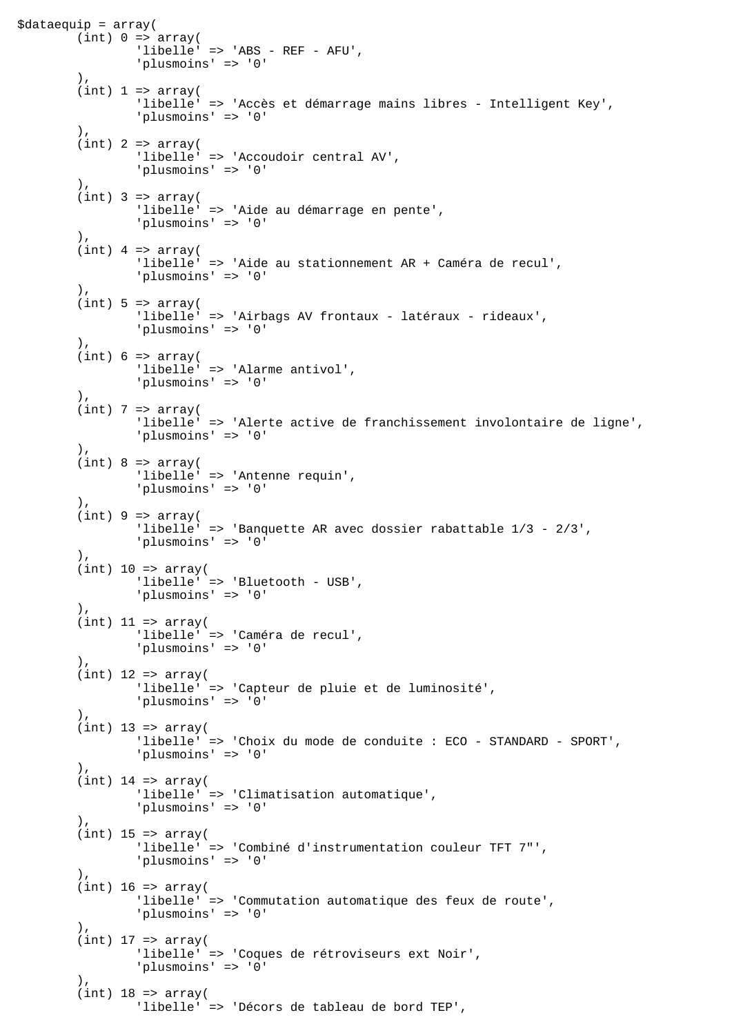```
$dataequip = array(
	(int) 0 => array(
		'libelle' => 'ABS - REF - AFU',
		'plusmoins' => '0'
	),
	(int) 1 => array(
		'libelle' => 'Accès et démarrage mains libres - Intelligent Key',
		'plusmoins' => '0'
	),
	(int) 2 => array(
		'libelle' => 'Accoudoir central AV',
		'plusmoins' => '0'
	),
	(int) 3 => array(
		'libelle' => 'Aide au démarrage en pente',
		'plusmoins' => '0'
	),
	(int) 4 => array(
		'libelle' => 'Aide au stationnement AR + Caméra de recul',
		'plusmoins' => '0'
	),
	(int) 5 => array(
		'libelle' => 'Airbags AV frontaux - latéraux - rideaux',
		'plusmoins' => '0'
	),
	(int) 6 => array(
		'libelle' => 'Alarme antivol',
		'plusmoins' => '0'
	),
	(int) 7 => array(
		'libelle' => 'Alerte active de franchissement involontaire de ligne',
		'plusmoins' => '0'
	),
	(int) 8 => array(
		'libelle' => 'Antenne requin',
		'plusmoins' => '0'
	),
	(int) 9 => array(
		'libelle' => 'Banquette AR avec dossier rabattable 1/3 - 2/3',
		'plusmoins' => '0'
	),
	(int) 10 => array(
		'libelle' => 'Bluetooth - USB',
		'plusmoins' => '0'
	),
	(int) 11 => array(
		'libelle' => 'Caméra de recul',
		'plusmoins' => '0'
	),
	(int) 12 => array(
		'libelle' => 'Capteur de pluie et de luminosité',
		'plusmoins' => '0'
	),
	(int) 13 => array(
		'libelle' => 'Choix du mode de conduite : ECO - STANDARD - SPORT',
		'plusmoins' => '0'
	),
	(int) 14 => array(
		'libelle' => 'Climatisation automatique',
		'plusmoins' => '0'
	),
	(int) 15 => array(
		'libelle' => 'Combiné d'instrumentation couleur TFT 7"',
		'plusmoins' => '0'
	),
	(int) 16 => array(
		'libelle' => 'Commutation automatique des feux de route',
		'plusmoins' => '0'
	),
	(int) 17 => array(
		'libelle' => 'Coques de rétroviseurs ext Noir',
		'plusmoins' => '0'
	),
	(int) 18 => array(
		'libelle' => 'Décors de tableau de bord TEP',
```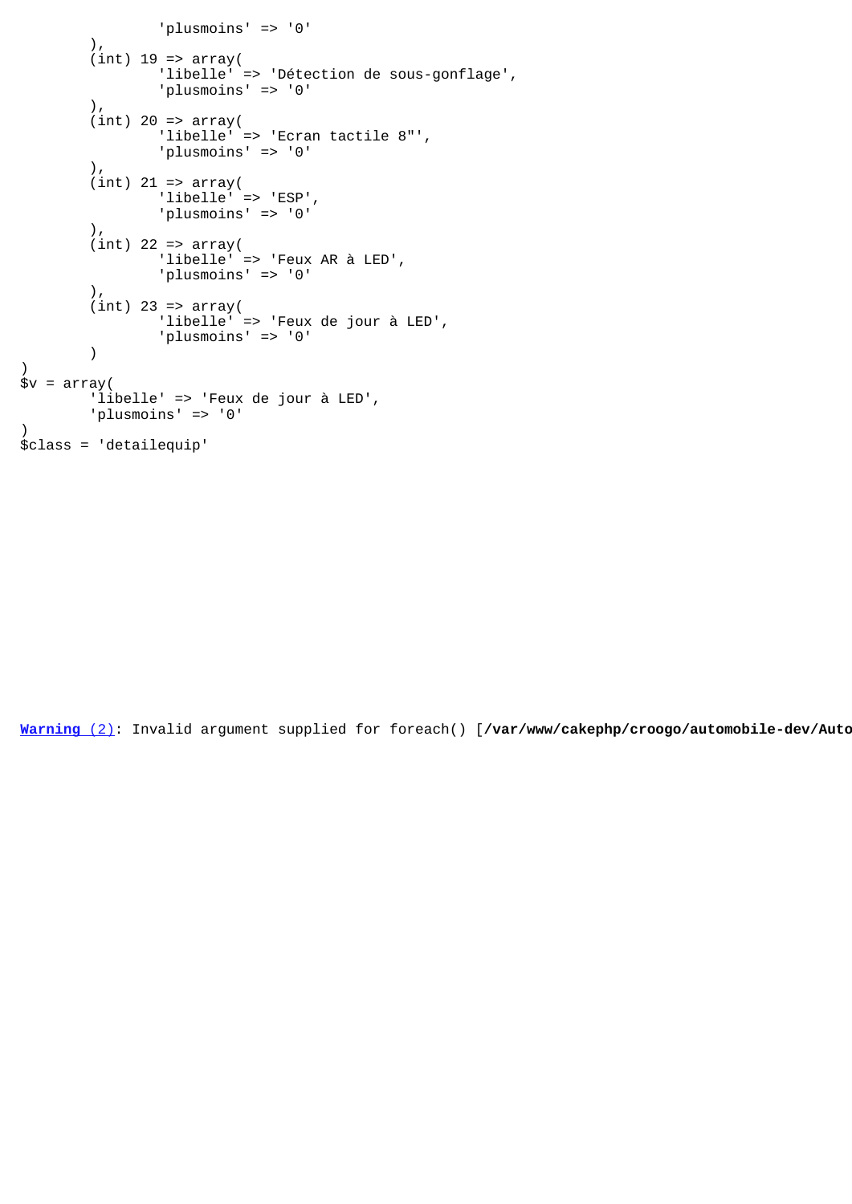```
                'plusmoins' => '0'
        ),
        (int) 19 => array(
                'libelle' => 'Détection de sous-gonflage',
                'plusmoins' => '0'
        ),
        (int) 20 => array(
                'libelle' => 'Ecran tactile 8"',
                'plusmoins' => '0'
        ),
        (int) 21 => array(
                'libelle' => 'ESP',
                'plusmoins' => '0'
        ),
        (int) 22 => array(
                'libelle' => 'Feux AR à LED',
                'plusmoins' => '0'
        ),
        (int) 23 => array(
                'libelle' => 'Feux de jour à LED',
                'plusmoins' => '0'
        )
)
$v = array(
        'libelle' => 'Feux de jour à LED',
        'plusmoins' => '0'
)
$class = 'detailequip'
```

**Warning (2)**: Invalid argument supplied for foreach() [**/var/www/cakephp/croogo/automobile-dev/Auto**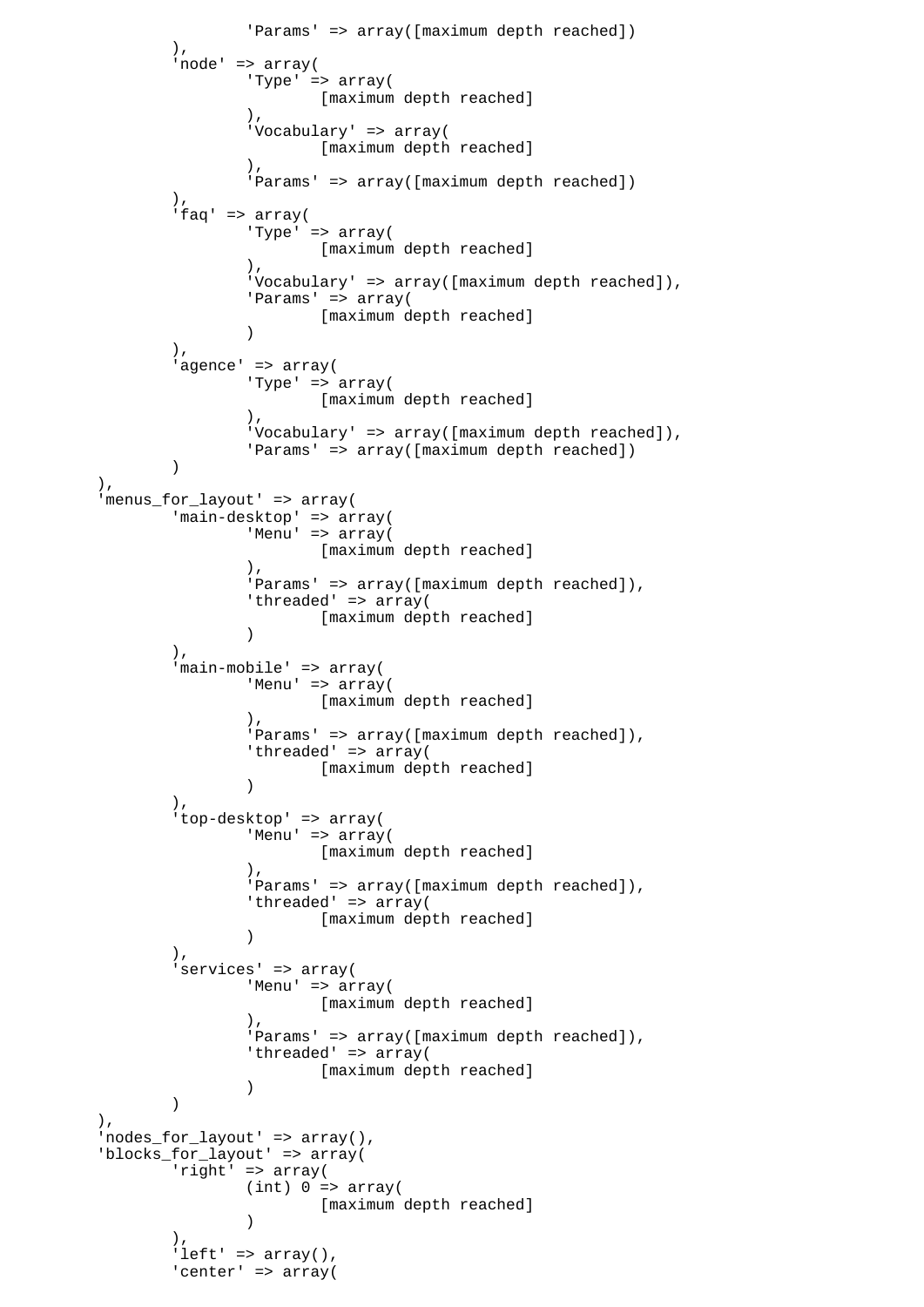```
					'Params' => array([maximum depth reached])
				),
				'node' => array(
					'Type' => array(
						[maximum depth reached]
					),
					'Vocabulary' => array(
						[maximum depth reached]
					),
					'Params' => array([maximum depth reached])
				),
				'faq' => array(
					'Type' => array(
						[maximum depth reached]
					),
					'Vocabulary' => array([maximum depth reached]),
					'Params' => array(
						[maximum depth reached]
					)
				),
				'agence' => array(
					'Type' => array(
						[maximum depth reached]
					),
					'Vocabulary' => array([maximum depth reached]),
					'Params' => array([maximum depth reached])
				)
			),
			'menus_for_layout' => array(
				'main-desktop' => array(
					'Menu' => array(
						[maximum depth reached]
					),
					'Params' => array([maximum depth reached]),
					'threaded' => array(
						[maximum depth reached]
					)
				),
				'main-mobile' => array(
					'Menu' => array(
						[maximum depth reached]
					),
					'Params' => array([maximum depth reached]),
					'threaded' => array(
						[maximum depth reached]
					)
				),
				'top-desktop' => array(
					'Menu' => array(
						[maximum depth reached]
					),
					'Params' => array([maximum depth reached]),
					'threaded' => array(
						[maximum depth reached]
					)
				),
				'services' => array(
					'Menu' => array(
						[maximum depth reached]
					),
					'Params' => array([maximum depth reached]),
					'threaded' => array(
						[maximum depth reached]
					)
				)
			),
			'nodes_for_layout' => array(),
			'blocks_for_layout' => array(
				'right' => array(
					(int) 0 => array(
						[maximum depth reached]
					)
				),
				'left' => array(),
				'center' => array(
```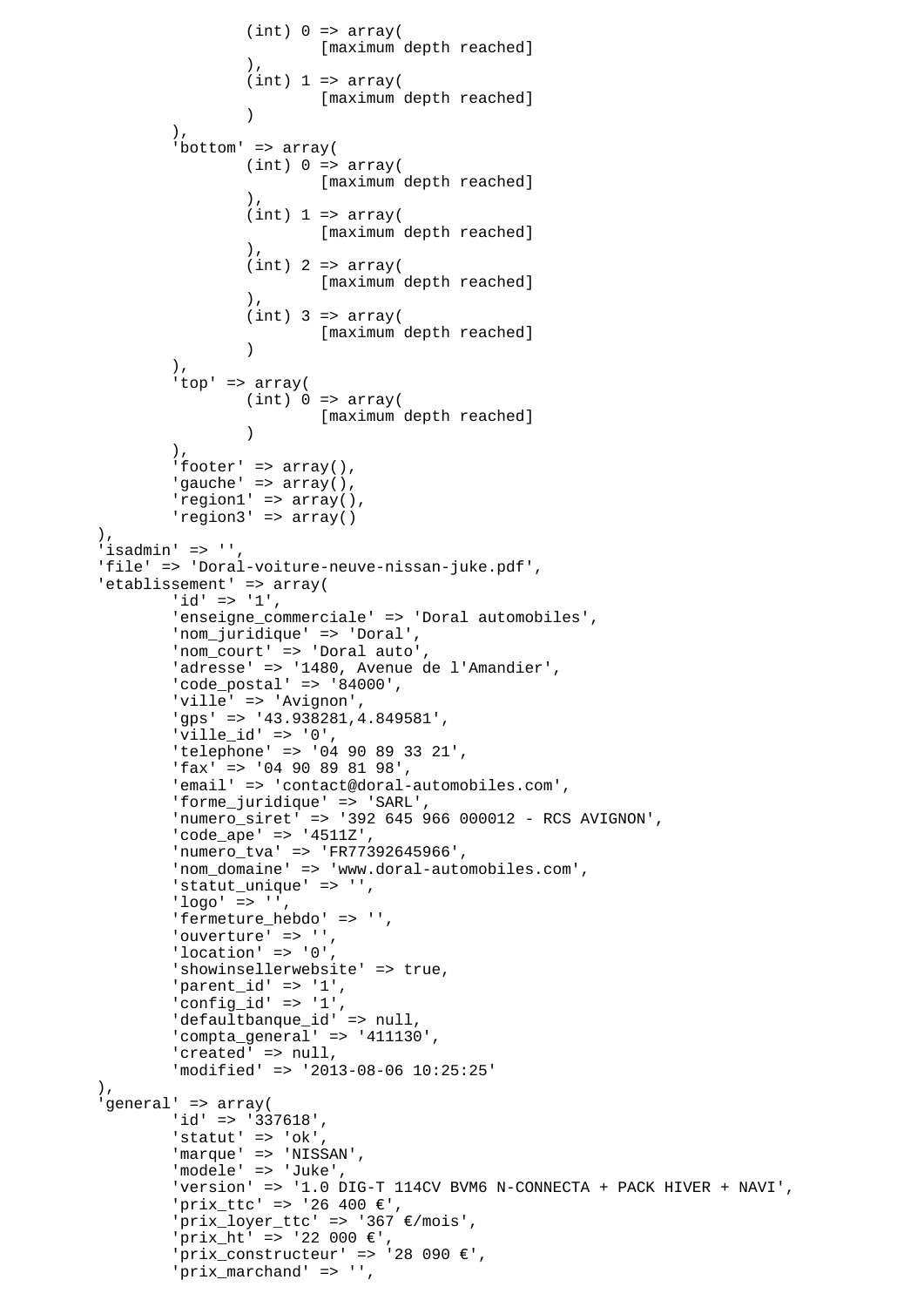```
				(int) 0 => array(
					[maximum depth reached]
				),
				(int) 1 => array(
					[maximum depth reached]
				)
			),
			'bottom' => array(
				(int) 0 => array(
					[maximum depth reached]
				),
				(int) 1 => array(
					[maximum depth reached]
				),
				(int) 2 => array(
					[maximum depth reached]
				),
				(int) 3 => array(
					[maximum depth reached]
				)
			),
			'top' => array(
				(int) 0 => array(
					[maximum depth reached]
				)
			),
			'footer' => array(),
			'gauche' => array(),
			'region1' => array(),
			'region3' => array()
		),
		'isadmin' => '',
		'file' => 'Doral-voiture-neuve-nissan-juke.pdf',
		'etablissement' => array(
			'id' => '1',
			'enseigne_commerciale' => 'Doral automobiles',
			'nom_juridique' => 'Doral',
			'nom_court' => 'Doral auto',
			'adresse' => '1480, Avenue de l'Amandier',
			'code_postal' => '84000',
			'ville' => 'Avignon',
			'gps' => '43.938281,4.849581',
			'ville_id' => '0',
			'telephone' => '04 90 89 33 21',
			'fax' => '04 90 89 81 98',
			'email' => 'contact@doral-automobiles.com',
			'forme_juridique' => 'SARL',
			'numero_siret' => '392 645 966 000012 - RCS AVIGNON',
			'code_ape' => '4511Z',
			'numero_tva' => 'FR77392645966',
			'nom_domaine' => 'www.doral-automobiles.com',
			'statut_unique' => '',
			'logo' => '',
			'fermeture_hebdo' => '',
			'ouverture' => '',
			'location' => '0',
			'showinsellerwebsite' => true,
			'parent_id' => '1',
			'config_id' => '1',
			'defaultbanque_id' => null,
			'compta_general' => '411130',
			'created' => null,
			'modified' => '2013-08-06 10:25:25'
		),
		'general' => array(
			'id' => '337618',
			'statut' => 'ok',
			'marque' => 'NISSAN',
			'modele' => 'Juke',
			'version' => '1.0 DIG-T 114CV BVM6 N-CONNECTA + PACK HIVER + NAVI',
			'prix_ttc' => '26 400 €',
			'prix_loyer_ttc' => '367 €/mois',
			'prix_ht' => '22 000 €',
			'prix_constructeur' => '28 090 €',
			'prix_marchand' => '',
```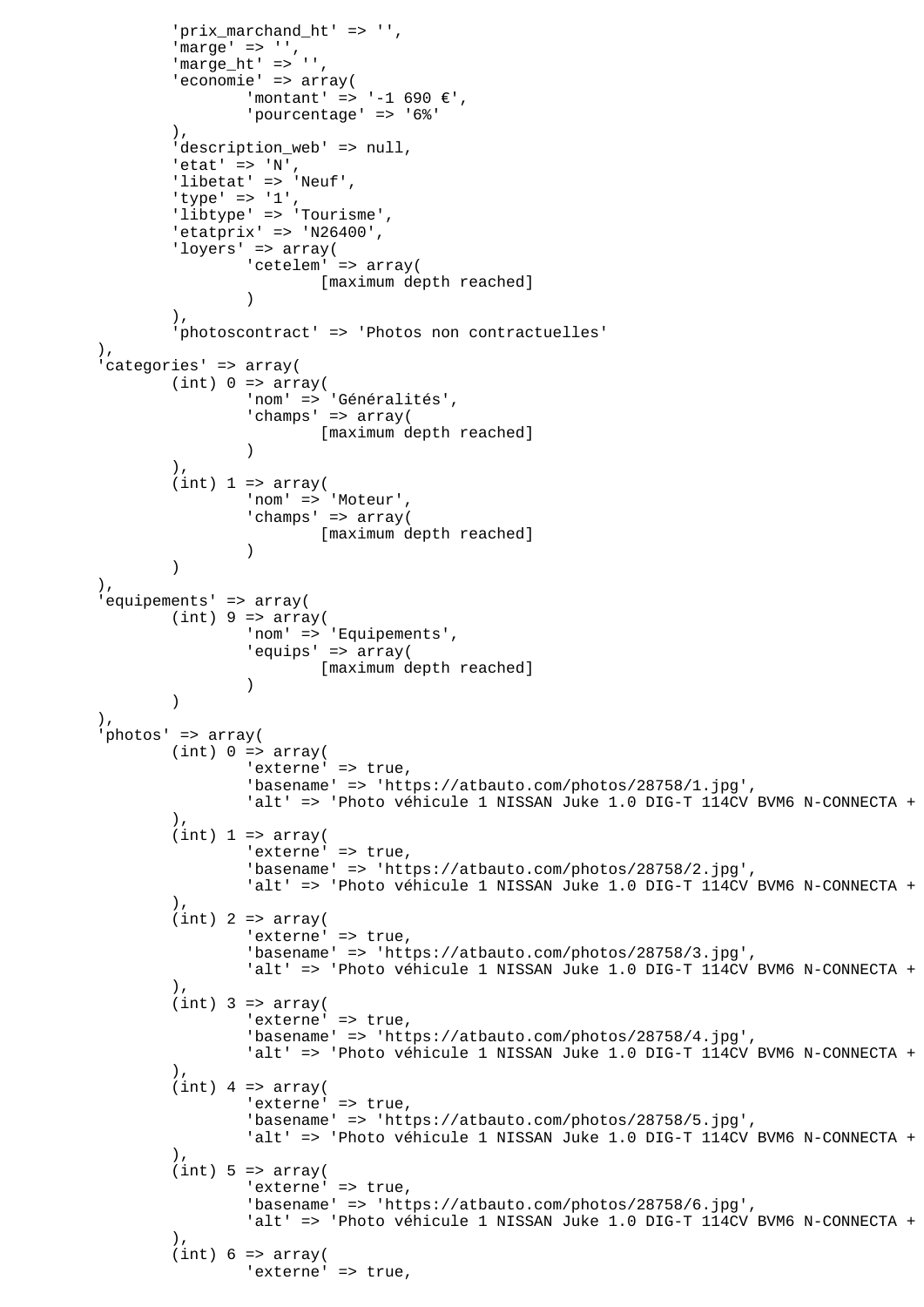```
			'prix_marchand_ht' => '',
			'marge' => '',
			'marge_ht' => '',
			'economie' => array(
				'montant' => '-1 690 €',
				'pourcentage' => '6%'
			),
			'description_web' => null,
			'etat' => 'N',
			'libetat' => 'Neuf',
			'type' => '1',
			'libtype' => 'Tourisme',
			'etatprix' => 'N26400',
			'loyers' => array(
				'cetelem' => array(
					[maximum depth reached]
				)
			),
			'photoscontract' => 'Photos non contractuelles'
		),
		'categories' => array(
			(int) 0 => array(
				'nom' => 'Généralités',
				'champs' => array(
					[maximum depth reached]
				)
			),
			(int) 1 => array(
				'nom' => 'Moteur',
				'champs' => array(
					[maximum depth reached]
				)
			)
		),
		'equipements' => array(
			(int) 9 => array(
				'nom' => 'Equipements',
				'equips' => array(
					[maximum depth reached]
				)
			)
		),
		'photos' => array(
			(int) 0 => array(
				'externe' => true,
				'basename' => 'https://atbauto.com/photos/28758/1.jpg',
				'alt' => 'Photo véhicule 1 NISSAN Juke 1.0 DIG-T 114CV BVM6 N-CONNECTA +
			),
			(int) 1 => array(
				'externe' => true,
				'basename' => 'https://atbauto.com/photos/28758/2.jpg',
				'alt' => 'Photo véhicule 1 NISSAN Juke 1.0 DIG-T 114CV BVM6 N-CONNECTA +
			),
			(int) 2 => array(
				'externe' => true,
				'basename' => 'https://atbauto.com/photos/28758/3.jpg',
				'alt' => 'Photo véhicule 1 NISSAN Juke 1.0 DIG-T 114CV BVM6 N-CONNECTA +
			),
			(int) 3 => array(
				'externe' => true,
				'basename' => 'https://atbauto.com/photos/28758/4.jpg',
				'alt' => 'Photo véhicule 1 NISSAN Juke 1.0 DIG-T 114CV BVM6 N-CONNECTA +
			),
			(int) 4 => array(
				'externe' => true,
				'basename' => 'https://atbauto.com/photos/28758/5.jpg',
				'alt' => 'Photo véhicule 1 NISSAN Juke 1.0 DIG-T 114CV BVM6 N-CONNECTA +
			),
			(int) 5 => array(
				'externe' => true,
				'basename' => 'https://atbauto.com/photos/28758/6.jpg',
				'alt' => 'Photo véhicule 1 NISSAN Juke 1.0 DIG-T 114CV BVM6 N-CONNECTA +
			),
			(int) 6 => array(
				'externe' => true,
```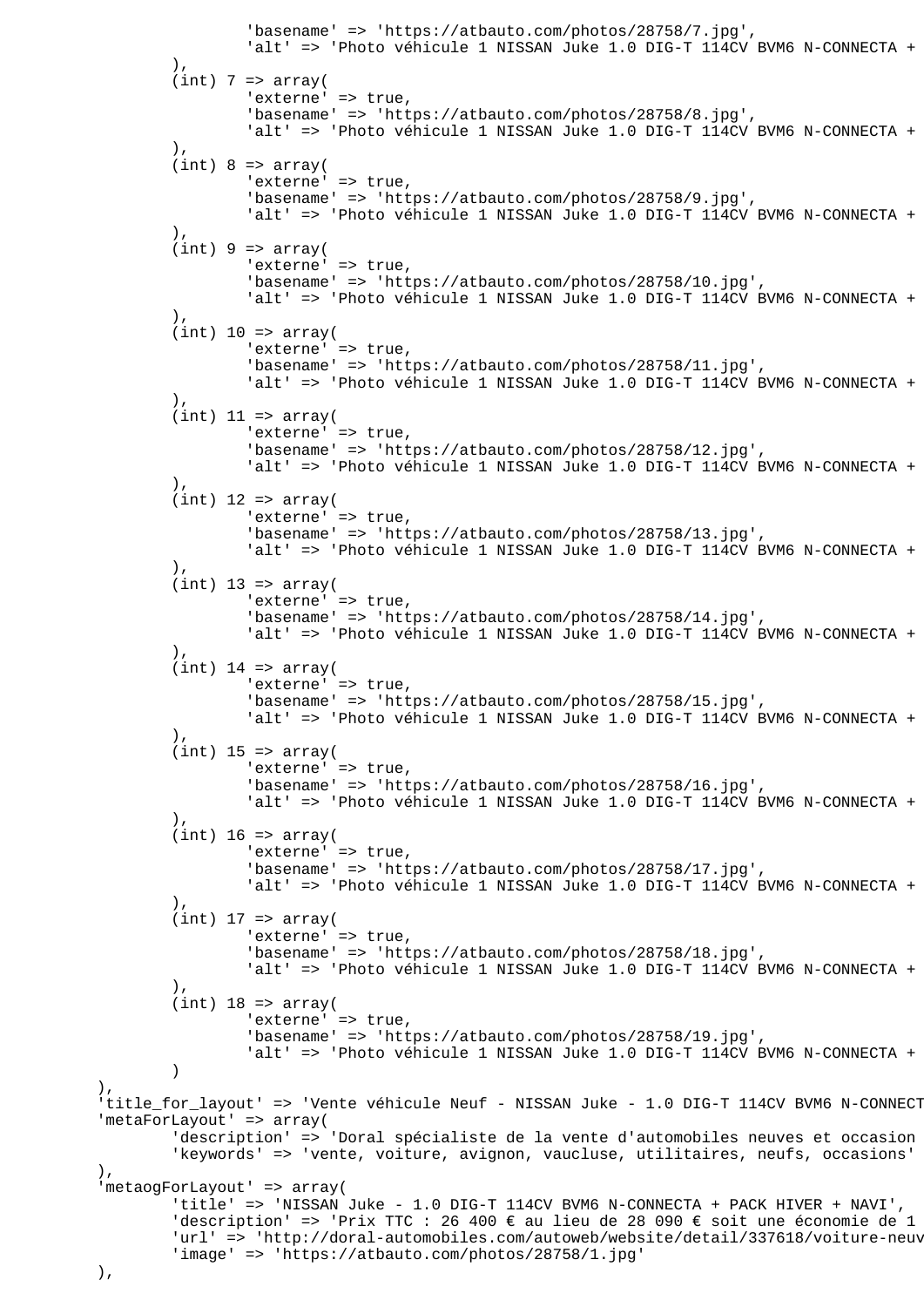```
				'basename' => 'https://atbauto.com/photos/28758/7.jpg',
				'alt' => 'Photo véhicule 1 NISSAN Juke 1.0 DIG-T 114CV BVM6 N-CONNECTA +
			),
			(int) 7 => array(
				'externe' => true,
				'basename' => 'https://atbauto.com/photos/28758/8.jpg',
				'alt' => 'Photo véhicule 1 NISSAN Juke 1.0 DIG-T 114CV BVM6 N-CONNECTA +
			),
			(int) 8 => array(
				'externe' => true,
				'basename' => 'https://atbauto.com/photos/28758/9.jpg',
				'alt' => 'Photo véhicule 1 NISSAN Juke 1.0 DIG-T 114CV BVM6 N-CONNECTA +
			),
			(int) 9 => array(
				'externe' => true,
				'basename' => 'https://atbauto.com/photos/28758/10.jpg',
				'alt' => 'Photo véhicule 1 NISSAN Juke 1.0 DIG-T 114CV BVM6 N-CONNECTA +
			),
			(int) 10 => array(
				'externe' => true,
				'basename' => 'https://atbauto.com/photos/28758/11.jpg',
				'alt' => 'Photo véhicule 1 NISSAN Juke 1.0 DIG-T 114CV BVM6 N-CONNECTA +
			),
			(int) 11 => array(
				'externe' => true,
				'basename' => 'https://atbauto.com/photos/28758/12.jpg',
				'alt' => 'Photo véhicule 1 NISSAN Juke 1.0 DIG-T 114CV BVM6 N-CONNECTA +
			),
			(int) 12 => array(
				'externe' => true,
				'basename' => 'https://atbauto.com/photos/28758/13.jpg',
				'alt' => 'Photo véhicule 1 NISSAN Juke 1.0 DIG-T 114CV BVM6 N-CONNECTA +
			),
			(int) 13 => array(
				'externe' => true,
				'basename' => 'https://atbauto.com/photos/28758/14.jpg',
				'alt' => 'Photo véhicule 1 NISSAN Juke 1.0 DIG-T 114CV BVM6 N-CONNECTA +
			),
			(int) 14 => array(
				'externe' => true,
				'basename' => 'https://atbauto.com/photos/28758/15.jpg',
				'alt' => 'Photo véhicule 1 NISSAN Juke 1.0 DIG-T 114CV BVM6 N-CONNECTA +
			),
			(int) 15 => array(
				'externe' => true,
				'basename' => 'https://atbauto.com/photos/28758/16.jpg',
				'alt' => 'Photo véhicule 1 NISSAN Juke 1.0 DIG-T 114CV BVM6 N-CONNECTA +
			),
			(int) 16 => array(
				'externe' => true,
				'basename' => 'https://atbauto.com/photos/28758/17.jpg',
				'alt' => 'Photo véhicule 1 NISSAN Juke 1.0 DIG-T 114CV BVM6 N-CONNECTA +
			),
			(int) 17 => array(
				'externe' => true,
				'basename' => 'https://atbauto.com/photos/28758/18.jpg',
				'alt' => 'Photo véhicule 1 NISSAN Juke 1.0 DIG-T 114CV BVM6 N-CONNECTA +
			),
			(int) 18 => array(
				'externe' => true,
				'basename' => 'https://atbauto.com/photos/28758/19.jpg',
				'alt' => 'Photo véhicule 1 NISSAN Juke 1.0 DIG-T 114CV BVM6 N-CONNECTA +
			)
		),
		'title_for_layout' => 'Vente véhicule Neuf - NISSAN Juke - 1.0 DIG-T 114CV BVM6 N-CONNECT
		'metaForLayout' => array(
			'description' => 'Doral spécialiste de la vente d'automobiles neuves et occasion
			'keywords' => 'vente, voiture, avignon, vaucluse, utilitaires, neufs, occasions'
		),
		'metaogForLayout' => array(
			'title' => 'NISSAN Juke - 1.0 DIG-T 114CV BVM6 N-CONNECTA + PACK HIVER + NAVI',
			'description' => 'Prix TTC : 26 400 € au lieu de 28 090 € soit une économie de 1
			'url' => 'http://doral-automobiles.com/autoweb/website/detail/337618/voiture-neuv
			'image' => 'https://atbauto.com/photos/28758/1.jpg'
		),
```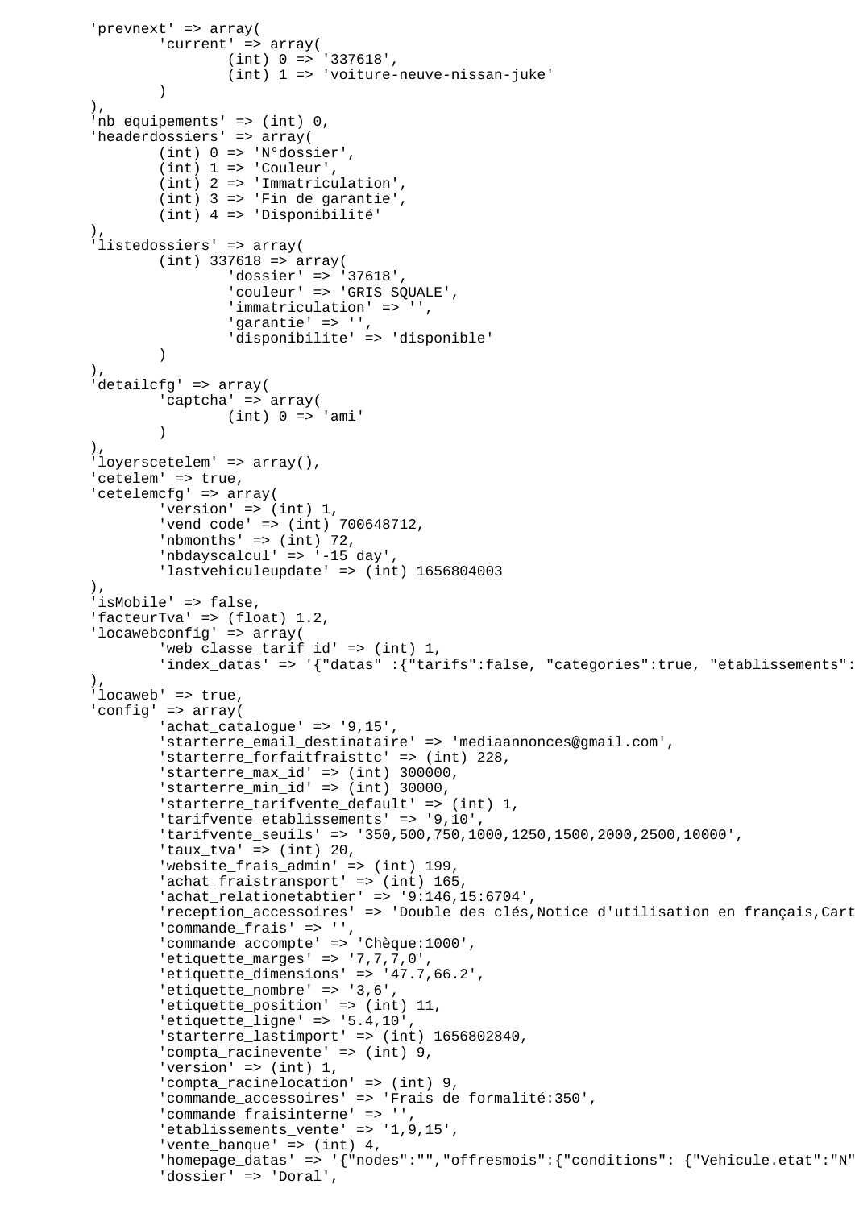```
        'prevnext' => array(
                'current' => array(
                        (int) 0 => '337618',
                        (int) 1 => 'voiture-neuve-nissan-juke'
                )
        ),
        'nb_equipements' => (int) 0,
        'headerdossiers' => array(
                (int) 0 => 'N°dossier',
                (int) 1 => 'Couleur',
                (int) 2 => 'Immatriculation',
                (int) 3 => 'Fin de garantie',
                (int) 4 => 'Disponibilité'
        ),
        'listedossiers' => array(
                (int) 337618 => array(
                        'dossier' => '37618',
                        'couleur' => 'GRIS SQUALE',
                        'immatriculation' => '',
                        'garantie' => '',
                        'disponibilite' => 'disponible'
                )
        ),
        'detailcfg' => array(
                'captcha' => array(
                        (int) 0 => 'ami'
                )
        ),
        'loyerscetelem' => array(),
        'cetelem' => true,
        'cetelemcfg' => array(
                'version' => (int) 1,
                'vend_code' => (int) 700648712,
                'nbmonths' => (int) 72,
                'nbdayscalcul' => '-15 day',
                'lastvehiculeupdate' => (int) 1656804003
        ),
        'isMobile' => false,
        'facteurTva' => (float) 1.2,
        'locawebconfig' => array(
                'web_classe_tarif_id' => (int) 1,
                'index_datas' => '{"datas" :{"tarifs":false, "categories":true, "etablissements":
        ),
        'locaweb' => true,
        'config' => array(
                'achat_catalogue' => '9,15',
                'starterre_email_destinataire' => 'mediaannonces@gmail.com',
                'starterre_forfaitfraisttc' => (int) 228,
                'starterre_max_id' => (int) 300000,
                'starterre_min_id' => (int) 30000,
                'starterre_tarifvente_default' => (int) 1,
                'tarifvente_etablissements' => '9,10',
                'tarifvente_seuils' => '350,500,750,1000,1250,1500,2000,2500,10000',
                'taux_tva' => (int) 20,
                'website_frais_admin' => (int) 199,
                'achat_fraistransport' => (int) 165,
                'achat_relationetabtier' => '9:146,15:6704',
                'reception_accessoires' => 'Double des clés,Notice d'utilisation en français,Cart
                'commande_frais' => '',
                'commande_accompte' => 'Chèque:1000',
                'etiquette_marges' => '7,7,7,0',
                'etiquette_dimensions' => '47.7,66.2',
                'etiquette_nombre' => '3,6',
                'etiquette_position' => (int) 11,
                'etiquette_ligne' => '5.4,10',
                'starterre_lastimport' => (int) 1656802840,
                'compta_racinevente' => (int) 9,
                'version' => (int) 1,
                'compta_racinelocation' => (int) 9,
                'commande_accessoires' => 'Frais de formalité:350',
                'commande_fraisinterne' => '',
                'etablissements_vente' => '1,9,15',
                'vente_banque' => (int) 4,
                'homepage_datas' => '{"nodes":"","offresmois":{"conditions": {"Vehicule.etat":"N"
                'dossier' => 'Doral',
```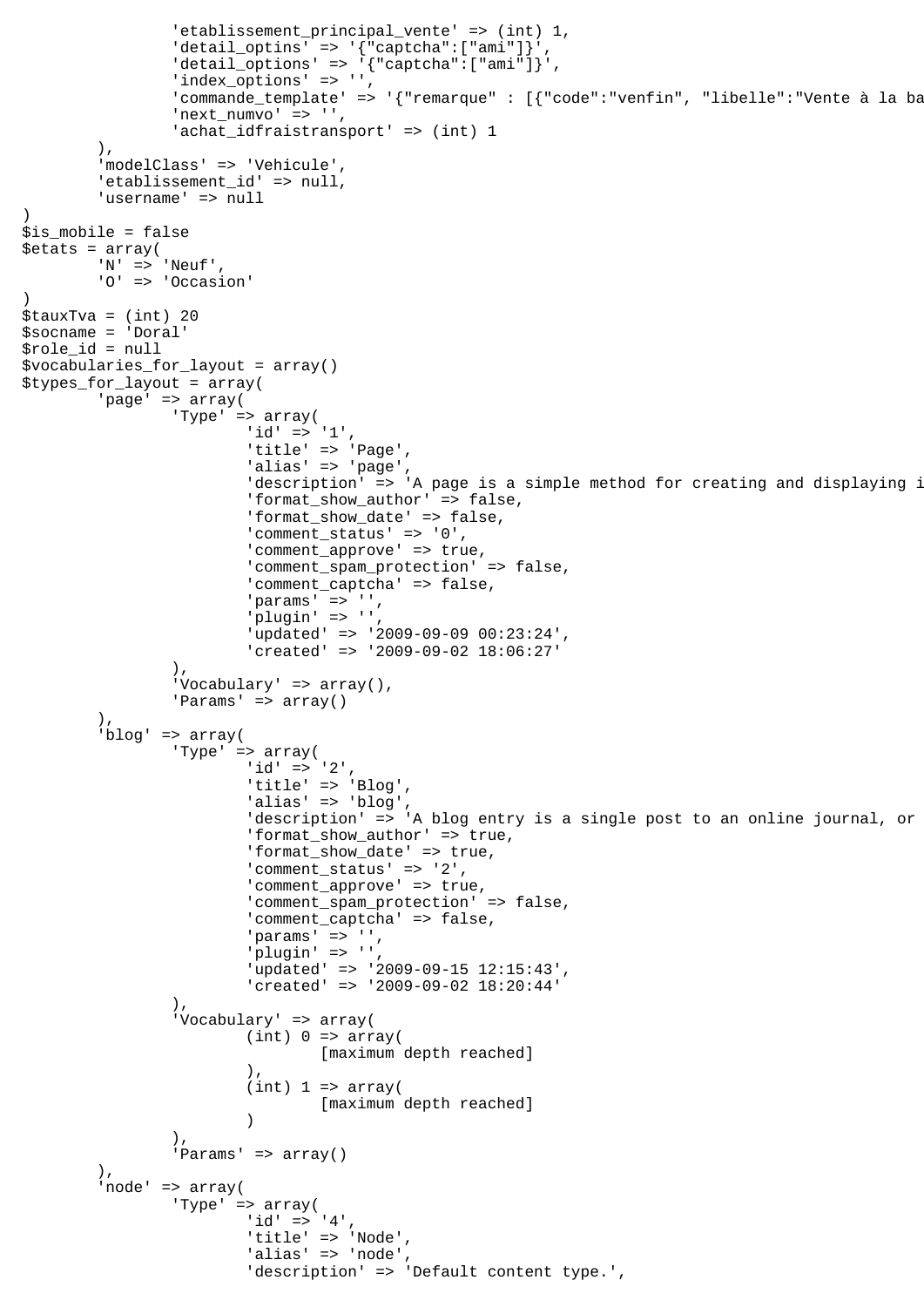```
			'etablissement_principal_vente' => (int) 1,
			'detail_optins' => '{"captcha":["ami"]}',
			'detail_options' => '{"captcha":["ami"]}',
			'index_options' => '',
			'commande_template' => '{"remarque" : [{"code":"venfin", "libelle":"Vente à la ba
			'next_numvo' => '',
			'achat_idfraistransport' => (int) 1
		),
		'modelClass' => 'Vehicule',
		'etablissement_id' => null,
		'username' => null
)
$is_mobile = false
$etats = array(
		'N' => 'Neuf',
		'O' => 'Occasion'
)
$tauxTva = (int) 20
$socname = 'Doral'
$role_id = null
$vocabularies_for_layout = array()
$types_for_layout = array(
		'page' => array(
			'Type' => array(
				'id' => '1',
				'title' => 'Page',
				'alias' => 'page',
				'description' => 'A page is a simple method for creating and displaying i
				'format_show_author' => false,
				'format_show_date' => false,
				'comment_status' => '0',
				'comment_approve' => true,
				'comment_spam_protection' => false,
				'comment_captcha' => false,
				'params' => '',
				'plugin' => '',
				'updated' => '2009-09-09 00:23:24',
				'created' => '2009-09-02 18:06:27'
			),
			'Vocabulary' => array(),
			'Params' => array()
		),
		'blog' => array(
			'Type' => array(
				'id' => '2',
				'title' => 'Blog',
				'alias' => 'blog',
				'description' => 'A blog entry is a single post to an online journal, or
				'format_show_author' => true,
				'format_show_date' => true,
				'comment_status' => '2',
				'comment_approve' => true,
				'comment_spam_protection' => false,
				'comment_captcha' => false,
				'params' => '',
				'plugin' => '',
				'updated' => '2009-09-15 12:15:43',
				'created' => '2009-09-02 18:20:44'
			),
			'Vocabulary' => array(
				(int) 0 => array(
					[maximum depth reached]
				),
				(int) 1 => array(
					[maximum depth reached]
				)
			),
			'Params' => array()
		),
		'node' => array(
			'Type' => array(
				'id' => '4',
				'title' => 'Node',
				'alias' => 'node',
				'description' => 'Default content type.',
```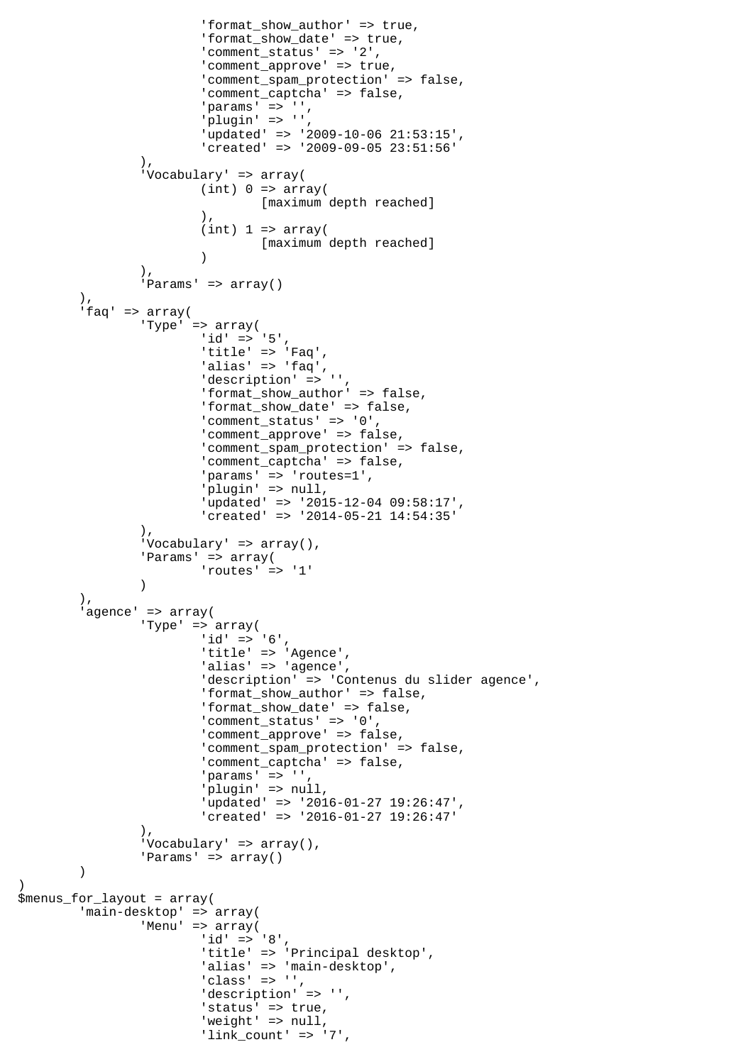```
				'format_show_author' => true,
				'format_show_date' => true,
				'comment_status' => '2',
				'comment_approve' => true,
				'comment_spam_protection' => false,
				'comment_captcha' => false,
				'params' => '',
				'plugin' => '',
				'updated' => '2009-10-06 21:53:15',
				'created' => '2009-09-05 23:51:56'
			),
			'Vocabulary' => array(
				(int) 0 => array(
					[maximum depth reached]
				),
				(int) 1 => array(
					[maximum depth reached]
				)
			),
			'Params' => array()
		),
		'faq' => array(
			'Type' => array(
				'id' => '5',
				'title' => 'Faq',
				'alias' => 'faq',
				'description' => '',
				'format_show_author' => false,
				'format_show_date' => false,
				'comment_status' => '0',
				'comment_approve' => false,
				'comment_spam_protection' => false,
				'comment_captcha' => false,
				'params' => 'routes=1',
				'plugin' => null,
				'updated' => '2015-12-04 09:58:17',
				'created' => '2014-05-21 14:54:35'
			),
			'Vocabulary' => array(),
			'Params' => array(
				'routes' => '1'
			)
		),
		'agence' => array(
			'Type' => array(
				'id' => '6',
				'title' => 'Agence',
				'alias' => 'agence',
				'description' => 'Contenus du slider agence',
				'format_show_author' => false,
				'format_show_date' => false,
				'comment_status' => '0',
				'comment_approve' => false,
				'comment_spam_protection' => false,
				'comment_captcha' => false,
				'params' => '',
				'plugin' => null,
				'updated' => '2016-01-27 19:26:47',
				'created' => '2016-01-27 19:26:47'
			),
			'Vocabulary' => array(),
			'Params' => array()
		)
)
$menus_for_layout = array(
		'main-desktop' => array(
			'Menu' => array(
				'id' => '8',
				'title' => 'Principal desktop',
				'alias' => 'main-desktop',
				'class' => '',
				'description' => '',
				'status' => true,
				'weight' => null,
				'link_count' => '7',
```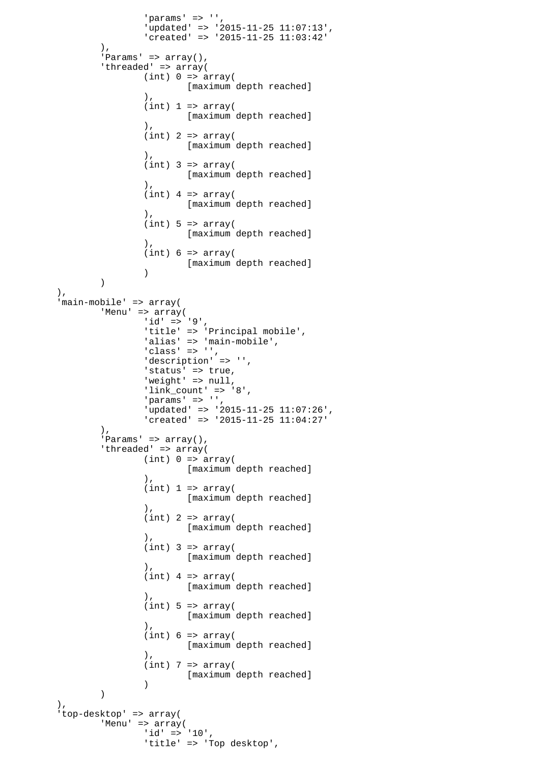```
				'params' => '',
				'updated' => '2015-11-25 11:07:13',
				'created' => '2015-11-25 11:03:42'
			),
			'Params' => array(),
			'threaded' => array(
				(int) 0 => array(
					[maximum depth reached]
				),
				(int) 1 => array(
					[maximum depth reached]
				),
				(int) 2 => array(
					[maximum depth reached]
				),
				(int) 3 => array(
					[maximum depth reached]
				),
				(int) 4 => array(
					[maximum depth reached]
				),
				(int) 5 => array(
					[maximum depth reached]
				),
				(int) 6 => array(
					[maximum depth reached]
				)
			)
		),
		'main-mobile' => array(
			'Menu' => array(
				'id' => '9',
				'title' => 'Principal mobile',
				'alias' => 'main-mobile',
				'class' => '',
				'description' => '',
				'status' => true,
				'weight' => null,
				'link_count' => '8',
				'params' => '',
				'updated' => '2015-11-25 11:07:26',
				'created' => '2015-11-25 11:04:27'
			),
			'Params' => array(),
			'threaded' => array(
				(int) 0 => array(
					[maximum depth reached]
				),
				(int) 1 => array(
					[maximum depth reached]
				),
				(int) 2 => array(
					[maximum depth reached]
				),
				(int) 3 => array(
					[maximum depth reached]
				),
				(int) 4 => array(
					[maximum depth reached]
				),
				(int) 5 => array(
					[maximum depth reached]
				),
				(int) 6 => array(
					[maximum depth reached]
				),
				(int) 7 => array(
					[maximum depth reached]
				)
			)
		),
		'top-desktop' => array(
			'Menu' => array(
				'id' => '10',
				'title' => 'Top desktop',
```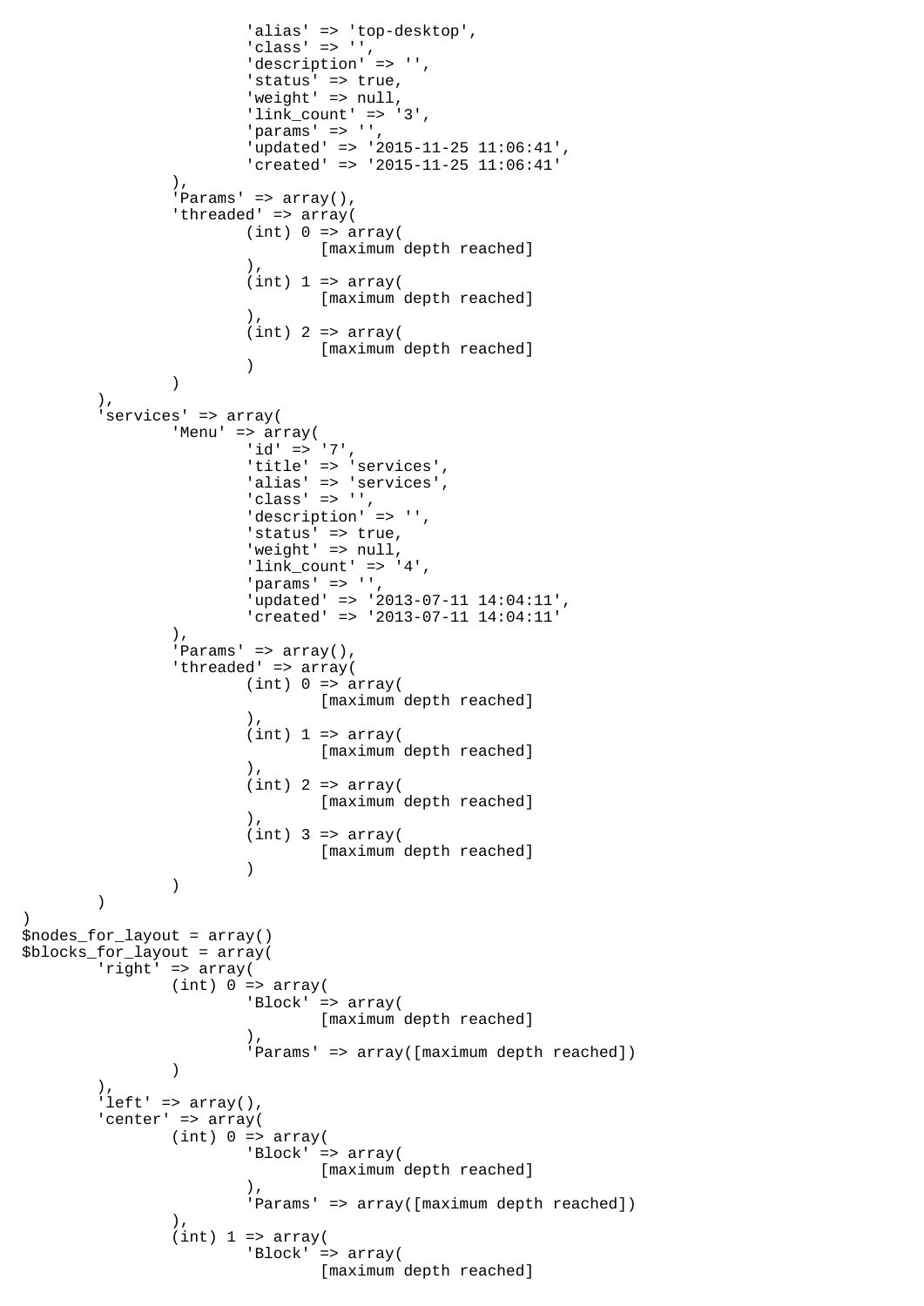```
				'alias' => 'top-desktop',
				'class' => '',
				'description' => '',
				'status' => true,
				'weight' => null,
				'link_count' => '3',
				'params' => '',
				'updated' => '2015-11-25 11:06:41',
				'created' => '2015-11-25 11:06:41'
			),
			'Params' => array(),
			'threaded' => array(
				(int) 0 => array(
					[maximum depth reached]
				),
				(int) 1 => array(
					[maximum depth reached]
				),
				(int) 2 => array(
					[maximum depth reached]
				)
			)
		),
		'services' => array(
			'Menu' => array(
				'id' => '7',
				'title' => 'services',
				'alias' => 'services',
				'class' => '',
				'description' => '',
				'status' => true,
				'weight' => null,
				'link_count' => '4',
				'params' => '',
				'updated' => '2013-07-11 14:04:11',
				'created' => '2013-07-11 14:04:11'
			),
			'Params' => array(),
			'threaded' => array(
				(int) 0 => array(
					[maximum depth reached]
				),
				(int) 1 => array(
					[maximum depth reached]
				),
				(int) 2 => array(
					[maximum depth reached]
				),
				(int) 3 => array(
					[maximum depth reached]
				)
			)
		)
)
$nodes_for_layout = array()
$blocks_for_layout = array(
	'right' => array(
		(int) 0 => array(
			'Block' => array(
				[maximum depth reached]
			),
			'Params' => array([maximum depth reached])
		)
	),
	'left' => array(),
	'center' => array(
		(int) 0 => array(
			'Block' => array(
				[maximum depth reached]
			),
			'Params' => array([maximum depth reached])
		),
		(int) 1 => array(
			'Block' => array(
				[maximum depth reached]
```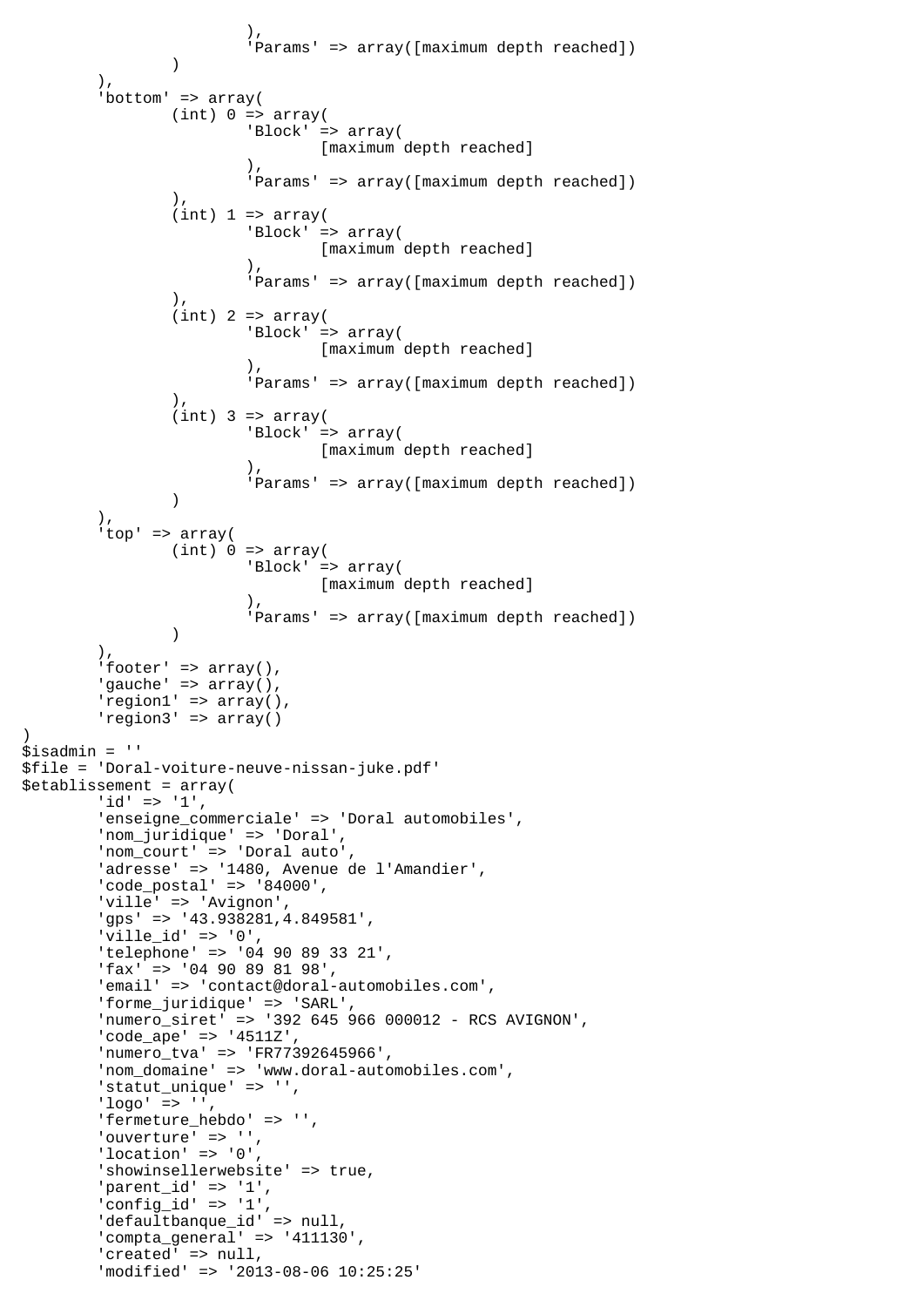```
			),
			'Params' => array([maximum depth reached])
		)
	),
	'bottom' => array(
		(int) 0 => array(
			'Block' => array(
				[maximum depth reached]
			),
			'Params' => array([maximum depth reached])
		),
		(int) 1 => array(
			'Block' => array(
				[maximum depth reached]
			),
			'Params' => array([maximum depth reached])
		),
		(int) 2 => array(
			'Block' => array(
				[maximum depth reached]
			),
			'Params' => array([maximum depth reached])
		),
		(int) 3 => array(
			'Block' => array(
				[maximum depth reached]
			),
			'Params' => array([maximum depth reached])
		)
	),
	'top' => array(
		(int) 0 => array(
			'Block' => array(
				[maximum depth reached]
			),
			'Params' => array([maximum depth reached])
		)
	),
	'footer' => array(),
	'gauche' => array(),
	'region1' => array(),
	'region3' => array()
)
$isadmin = ''
$file = 'Doral-voiture-neuve-nissan-juke.pdf'
$etablissement = array(
	'id' => '1',
	'enseigne_commerciale' => 'Doral automobiles',
	'nom_juridique' => 'Doral',
	'nom_court' => 'Doral auto',
	'adresse' => '1480, Avenue de l'Amandier',
	'code_postal' => '84000',
	'ville' => 'Avignon',
	'gps' => '43.938281,4.849581',
	'ville_id' => '0',
	'telephone' => '04 90 89 33 21',
	'fax' => '04 90 89 81 98',
	'email' => 'contact@doral-automobiles.com',
	'forme_juridique' => 'SARL',
	'numero_siret' => '392 645 966 000012 - RCS AVIGNON',
	'code_ape' => '4511Z',
	'numero_tva' => 'FR77392645966',
	'nom_domaine' => 'www.doral-automobiles.com',
	'statut_unique' => '',
	'logo' => '',
	'fermeture_hebdo' => '',
	'ouverture' => '',
	'location' => '0',
	'showinsellerwebsite' => true,
	'parent_id' => '1',
	'config_id' => '1',
	'defaultbanque_id' => null,
	'compta_general' => '411130',
	'created' => null,
	'modified' => '2013-08-06 10:25:25'
```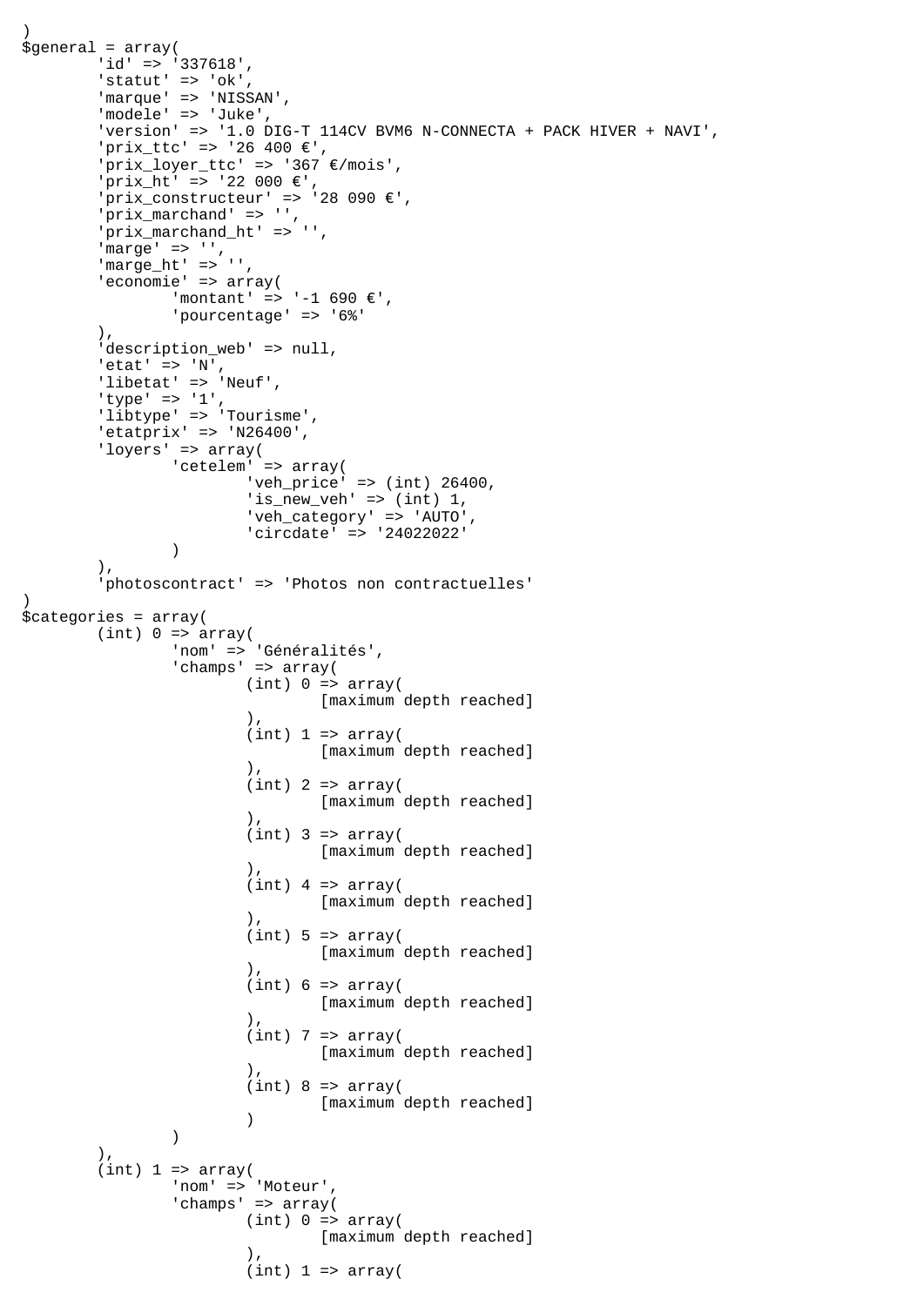```
)
$general = array(
	'id' => '337618',
	'statut' => 'ok',
	'marque' => 'NISSAN',
	'modele' => 'Juke',
	'version' => '1.0 DIG-T 114CV BVM6 N-CONNECTA + PACK HIVER + NAVI',
	'prix_ttc' => '26 400 €',
	'prix_loyer_ttc' => '367 €/mois',
	'prix_ht' => '22 000 €',
	'prix_constructeur' => '28 090 €',
	'prix_marchand' => '',
	'prix_marchand_ht' => '',
	'marge' => '',
	'marge_ht' => '',
	'economie' => array(
		'montant' => '-1 690 €',
		'pourcentage' => '6%'
	),
	'description_web' => null,
	'etat' => 'N',
	'libetat' => 'Neuf',
	'type' => '1',
	'libtype' => 'Tourisme',
	'etatprix' => 'N26400',
	'loyers' => array(
		'cetelem' => array(
			'veh_price' => (int) 26400,
			'is_new_veh' => (int) 1,
			'veh_category' => 'AUTO',
			'circdate' => '24022022'
		)
	),
	'photoscontract' => 'Photos non contractuelles'
)
$categories = array(
	(int) 0 => array(
		'nom' => 'Généralités',
		'champs' => array(
			(int) 0 => array(
				[maximum depth reached]
			),
			(int) 1 => array(
				[maximum depth reached]
			),
			(int) 2 => array(
				[maximum depth reached]
			),
			(int) 3 => array(
				[maximum depth reached]
			),
			(int) 4 => array(
				[maximum depth reached]
			),
			(int) 5 => array(
				[maximum depth reached]
			),
			(int) 6 => array(
				[maximum depth reached]
			),
			(int) 7 => array(
				[maximum depth reached]
			),
			(int) 8 => array(
				[maximum depth reached]
			)
		)
	),
	(int) 1 => array(
		'nom' => 'Moteur',
		'champs' => array(
			(int) 0 => array(
				[maximum depth reached]
			),
			(int) 1 => array(
```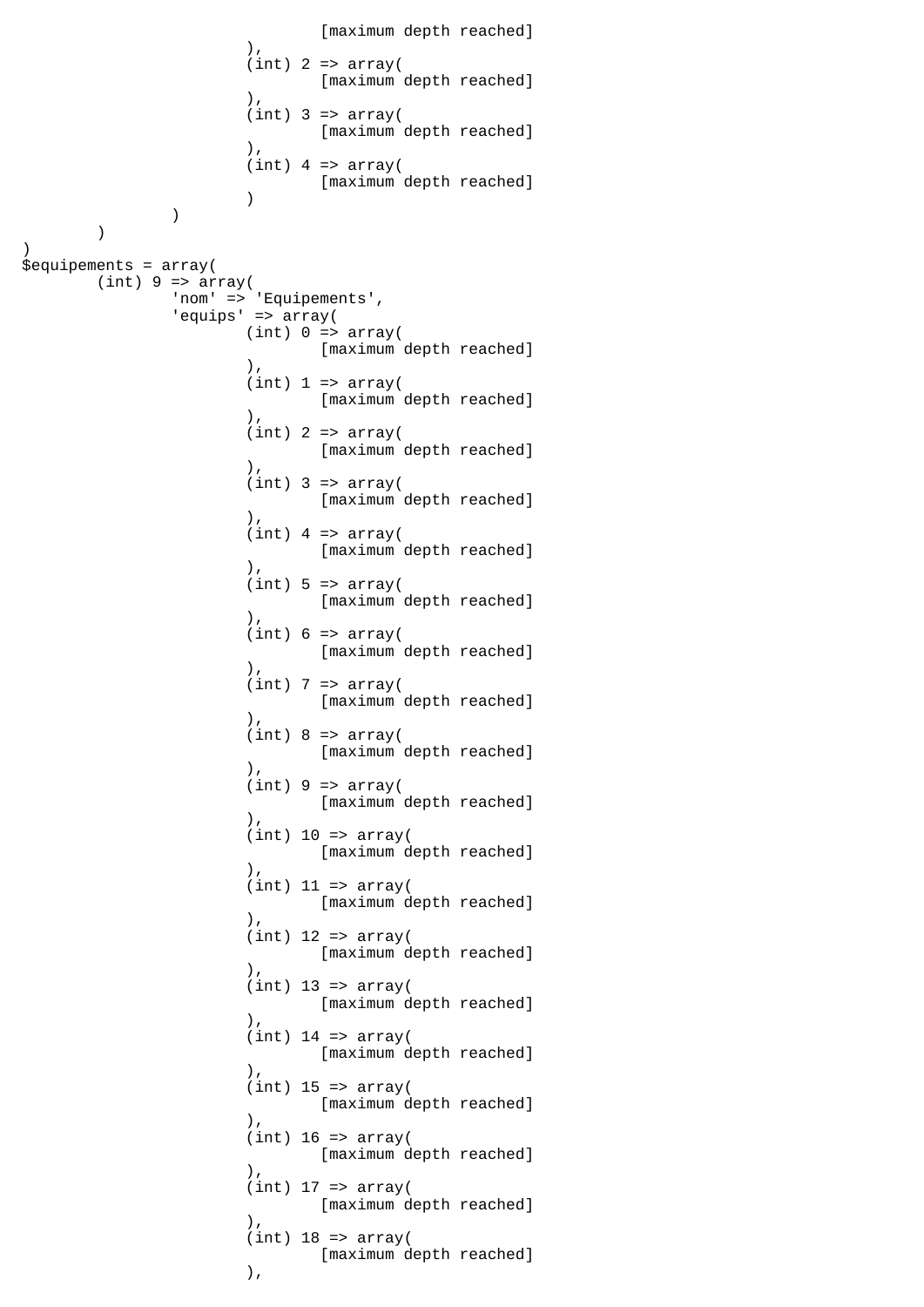```
				[maximum depth reached]
			),
			(int) 2 => array(
				[maximum depth reached]
			),
			(int) 3 => array(
				[maximum depth reached]
			),
			(int) 4 => array(
				[maximum depth reached]
			)
		)
	)
)
$equipements = array(
	(int) 9 => array(
		'nom' => 'Equipements',
		'equips' => array(
			(int) 0 => array(
				[maximum depth reached]
			),
			(int) 1 => array(
				[maximum depth reached]
			),
			(int) 2 => array(
				[maximum depth reached]
			),
			(int) 3 => array(
				[maximum depth reached]
			),
			(int) 4 => array(
				[maximum depth reached]
			),
			(int) 5 => array(
				[maximum depth reached]
			),
			(int) 6 => array(
				[maximum depth reached]
			),
			(int) 7 => array(
				[maximum depth reached]
			),
			(int) 8 => array(
				[maximum depth reached]
			),
			(int) 9 => array(
				[maximum depth reached]
			),
			(int) 10 => array(
				[maximum depth reached]
			),
			(int) 11 => array(
				[maximum depth reached]
			),
			(int) 12 => array(
				[maximum depth reached]
			),
			(int) 13 => array(
				[maximum depth reached]
			),
			(int) 14 => array(
				[maximum depth reached]
			),
			(int) 15 => array(
				[maximum depth reached]
			),
			(int) 16 => array(
				[maximum depth reached]
			),
			(int) 17 => array(
				[maximum depth reached]
			),
			(int) 18 => array(
				[maximum depth reached]
			),
```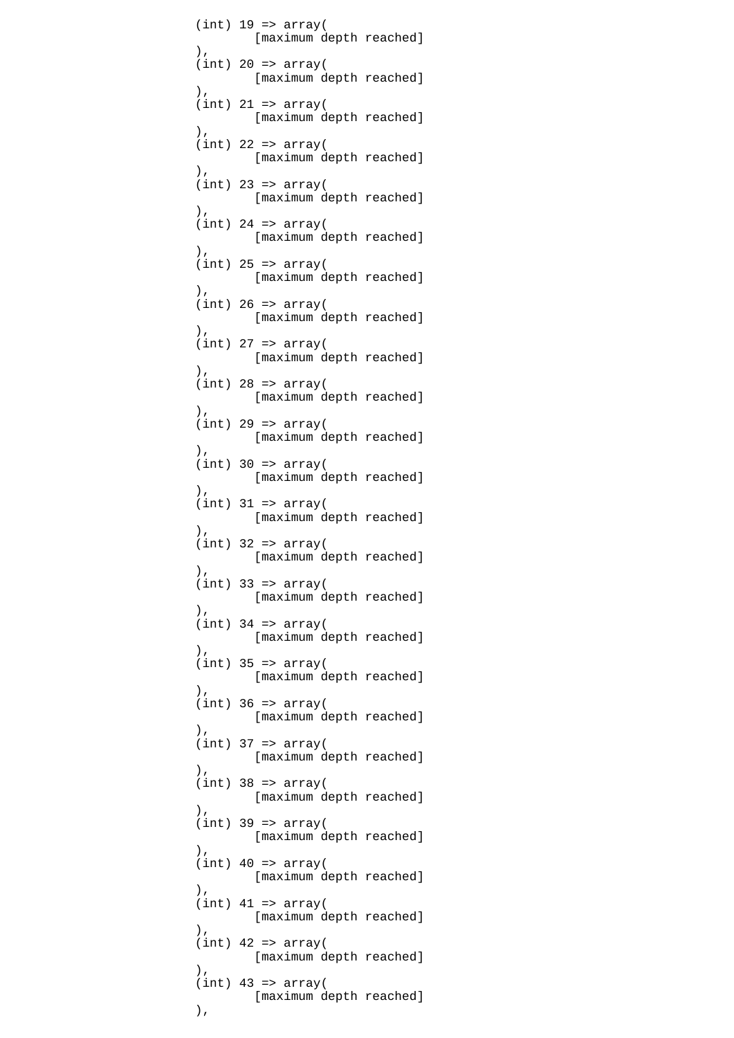```
(int) 19 => array(
        [maximum depth reached]
),
(int) 20 => array(
        [maximum depth reached]
),
(int) 21 => array(
        [maximum depth reached]
),
(int) 22 => array(
        [maximum depth reached]
),
(int) 23 => array(
        [maximum depth reached]
),
(int) 24 => array(
        [maximum depth reached]
),
(int) 25 => array(
        [maximum depth reached]
),
(int) 26 => array(
        [maximum depth reached]
),
(int) 27 => array(
        [maximum depth reached]
),
(int) 28 => array(
        [maximum depth reached]
),
(int) 29 => array(
        [maximum depth reached]
),
(int) 30 => array(
        [maximum depth reached]
),
(int) 31 => array(
        [maximum depth reached]
),
(int) 32 => array(
        [maximum depth reached]
),
(int) 33 => array(
        [maximum depth reached]
),
(int) 34 => array(
        [maximum depth reached]
),
(int) 35 => array(
        [maximum depth reached]
),
(int) 36 => array(
        [maximum depth reached]
),
(int) 37 => array(
        [maximum depth reached]
),
(int) 38 => array(
        [maximum depth reached]
),
(int) 39 => array(
        [maximum depth reached]
),
(int) 40 => array(
        [maximum depth reached]
),
(int) 41 => array(
        [maximum depth reached]
),
(int) 42 => array(
        [maximum depth reached]
),
(int) 43 => array(
        [maximum depth reached]
),
```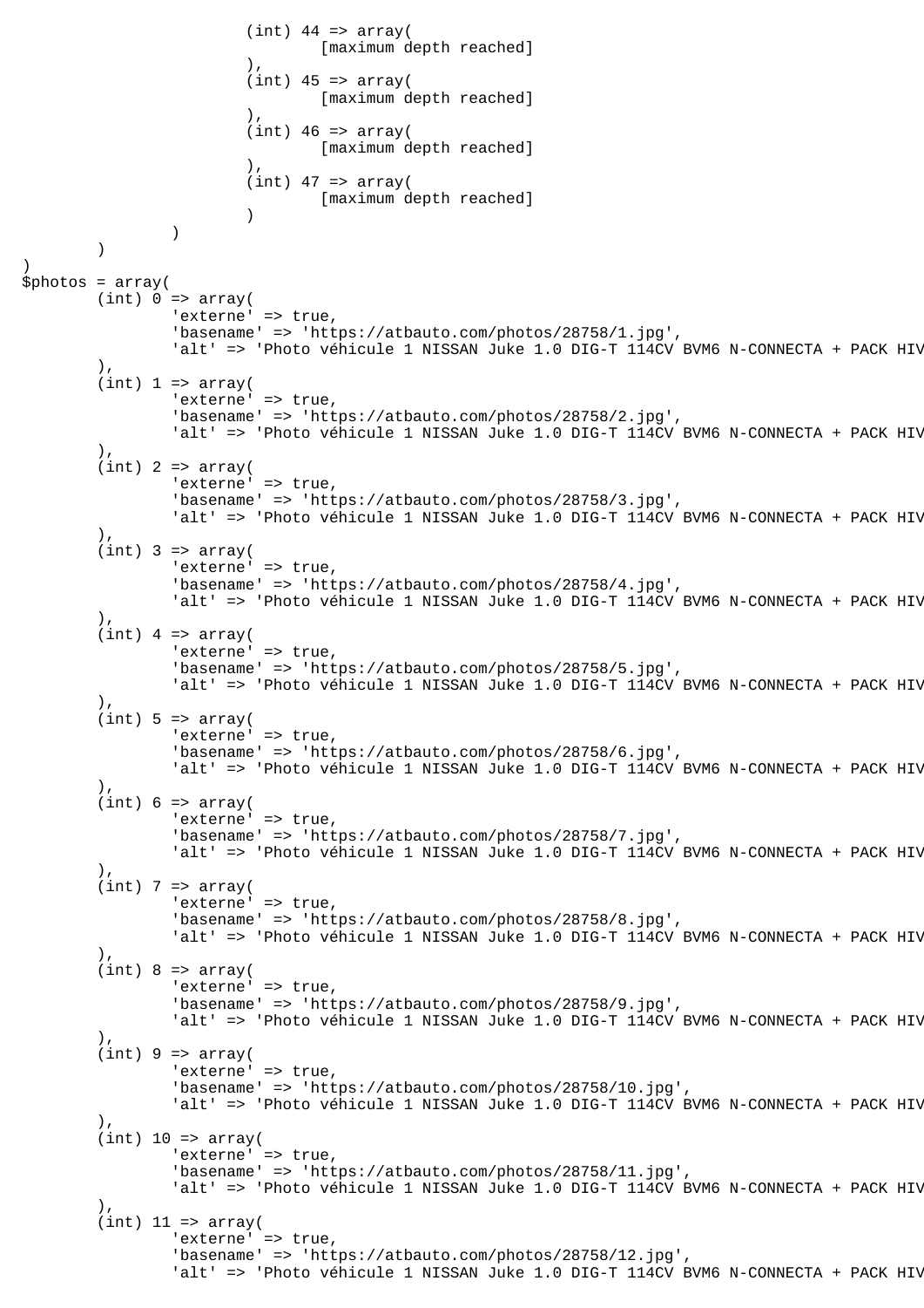```
                                (int) 44 => array(
                                        [maximum depth reached]
                                ),
                                (int) 45 => array(
                                        [maximum depth reached]
                                ),
                                (int) 46 => array(
                                        [maximum depth reached]
                                ),
                                (int) 47 => array(
                                        [maximum depth reached]
                                )
                        )
                )
)
$photos = array(
        (int) 0 => array(
                'externe' => true,
                'basename' => 'https://atbauto.com/photos/28758/1.jpg',
                'alt' => 'Photo véhicule 1 NISSAN Juke 1.0 DIG-T 114CV BVM6 N-CONNECTA + PACK HIV
        ),
        (int) 1 => array(
                'externe' => true,
                'basename' => 'https://atbauto.com/photos/28758/2.jpg',
                'alt' => 'Photo véhicule 1 NISSAN Juke 1.0 DIG-T 114CV BVM6 N-CONNECTA + PACK HIV
        ),
        (int) 2 => array(
                'externe' => true,
                'basename' => 'https://atbauto.com/photos/28758/3.jpg',
                'alt' => 'Photo véhicule 1 NISSAN Juke 1.0 DIG-T 114CV BVM6 N-CONNECTA + PACK HIV
        ),
        (int) 3 => array(
                'externe' => true,
                'basename' => 'https://atbauto.com/photos/28758/4.jpg',
                'alt' => 'Photo véhicule 1 NISSAN Juke 1.0 DIG-T 114CV BVM6 N-CONNECTA + PACK HIV
        ),
        (int) 4 => array(
                'externe' => true,
                'basename' => 'https://atbauto.com/photos/28758/5.jpg',
                'alt' => 'Photo véhicule 1 NISSAN Juke 1.0 DIG-T 114CV BVM6 N-CONNECTA + PACK HIV
        ),
        (int) 5 => array(
                'externe' => true,
                'basename' => 'https://atbauto.com/photos/28758/6.jpg',
                'alt' => 'Photo véhicule 1 NISSAN Juke 1.0 DIG-T 114CV BVM6 N-CONNECTA + PACK HIV
        ),
        (int) 6 => array(
                'externe' => true,
                'basename' => 'https://atbauto.com/photos/28758/7.jpg',
                'alt' => 'Photo véhicule 1 NISSAN Juke 1.0 DIG-T 114CV BVM6 N-CONNECTA + PACK HIV
        ),
        (int) 7 => array(
                'externe' => true,
                'basename' => 'https://atbauto.com/photos/28758/8.jpg',
                'alt' => 'Photo véhicule 1 NISSAN Juke 1.0 DIG-T 114CV BVM6 N-CONNECTA + PACK HIV
        ),
        (int) 8 => array(
                'externe' => true,
                'basename' => 'https://atbauto.com/photos/28758/9.jpg',
                'alt' => 'Photo véhicule 1 NISSAN Juke 1.0 DIG-T 114CV BVM6 N-CONNECTA + PACK HIV
        ),
        (int) 9 => array(
                'externe' => true,
                'basename' => 'https://atbauto.com/photos/28758/10.jpg',
                'alt' => 'Photo véhicule 1 NISSAN Juke 1.0 DIG-T 114CV BVM6 N-CONNECTA + PACK HIV
        ),
        (int) 10 => array(
                'externe' => true,
                'basename' => 'https://atbauto.com/photos/28758/11.jpg',
                'alt' => 'Photo véhicule 1 NISSAN Juke 1.0 DIG-T 114CV BVM6 N-CONNECTA + PACK HIV
        ),
        (int) 11 => array(
                'externe' => true,
                'basename' => 'https://atbauto.com/photos/28758/12.jpg',
                'alt' => 'Photo véhicule 1 NISSAN Juke 1.0 DIG-T 114CV BVM6 N-CONNECTA + PACK HIV
```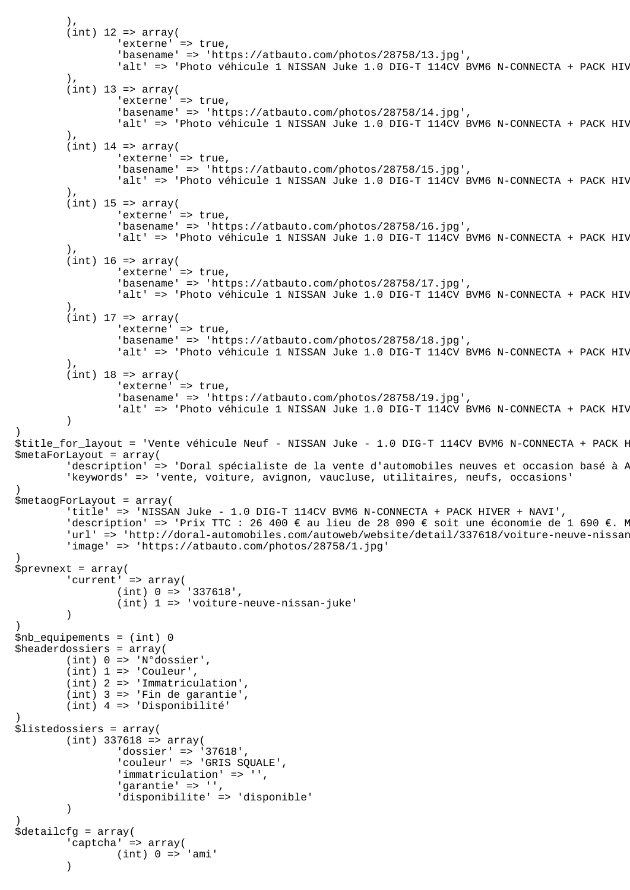```
	),
	(int) 12 => array(
		'externe' => true,
		'basename' => 'https://atbauto.com/photos/28758/13.jpg',
		'alt' => 'Photo véhicule 1 NISSAN Juke 1.0 DIG-T 114CV BVM6 N-CONNECTA + PACK HIV
	),
	(int) 13 => array(
		'externe' => true,
		'basename' => 'https://atbauto.com/photos/28758/14.jpg',
		'alt' => 'Photo véhicule 1 NISSAN Juke 1.0 DIG-T 114CV BVM6 N-CONNECTA + PACK HIV
	),
	(int) 14 => array(
		'externe' => true,
		'basename' => 'https://atbauto.com/photos/28758/15.jpg',
		'alt' => 'Photo véhicule 1 NISSAN Juke 1.0 DIG-T 114CV BVM6 N-CONNECTA + PACK HIV
	),
	(int) 15 => array(
		'externe' => true,
		'basename' => 'https://atbauto.com/photos/28758/16.jpg',
		'alt' => 'Photo véhicule 1 NISSAN Juke 1.0 DIG-T 114CV BVM6 N-CONNECTA + PACK HIV
	),
	(int) 16 => array(
		'externe' => true,
		'basename' => 'https://atbauto.com/photos/28758/17.jpg',
		'alt' => 'Photo véhicule 1 NISSAN Juke 1.0 DIG-T 114CV BVM6 N-CONNECTA + PACK HIV
	),
	(int) 17 => array(
		'externe' => true,
		'basename' => 'https://atbauto.com/photos/28758/18.jpg',
		'alt' => 'Photo véhicule 1 NISSAN Juke 1.0 DIG-T 114CV BVM6 N-CONNECTA + PACK HIV
	),
	(int) 18 => array(
		'externe' => true,
		'basename' => 'https://atbauto.com/photos/28758/19.jpg',
		'alt' => 'Photo véhicule 1 NISSAN Juke 1.0 DIG-T 114CV BVM6 N-CONNECTA + PACK HIV
	)
)
$title_for_layout = 'Vente véhicule Neuf - NISSAN Juke - 1.0 DIG-T 114CV BVM6 N-CONNECTA + PACK H
$metaForLayout = array(
	'description' => 'Doral spécialiste de la vente d'automobiles neuves et occasion basé à A
	'keywords' => 'vente, voiture, avignon, vaucluse, utilitaires, neufs, occasions'
)
$metaogForLayout = array(
	'title' => 'NISSAN Juke - 1.0 DIG-T 114CV BVM6 N-CONNECTA + PACK HIVER + NAVI',
	'description' => 'Prix TTC : 26 400 € au lieu de 28 090 € soit une économie de 1 690 €. M
	'url' => 'http://doral-automobiles.com/autoweb/website/detail/337618/voiture-neuve-nissan
	'image' => 'https://atbauto.com/photos/28758/1.jpg'
)
$prevnext = array(
	'current' => array(
		(int) 0 => '337618',
		(int) 1 => 'voiture-neuve-nissan-juke'
	)
)
$nb_equipements = (int) 0
$headerdossiers = array(
	(int) 0 => 'N°dossier',
	(int) 1 => 'Couleur',
	(int) 2 => 'Immatriculation',
	(int) 3 => 'Fin de garantie',
	(int) 4 => 'Disponibilité'
)
$listedossiers = array(
	(int) 337618 => array(
		'dossier' => '37618',
		'couleur' => 'GRIS SQUALE',
		'immatriculation' => '',
		'garantie' => '',
		'disponibilite' => 'disponible'
	)
)
$detailcfg = array(
	'captcha' => array(
		(int) 0 => 'ami'
	)
```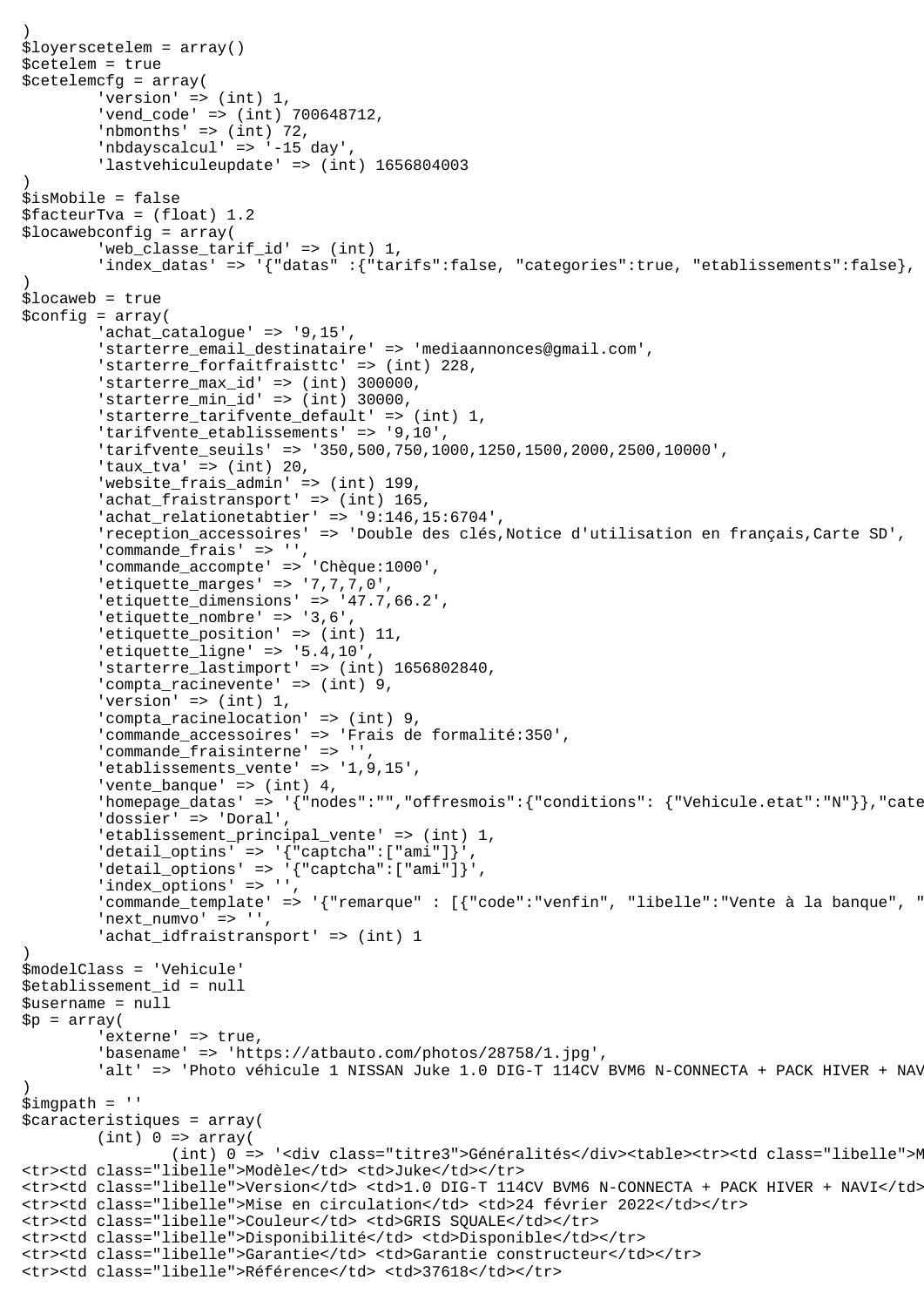```
)
$loyerscetelem = array()
$cetelem = true
$cetelemcfg = array(
        'version' => (int) 1,
        'vend_code' => (int) 700648712,
        'nbmonths' => (int) 72,
        'nbdayscalcul' => '-15 day',
        'lastvehiculeupdate' => (int) 1656804003
)
$isMobile = false
$facteurTva = (float) 1.2
$locawebconfig = array(
        'web_classe_tarif_id' => (int) 1,
        'index_datas' => '{"datas" :{"tarifs":false, "categories":true, "etablissements":false},
)
$locaweb = true
$config = array(
        'achat_catalogue' => '9,15',
        'starterre_email_destinataire' => 'mediaannonces@gmail.com',
        'starterre_forfaitfraisttc' => (int) 228,
        'starterre_max_id' => (int) 300000,
        'starterre_min_id' => (int) 30000,
        'starterre_tarifvente_default' => (int) 1,
        'tarifvente_etablissements' => '9,10',
        'tarifvente_seuils' => '350,500,750,1000,1250,1500,2000,2500,10000',
        'taux_tva' => (int) 20,
        'website_frais_admin' => (int) 199,
        'achat_fraistransport' => (int) 165,
        'achat_relationetabtier' => '9:146,15:6704',
        'reception_accessoires' => 'Double des clés,Notice d'utilisation en français,Carte SD',
        'commande_frais' => '',
        'commande_accompte' => 'Chèque:1000',
        'etiquette_marges' => '7,7,7,0',
        'etiquette_dimensions' => '47.7,66.2',
        'etiquette_nombre' => '3,6',
        'etiquette_position' => (int) 11,
        'etiquette_ligne' => '5.4,10',
        'starterre_lastimport' => (int) 1656802840,
        'compta_racinevente' => (int) 9,
        'version' => (int) 1,
        'compta_racinelocation' => (int) 9,
        'commande_accessoires' => 'Frais de formalité:350',
        'commande_fraisinterne' => '',
        'etablissements_vente' => '1,9,15',
        'vente_banque' => (int) 4,
        'homepage_datas' => '{"nodes":"","offresmois":{"conditions": {"Vehicule.etat":"N"}},"cate
        'dossier' => 'Doral',
        'etablissement_principal_vente' => (int) 1,
        'detail_optins' => '{"captcha":["ami"]}',
        'detail_options' => '{"captcha":["ami"]}',
        'index_options' => '',
        'commande_template' => '{"remarque" : [{"code":"venfin", "libelle":"Vente à la banque", "
        'next_numvo' => '',
        'achat_idfraistransport' => (int) 1
)
$modelClass = 'Vehicule'
$etablissement_id = null
$username = null
$p = array(
        'externe' => true,
        'basename' => 'https://atbauto.com/photos/28758/1.jpg',
        'alt' => 'Photo véhicule 1 NISSAN Juke 1.0 DIG-T 114CV BVM6 N-CONNECTA + PACK HIVER + NAV
)
$imgpath = ''
$caracteristiques = array(
        (int) 0 => array(
                (int) 0 => '<div class="titre3">Généralités</div><table><tr><td class="libelle">M
<tr><td class="libelle">Modèle</td> <td>Juke</td></tr>
<tr><td class="libelle">Version</td> <td>1.0 DIG-T 114CV BVM6 N-CONNECTA + PACK HIVER + NAVI</td>
<tr><td class="libelle">Mise en circulation</td> <td>24 février 2022</td></tr>
<tr><td class="libelle">Couleur</td> <td>GRIS SQUALE</td></tr>
<tr><td class="libelle">Disponibilité</td> <td>Disponible</td></tr>
<tr><td class="libelle">Garantie</td> <td>Garantie constructeur</td></tr>
<tr><td class="libelle">Référence</td> <td>37618</td></tr>
```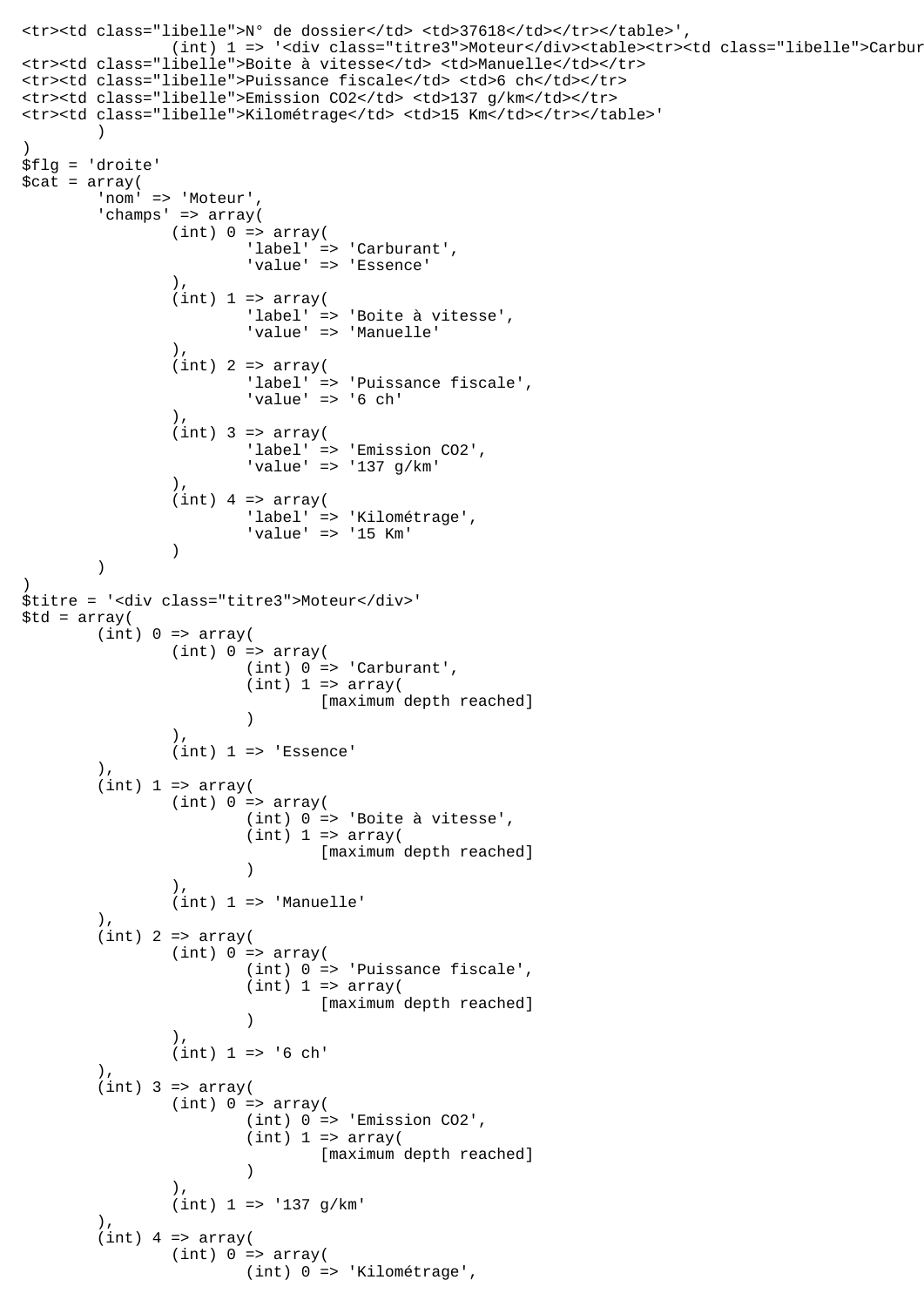```
<tr><td class="libelle">N° de dossier</td> <td>37618</td></tr></table>',
		(int) 1 => '<div class="titre3">Moteur</div><table><tr><td class="libelle">Carbur
<tr><td class="libelle">Boite à vitesse</td> <td>Manuelle</td></tr>
<tr><td class="libelle">Puissance fiscale</td> <td>6 ch</td></tr>
<tr><td class="libelle">Emission CO2</td> <td>137 g/km</td></tr>
<tr><td class="libelle">Kilométrage</td> <td>15 Km</td></tr></table>'
	)
)
$flg = 'droite'
$cat = array(
	'nom' => 'Moteur',
	'champs' => array(
		(int) 0 => array(
			'label' => 'Carburant',
			'value' => 'Essence'
		),
		(int) 1 => array(
			'label' => 'Boite à vitesse',
			'value' => 'Manuelle'
		),
		(int) 2 => array(
			'label' => 'Puissance fiscale',
			'value' => '6 ch'
		),
		(int) 3 => array(
			'label' => 'Emission CO2',
			'value' => '137 g/km'
		),
		(int) 4 => array(
			'label' => 'Kilométrage',
			'value' => '15 Km'
		)
	)
)
$titre = '<div class="titre3">Moteur</div>'
$td = array(
	(int) 0 => array(
		(int) 0 => array(
			(int) 0 => 'Carburant',
			(int) 1 => array(
				[maximum depth reached]
			)
		),
		(int) 1 => 'Essence'
	),
	(int) 1 => array(
		(int) 0 => array(
			(int) 0 => 'Boite à vitesse',
			(int) 1 => array(
				[maximum depth reached]
			)
		),
		(int) 1 => 'Manuelle'
	),
	(int) 2 => array(
		(int) 0 => array(
			(int) 0 => 'Puissance fiscale',
			(int) 1 => array(
				[maximum depth reached]
			)
		),
		(int) 1 => '6 ch'
	),
	(int) 3 => array(
		(int) 0 => array(
			(int) 0 => 'Emission CO2',
			(int) 1 => array(
				[maximum depth reached]
			)
		),
		(int) 1 => '137 g/km'
	),
	(int) 4 => array(
		(int) 0 => array(
			(int) 0 => 'Kilométrage',
```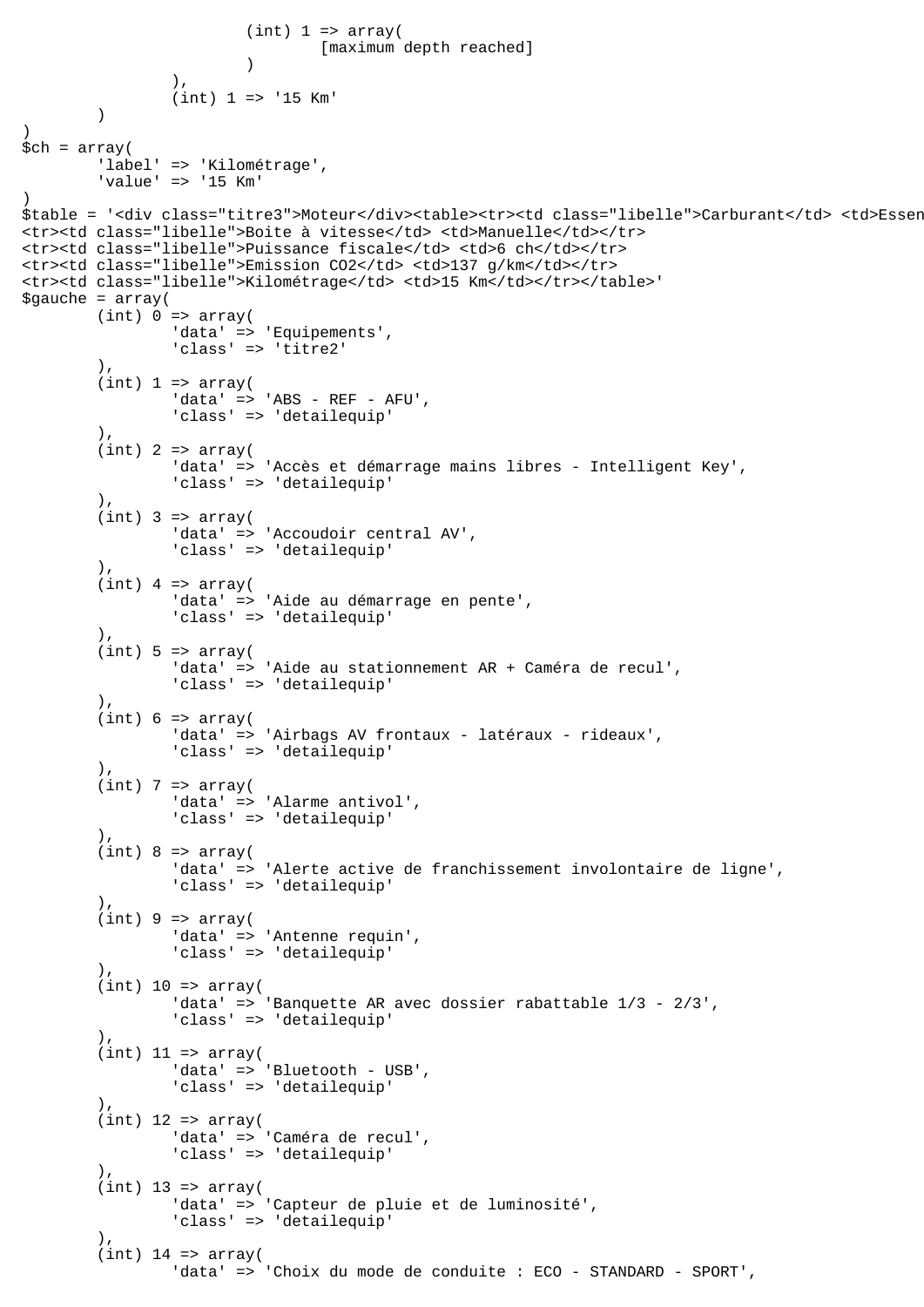```
				(int) 1 => array(
					[maximum depth reached]
				)
			),
			(int) 1 => '15 Km'
		)
)
$ch = array(
		'label' => 'Kilométrage',
		'value' => '15 Km'
)
$table = '<div class="titre3">Moteur</div><table><tr><td class="libelle">Carburant</td> <td>Essen
<tr><td class="libelle">Boite à vitesse</td> <td>Manuelle</td></tr>
<tr><td class="libelle">Puissance fiscale</td> <td>6 ch</td></tr>
<tr><td class="libelle">Emission CO2</td> <td>137 g/km</td></tr>
<tr><td class="libelle">Kilométrage</td> <td>15 Km</td></tr></table>'
$gauche = array(
		(int) 0 => array(
			'data' => 'Equipements',
			'class' => 'titre2'
		),
		(int) 1 => array(
			'data' => 'ABS - REF - AFU',
			'class' => 'detailequip'
		),
		(int) 2 => array(
			'data' => 'Accès et démarrage mains libres - Intelligent Key',
			'class' => 'detailequip'
		),
		(int) 3 => array(
			'data' => 'Accoudoir central AV',
			'class' => 'detailequip'
		),
		(int) 4 => array(
			'data' => 'Aide au démarrage en pente',
			'class' => 'detailequip'
		),
		(int) 5 => array(
			'data' => 'Aide au stationnement AR + Caméra de recul',
			'class' => 'detailequip'
		),
		(int) 6 => array(
			'data' => 'Airbags AV frontaux - latéraux - rideaux',
			'class' => 'detailequip'
		),
		(int) 7 => array(
			'data' => 'Alarme antivol',
			'class' => 'detailequip'
		),
		(int) 8 => array(
			'data' => 'Alerte active de franchissement involontaire de ligne',
			'class' => 'detailequip'
		),
		(int) 9 => array(
			'data' => 'Antenne requin',
			'class' => 'detailequip'
		),
		(int) 10 => array(
			'data' => 'Banquette AR avec dossier rabattable 1/3 - 2/3',
			'class' => 'detailequip'
		),
		(int) 11 => array(
			'data' => 'Bluetooth - USB',
			'class' => 'detailequip'
		),
		(int) 12 => array(
			'data' => 'Caméra de recul',
			'class' => 'detailequip'
		),
		(int) 13 => array(
			'data' => 'Capteur de pluie et de luminosité',
			'class' => 'detailequip'
		),
		(int) 14 => array(
			'data' => 'Choix du mode de conduite : ECO - STANDARD - SPORT',
```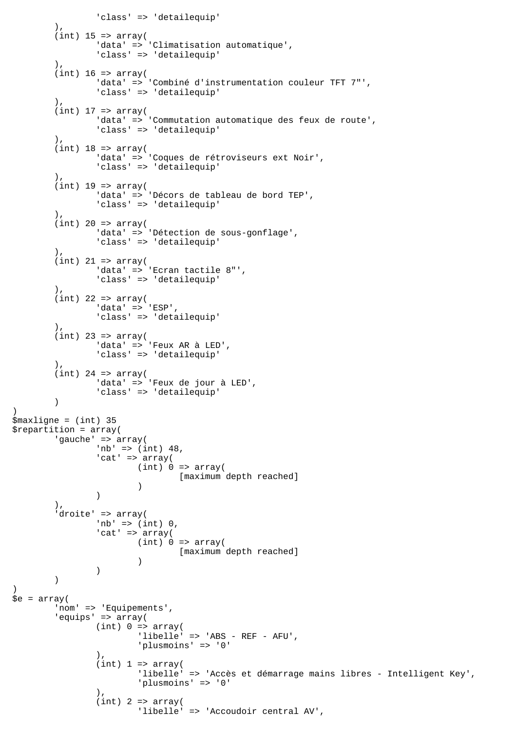```
                'class' => 'detailequip'
        ),
        (int) 15 => array(
                'data' => 'Climatisation automatique',
                'class' => 'detailequip'
        ),
        (int) 16 => array(
                'data' => 'Combiné d'instrumentation couleur TFT 7"',
                'class' => 'detailequip'
        ),
        (int) 17 => array(
                'data' => 'Commutation automatique des feux de route',
                'class' => 'detailequip'
        ),
        (int) 18 => array(
                'data' => 'Coques de rétroviseurs ext Noir',
                'class' => 'detailequip'
        ),
        (int) 19 => array(
                'data' => 'Décors de tableau de bord TEP',
                'class' => 'detailequip'
        ),
        (int) 20 => array(
                'data' => 'Détection de sous-gonflage',
                'class' => 'detailequip'
        ),
        (int) 21 => array(
                'data' => 'Ecran tactile 8"',
                'class' => 'detailequip'
        ),
        (int) 22 => array(
                'data' => 'ESP',
                'class' => 'detailequip'
        ),
        (int) 23 => array(
                'data' => 'Feux AR à LED',
                'class' => 'detailequip'
        ),
        (int) 24 => array(
                'data' => 'Feux de jour à LED',
                'class' => 'detailequip'
        )
)
$maxligne = (int) 35
$repartition = array(
        'gauche' => array(
                'nb' => (int) 48,
                'cat' => array(
                        (int) 0 => array(
                                [maximum depth reached]
                        )
                )
        ),
        'droite' => array(
                'nb' => (int) 0,
                'cat' => array(
                        (int) 0 => array(
                                [maximum depth reached]
                        )
                )
        )
)
$e = array(
        'nom' => 'Equipements',
        'equips' => array(
                (int) 0 => array(
                        'libelle' => 'ABS - REF - AFU',
                        'plusmoins' => '0'
                ),
                (int) 1 => array(
                        'libelle' => 'Accès et démarrage mains libres - Intelligent Key',
                        'plusmoins' => '0'
                ),
                (int) 2 => array(
                        'libelle' => 'Accoudoir central AV',
```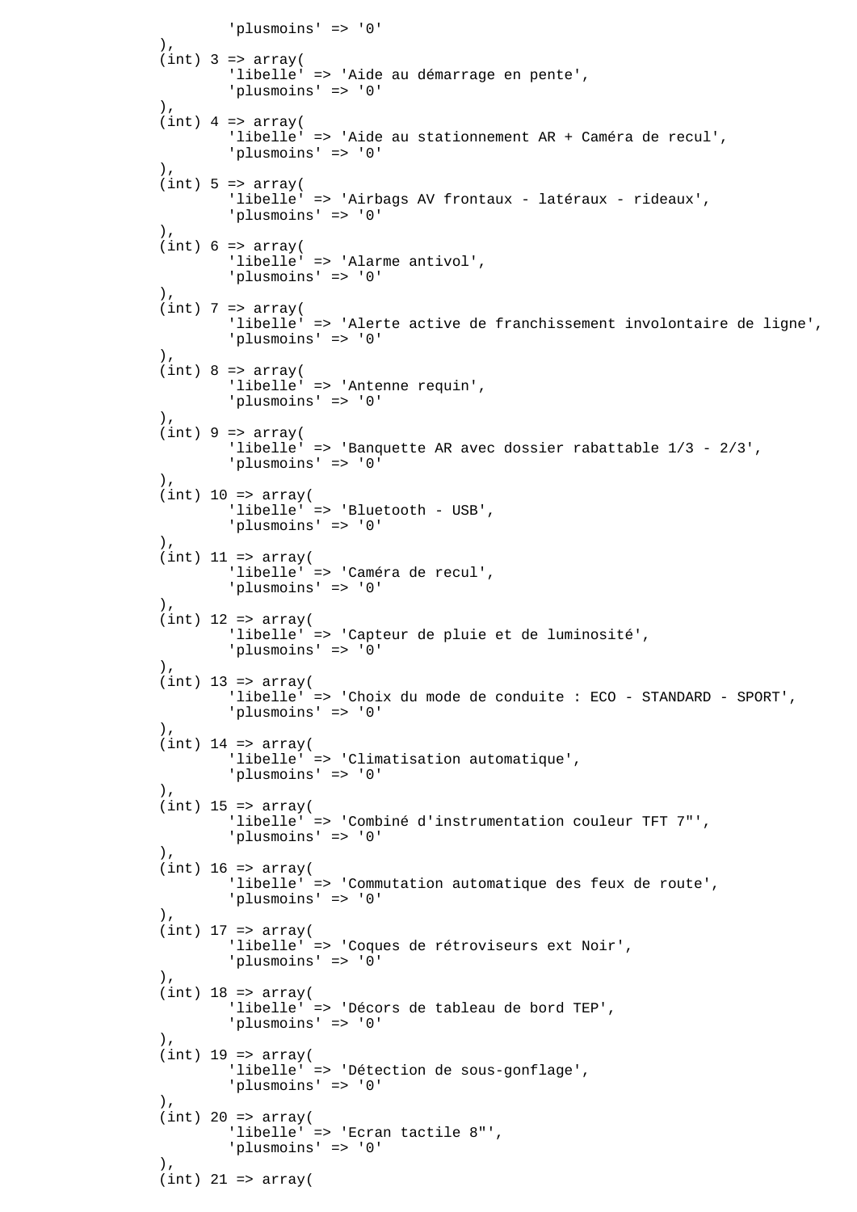```
				'plusmoins' => '0'
			),
			(int) 3 => array(
				'libelle' => 'Aide au démarrage en pente',
				'plusmoins' => '0'
			),
			(int) 4 => array(
				'libelle' => 'Aide au stationnement AR + Caméra de recul',
				'plusmoins' => '0'
			),
			(int) 5 => array(
				'libelle' => 'Airbags AV frontaux - latéraux - rideaux',
				'plusmoins' => '0'
			),
			(int) 6 => array(
				'libelle' => 'Alarme antivol',
				'plusmoins' => '0'
			),
			(int) 7 => array(
				'libelle' => 'Alerte active de franchissement involontaire de ligne',
				'plusmoins' => '0'
			),
			(int) 8 => array(
				'libelle' => 'Antenne requin',
				'plusmoins' => '0'
			),
			(int) 9 => array(
				'libelle' => 'Banquette AR avec dossier rabattable 1/3 - 2/3',
				'plusmoins' => '0'
			),
			(int) 10 => array(
				'libelle' => 'Bluetooth - USB',
				'plusmoins' => '0'
			),
			(int) 11 => array(
				'libelle' => 'Caméra de recul',
				'plusmoins' => '0'
			),
			(int) 12 => array(
				'libelle' => 'Capteur de pluie et de luminosité',
				'plusmoins' => '0'
			),
			(int) 13 => array(
				'libelle' => 'Choix du mode de conduite : ECO - STANDARD - SPORT',
				'plusmoins' => '0'
			),
			(int) 14 => array(
				'libelle' => 'Climatisation automatique',
				'plusmoins' => '0'
			),
			(int) 15 => array(
				'libelle' => 'Combiné d'instrumentation couleur TFT 7"',
				'plusmoins' => '0'
			),
			(int) 16 => array(
				'libelle' => 'Commutation automatique des feux de route',
				'plusmoins' => '0'
			),
			(int) 17 => array(
				'libelle' => 'Coques de rétroviseurs ext Noir',
				'plusmoins' => '0'
			),
			(int) 18 => array(
				'libelle' => 'Décors de tableau de bord TEP',
				'plusmoins' => '0'
			),
			(int) 19 => array(
				'libelle' => 'Détection de sous-gonflage',
				'plusmoins' => '0'
			),
			(int) 20 => array(
				'libelle' => 'Ecran tactile 8"',
				'plusmoins' => '0'
			),
			(int) 21 => array(
```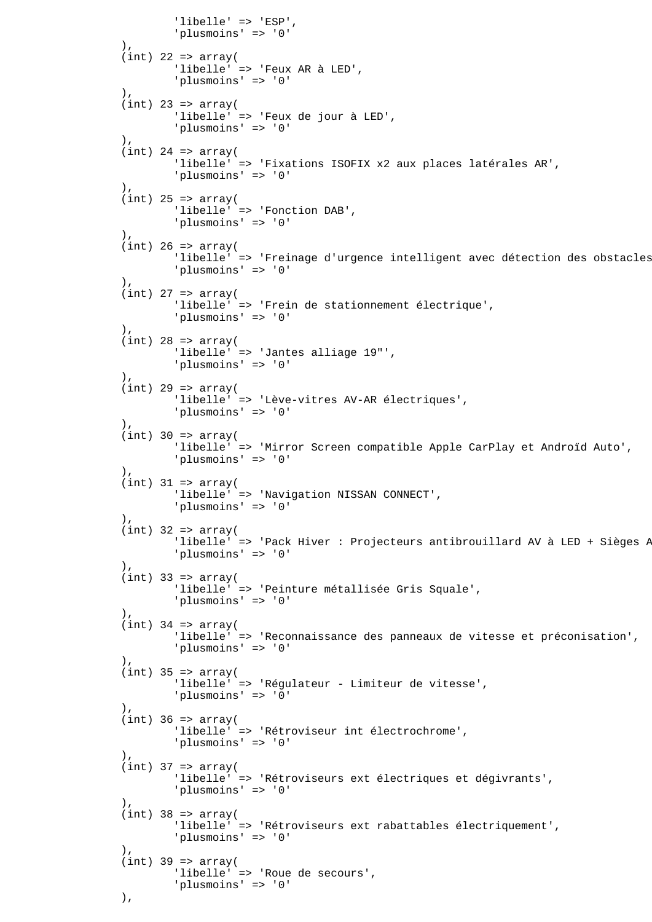```
		'libelle' => 'ESP',
		'plusmoins' => '0'
	),
	(int) 22 => array(
		'libelle' => 'Feux AR à LED',
		'plusmoins' => '0'
	),
	(int) 23 => array(
		'libelle' => 'Feux de jour à LED',
		'plusmoins' => '0'
	),
	(int) 24 => array(
		'libelle' => 'Fixations ISOFIX x2 aux places latérales AR',
		'plusmoins' => '0'
	),
	(int) 25 => array(
		'libelle' => 'Fonction DAB',
		'plusmoins' => '0'
	),
	(int) 26 => array(
		'libelle' => 'Freinage d'urgence intelligent avec détection des obstacles
		'plusmoins' => '0'
	),
	(int) 27 => array(
		'libelle' => 'Frein de stationnement électrique',
		'plusmoins' => '0'
	),
	(int) 28 => array(
		'libelle' => 'Jantes alliage 19"',
		'plusmoins' => '0'
	),
	(int) 29 => array(
		'libelle' => 'Lève-vitres AV-AR électriques',
		'plusmoins' => '0'
	),
	(int) 30 => array(
		'libelle' => 'Mirror Screen compatible Apple CarPlay et Androïd Auto',
		'plusmoins' => '0'
	),
	(int) 31 => array(
		'libelle' => 'Navigation NISSAN CONNECT',
		'plusmoins' => '0'
	),
	(int) 32 => array(
		'libelle' => 'Pack Hiver : Projecteurs antibrouillard AV à LED + Sièges A
		'plusmoins' => '0'
	),
	(int) 33 => array(
		'libelle' => 'Peinture métallisée Gris Squale',
		'plusmoins' => '0'
	),
	(int) 34 => array(
		'libelle' => 'Reconnaissance des panneaux de vitesse et préconisation',
		'plusmoins' => '0'
	),
	(int) 35 => array(
		'libelle' => 'Régulateur - Limiteur de vitesse',
		'plusmoins' => '0'
	),
	(int) 36 => array(
		'libelle' => 'Rétroviseur int électrochrome',
		'plusmoins' => '0'
	),
	(int) 37 => array(
		'libelle' => 'Rétroviseurs ext électriques et dégivrants',
		'plusmoins' => '0'
	),
	(int) 38 => array(
		'libelle' => 'Rétroviseurs ext rabattables électriquement',
		'plusmoins' => '0'
	),
	(int) 39 => array(
		'libelle' => 'Roue de secours',
		'plusmoins' => '0'
	),
```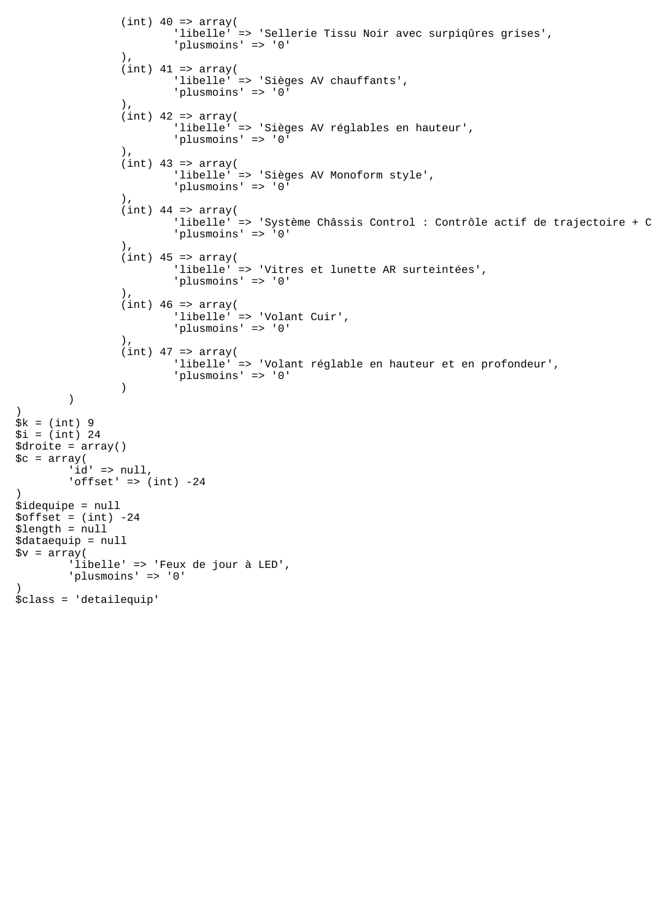```
                (int) 40 => array(
                        'libelle' => 'Sellerie Tissu Noir avec surpiqûres grises',
                        'plusmoins' => '0'
                ),
                (int) 41 => array(
                        'libelle' => 'Sièges AV chauffants',
                        'plusmoins' => '0'
                ),
                (int) 42 => array(
                        'libelle' => 'Sièges AV réglables en hauteur',
                        'plusmoins' => '0'
                ),
                (int) 43 => array(
                        'libelle' => 'Sièges AV Monoform style',
                        'plusmoins' => '0'
                ),
                (int) 44 => array(
                        'libelle' => 'Système Châssis Control : Contrôle actif de trajectoire + C
                        'plusmoins' => '0'
                ),
                (int) 45 => array(
                        'libelle' => 'Vitres et lunette AR surteintées',
                        'plusmoins' => '0'
                ),
                (int) 46 => array(
                        'libelle' => 'Volant Cuir',
                        'plusmoins' => '0'
                ),
                (int) 47 => array(
                        'libelle' => 'Volant réglable en hauteur et en profondeur',
                        'plusmoins' => '0'
                )
        )
)
$k = (int) 9
$i = (int) 24
$droite = array()
$c = array(
        'id' => null,
        'offset' => (int) -24
)
$idequipe = null
$offset = (int) -24
$length = null
$dataequip = null
$v = array(
        'libelle' => 'Feux de jour à LED',
        'plusmoins' => '0'
)
$class = 'detailequip'
```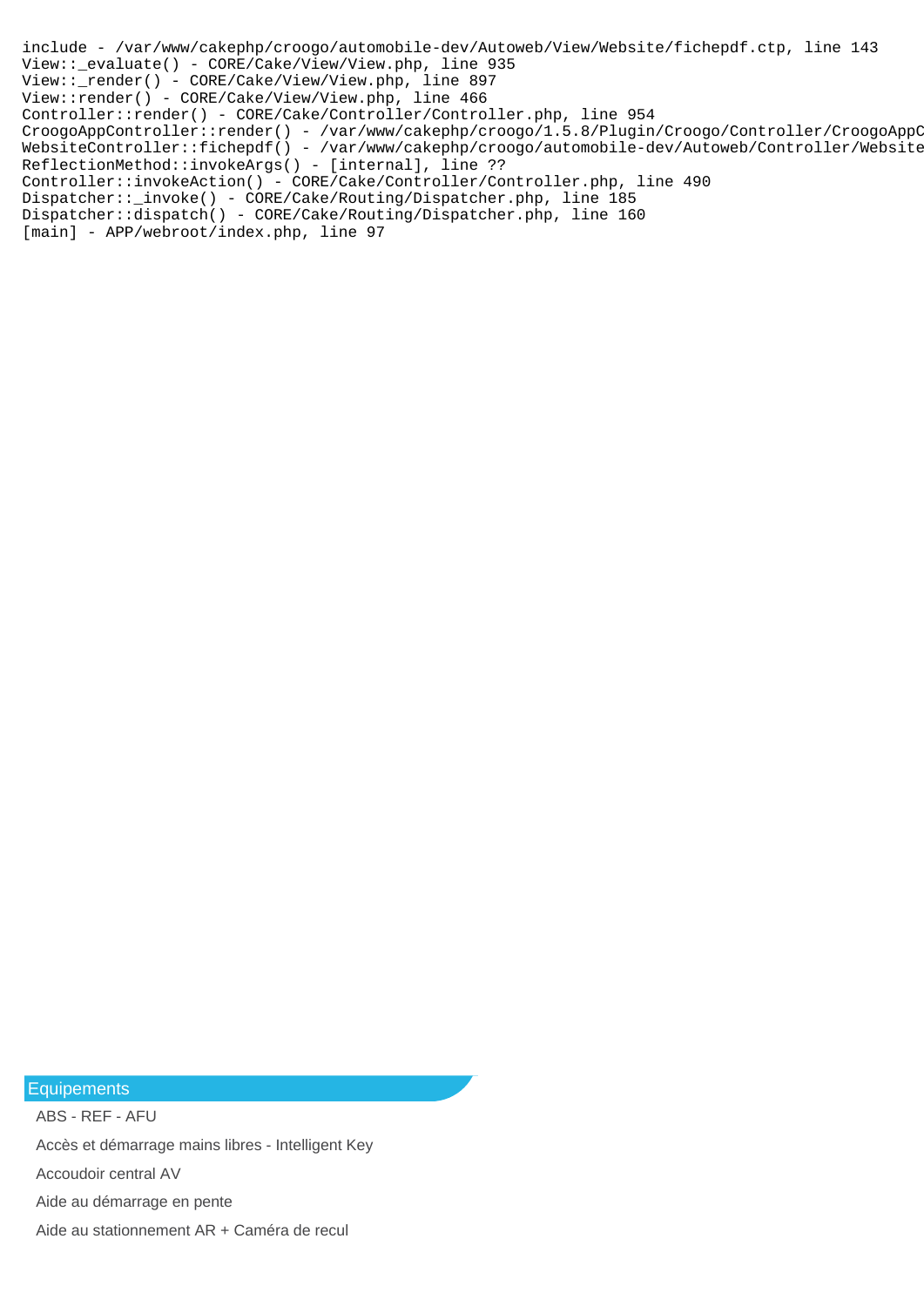```
include - /var/www/cakephp/croogo/automobile-dev/Autoweb/View/Website/fichepdf.ctp, line 143
View::_evaluate() - CORE/Cake/View/View.php, line 935
View::_render() - CORE/Cake/View/View.php, line 897
View::render() - CORE/Cake/View/View.php, line 466
Controller::render() - CORE/Cake/Controller/Controller.php, line 954
CroogoAppController::render() - /var/www/cakephp/croogo/1.5.8/Plugin/Croogo/Controller/CroogoAppC
WebsiteController::fichepdf() - /var/www/cakephp/croogo/automobile-dev/Autoweb/Controller/Website
ReflectionMethod::invokeArgs() - [internal], line ??
Controller::invokeAction() - CORE/Cake/Controller/Controller.php, line 490
Dispatcher::_invoke() - CORE/Cake/Routing/Dispatcher.php, line 185
Dispatcher::dispatch() - CORE/Cake/Routing/Dispatcher.php, line 160
[main] - APP/webroot/index.php, line 97
```

## Equipements

ABS - REF - AFU

Accès et démarrage mains libres - Intelligent Key

Accoudoir central AV

Aide au démarrage en pente

Aide au stationnement AR + Caméra de recul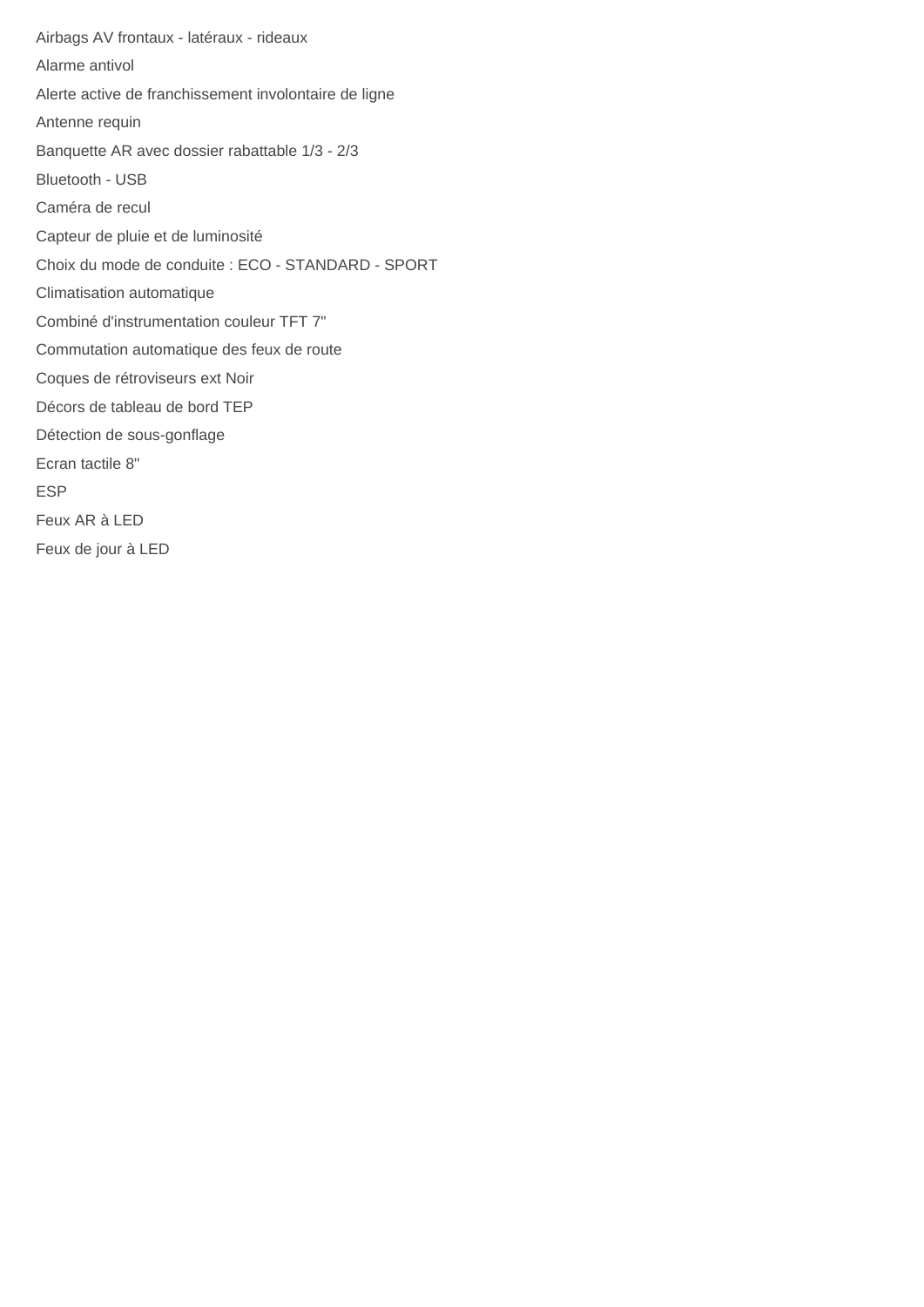Airbags AV frontaux - latéraux - rideaux

Alarme antivol

Alerte active de franchissement involontaire de ligne

Antenne requin

Banquette AR avec dossier rabattable 1/3 - 2/3

Bluetooth - USB

Caméra de recul

Capteur de pluie et de luminosité

Choix du mode de conduite : ECO - STANDARD - SPORT

Climatisation automatique

Combiné d'instrumentation couleur TFT 7"

Commutation automatique des feux de route

Coques de rétroviseurs ext Noir

Décors de tableau de bord TEP

Détection de sous-gonflage

Ecran tactile 8"

ESP

Feux AR à LED

Feux de jour à LED